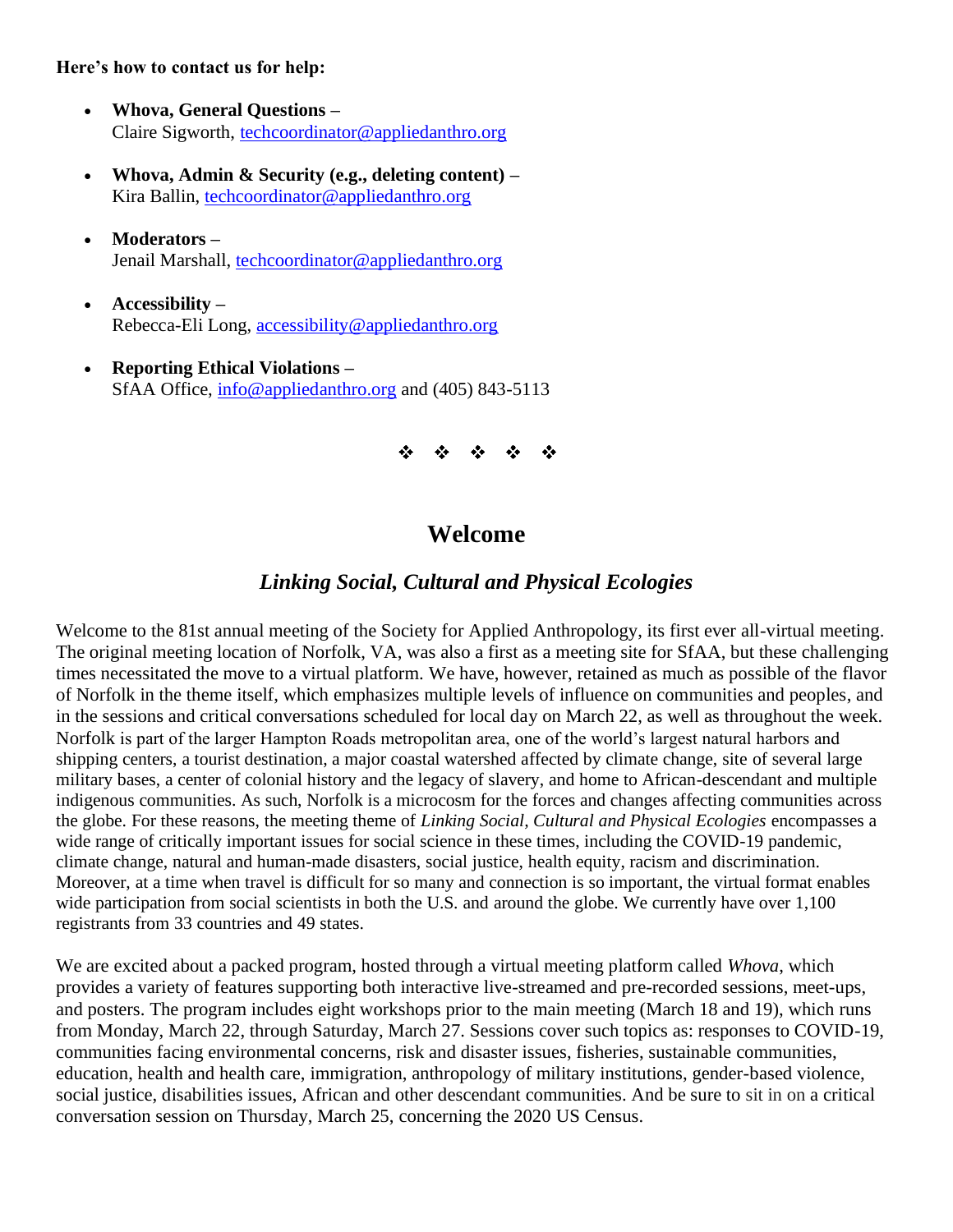**Here's how to contact us for help:**

- **Whova, General Questions –**
  Claire Sigworth, techcoordinator@appliedanthro.org

- **Whova, Admin & Security (e.g., deleting content) –**
  Kira Ballin, techcoordinator@appliedanthro.org

- **Moderators –**
  Jenail Marshall, techcoordinator@appliedanthro.org

- **Accessibility –**
  Rebecca-Eli Long, accessibility@appliedanthro.org

- **Reporting Ethical Violations –**
  SfAA Office, info@appliedanthro.org and (405) 843-5113

❖ ❖ ❖ ❖ ❖

## Welcome

### *Linking Social, Cultural and Physical Ecologies*

Welcome to the 81st annual meeting of the Society for Applied Anthropology, its first ever all-virtual meeting. The original meeting location of Norfolk, VA, was also a first as a meeting site for SfAA, but these challenging times necessitated the move to a virtual platform. We have, however, retained as much as possible of the flavor of Norfolk in the theme itself, which emphasizes multiple levels of influence on communities and peoples, and in the sessions and critical conversations scheduled for local day on March 22, as well as throughout the week. Norfolk is part of the larger Hampton Roads metropolitan area, one of the world's largest natural harbors and shipping centers, a tourist destination, a major coastal watershed affected by climate change, site of several large military bases, a center of colonial history and the legacy of slavery, and home to African-descendant and multiple indigenous communities. As such, Norfolk is a microcosm for the forces and changes affecting communities across the globe. For these reasons, the meeting theme of *Linking Social, Cultural and Physical Ecologies* encompasses a wide range of critically important issues for social science in these times, including the COVID-19 pandemic, climate change, natural and human-made disasters, social justice, health equity, racism and discrimination. Moreover, at a time when travel is difficult for so many and connection is so important, the virtual format enables wide participation from social scientists in both the U.S. and around the globe. We currently have over 1,100 registrants from 33 countries and 49 states.

We are excited about a packed program, hosted through a virtual meeting platform called *Whova*, which provides a variety of features supporting both interactive live-streamed and pre-recorded sessions, meet-ups, and posters. The program includes eight workshops prior to the main meeting (March 18 and 19), which runs from Monday, March 22, through Saturday, March 27. Sessions cover such topics as: responses to COVID-19, communities facing environmental concerns, risk and disaster issues, fisheries, sustainable communities, education, health and health care, immigration, anthropology of military institutions, gender-based violence, social justice, disabilities issues, African and other descendant communities. And be sure to sit in on a critical conversation session on Thursday, March 25, concerning the 2020 US Census.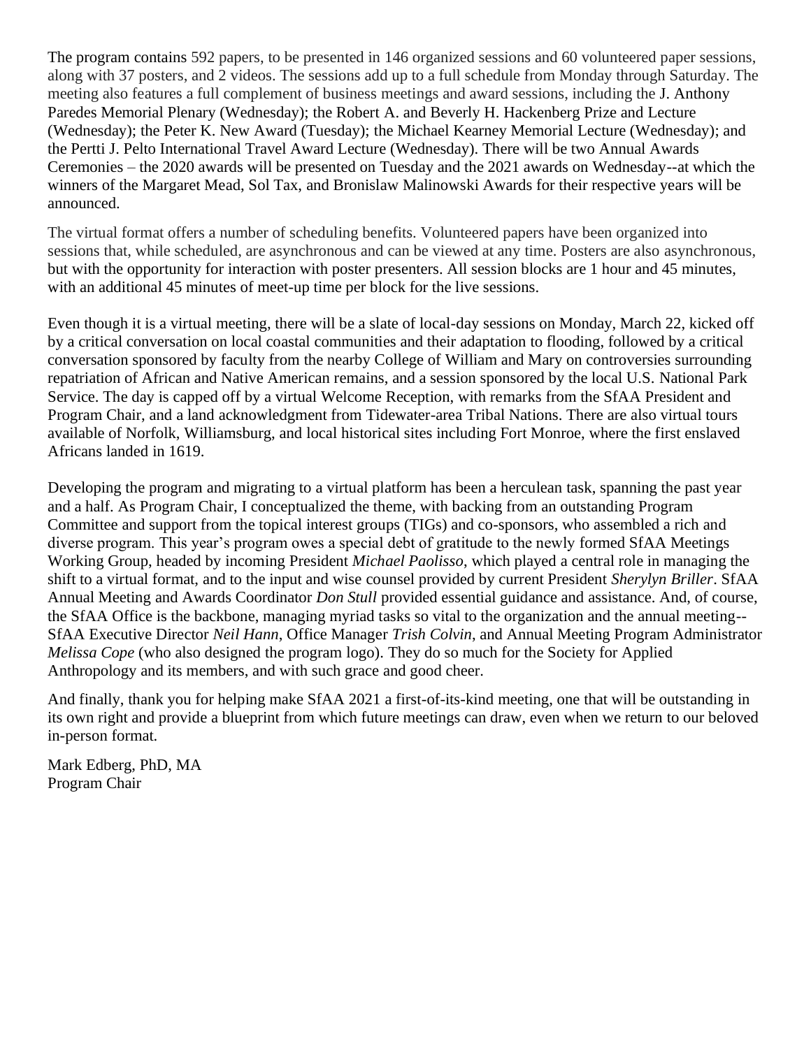The program contains 592 papers, to be presented in 146 organized sessions and 60 volunteered paper sessions, along with 37 posters, and 2 videos. The sessions add up to a full schedule from Monday through Saturday. The meeting also features a full complement of business meetings and award sessions, including the J. Anthony Paredes Memorial Plenary (Wednesday); the Robert A. and Beverly H. Hackenberg Prize and Lecture (Wednesday); the Peter K. New Award (Tuesday); the Michael Kearney Memorial Lecture (Wednesday); and the Pertti J. Pelto International Travel Award Lecture (Wednesday). There will be two Annual Awards Ceremonies – the 2020 awards will be presented on Tuesday and the 2021 awards on Wednesday--at which the winners of the Margaret Mead, Sol Tax, and Bronislaw Malinowski Awards for their respective years will be announced.

The virtual format offers a number of scheduling benefits. Volunteered papers have been organized into sessions that, while scheduled, are asynchronous and can be viewed at any time. Posters are also asynchronous, but with the opportunity for interaction with poster presenters. All session blocks are 1 hour and 45 minutes, with an additional 45 minutes of meet-up time per block for the live sessions.

Even though it is a virtual meeting, there will be a slate of local-day sessions on Monday, March 22, kicked off by a critical conversation on local coastal communities and their adaptation to flooding, followed by a critical conversation sponsored by faculty from the nearby College of William and Mary on controversies surrounding repatriation of African and Native American remains, and a session sponsored by the local U.S. National Park Service. The day is capped off by a virtual Welcome Reception, with remarks from the SfAA President and Program Chair, and a land acknowledgment from Tidewater-area Tribal Nations. There are also virtual tours available of Norfolk, Williamsburg, and local historical sites including Fort Monroe, where the first enslaved Africans landed in 1619.

Developing the program and migrating to a virtual platform has been a herculean task, spanning the past year and a half. As Program Chair, I conceptualized the theme, with backing from an outstanding Program Committee and support from the topical interest groups (TIGs) and co-sponsors, who assembled a rich and diverse program. This year's program owes a special debt of gratitude to the newly formed SfAA Meetings Working Group, headed by incoming President *Michael Paolisso*, which played a central role in managing the shift to a virtual format, and to the input and wise counsel provided by current President *Sherylyn Briller*. SfAA Annual Meeting and Awards Coordinator *Don Stull* provided essential guidance and assistance. And, of course, the SfAA Office is the backbone, managing myriad tasks so vital to the organization and the annual meeting--SfAA Executive Director *Neil Hann*, Office Manager *Trish Colvin*, and Annual Meeting Program Administrator *Melissa Cope* (who also designed the program logo). They do so much for the Society for Applied Anthropology and its members, and with such grace and good cheer.

And finally, thank you for helping make SfAA 2021 a first-of-its-kind meeting, one that will be outstanding in its own right and provide a blueprint from which future meetings can draw, even when we return to our beloved in-person format.

Mark Edberg, PhD, MA
Program Chair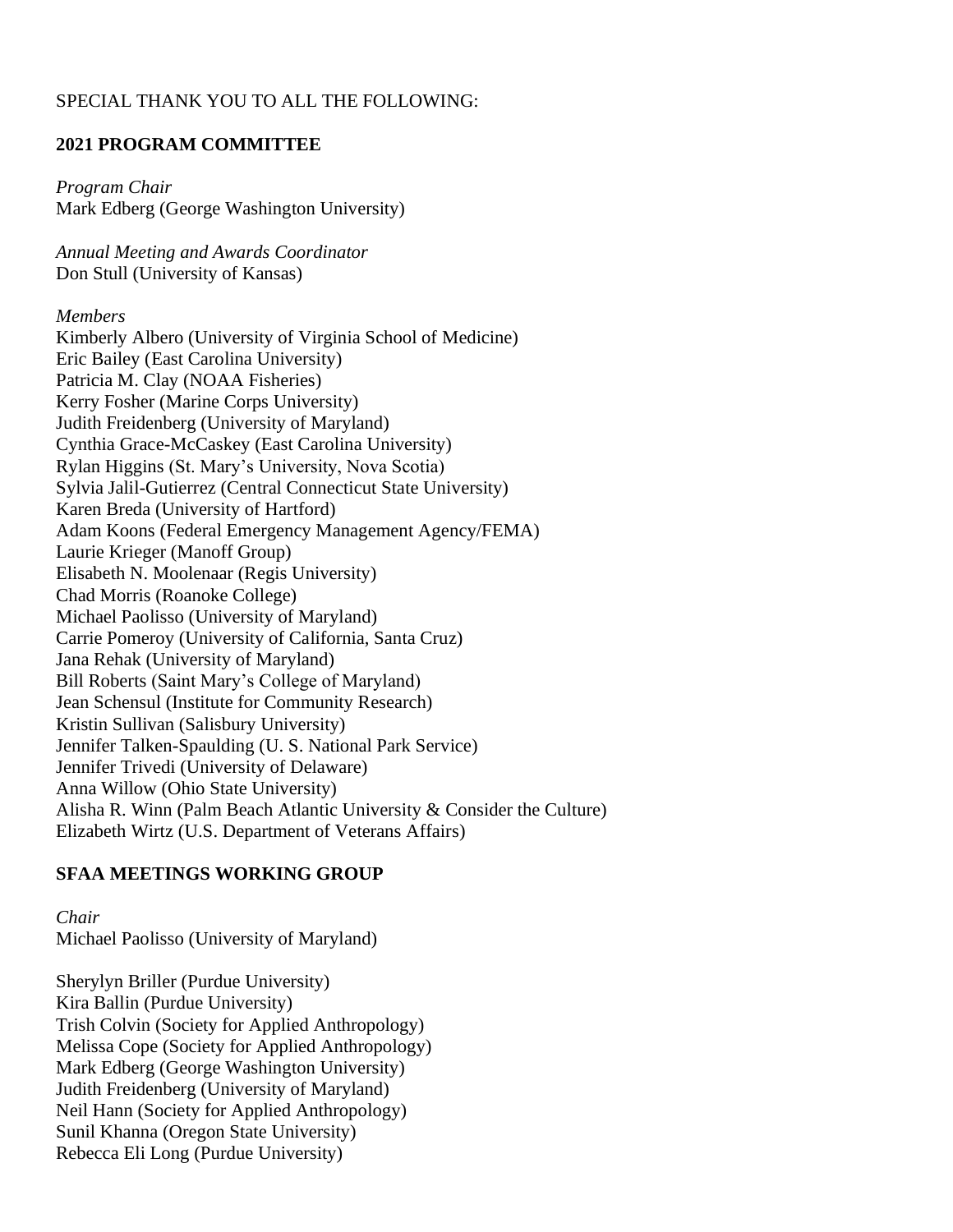SPECIAL THANK YOU TO ALL THE FOLLOWING:

## 2021 PROGRAM COMMITTEE

*Program Chair*
Mark Edberg (George Washington University)

*Annual Meeting and Awards Coordinator*
Don Stull (University of Kansas)

*Members*
Kimberly Albero (University of Virginia School of Medicine)
Eric Bailey (East Carolina University)
Patricia M. Clay (NOAA Fisheries)
Kerry Fosher (Marine Corps University)
Judith Freidenberg (University of Maryland)
Cynthia Grace-McCaskey (East Carolina University)
Rylan Higgins (St. Mary's University, Nova Scotia)
Sylvia Jalil-Gutierrez (Central Connecticut State University)
Karen Breda (University of Hartford)
Adam Koons (Federal Emergency Management Agency/FEMA)
Laurie Krieger (Manoff Group)
Elisabeth N. Moolenaar (Regis University)
Chad Morris (Roanoke College)
Michael Paolisso (University of Maryland)
Carrie Pomeroy (University of California, Santa Cruz)
Jana Rehak (University of Maryland)
Bill Roberts (Saint Mary's College of Maryland)
Jean Schensul (Institute for Community Research)
Kristin Sullivan (Salisbury University)
Jennifer Talken-Spaulding (U. S. National Park Service)
Jennifer Trivedi (University of Delaware)
Anna Willow (Ohio State University)
Alisha R. Winn (Palm Beach Atlantic University & Consider the Culture)
Elizabeth Wirtz (U.S. Department of Veterans Affairs)

## SFAA MEETINGS WORKING GROUP

*Chair*
Michael Paolisso (University of Maryland)

Sherylyn Briller (Purdue University)
Kira Ballin (Purdue University)
Trish Colvin (Society for Applied Anthropology)
Melissa Cope (Society for Applied Anthropology)
Mark Edberg (George Washington University)
Judith Freidenberg (University of Maryland)
Neil Hann (Society for Applied Anthropology)
Sunil Khanna (Oregon State University)
Rebecca Eli Long (Purdue University)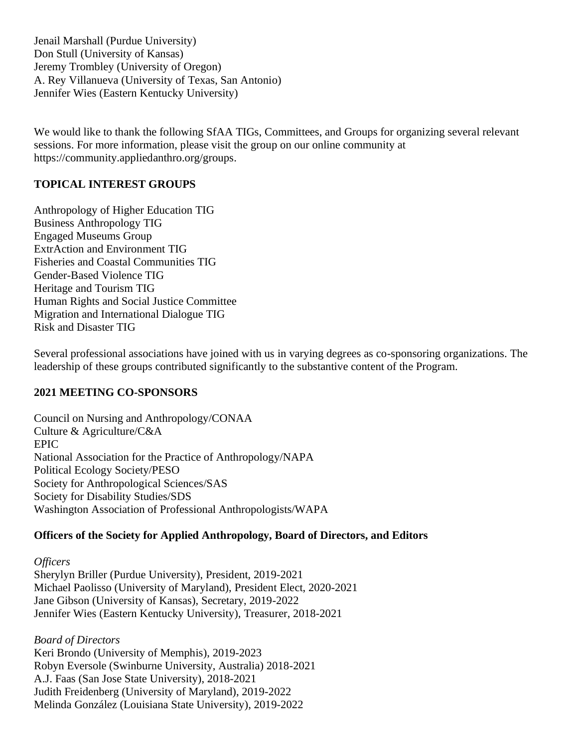Jenail Marshall (Purdue University)
Don Stull (University of Kansas)
Jeremy Trombley (University of Oregon)
A. Rey Villanueva (University of Texas, San Antonio)
Jennifer Wies (Eastern Kentucky University)

We would like to thank the following SfAA TIGs, Committees, and Groups for organizing several relevant sessions. For more information, please visit the group on our online community at https://community.appliedanthro.org/groups.

**TOPICAL INTEREST GROUPS**

Anthropology of Higher Education TIG
Business Anthropology TIG
Engaged Museums Group
ExtrAction and Environment TIG
Fisheries and Coastal Communities TIG
Gender-Based Violence TIG
Heritage and Tourism TIG
Human Rights and Social Justice Committee
Migration and International Dialogue TIG
Risk and Disaster TIG

Several professional associations have joined with us in varying degrees as co-sponsoring organizations. The leadership of these groups contributed significantly to the substantive content of the Program.

**2021 MEETING CO-SPONSORS**

Council on Nursing and Anthropology/CONAA
Culture & Agriculture/C&A
EPIC
National Association for the Practice of Anthropology/NAPA
Political Ecology Society/PESO
Society for Anthropological Sciences/SAS
Society for Disability Studies/SDS
Washington Association of Professional Anthropologists/WAPA

**Officers of the Society for Applied Anthropology, Board of Directors, and Editors**

*Officers*
Sherylyn Briller (Purdue University), President, 2019-2021
Michael Paolisso (University of Maryland), President Elect, 2020-2021
Jane Gibson (University of Kansas), Secretary, 2019-2022
Jennifer Wies (Eastern Kentucky University), Treasurer, 2018-2021

*Board of Directors*
Keri Brondo (University of Memphis), 2019-2023
Robyn Eversole (Swinburne University, Australia) 2018-2021
A.J. Faas (San Jose State University), 2018-2021
Judith Freidenberg (University of Maryland), 2019-2022
Melinda González (Louisiana State University), 2019-2022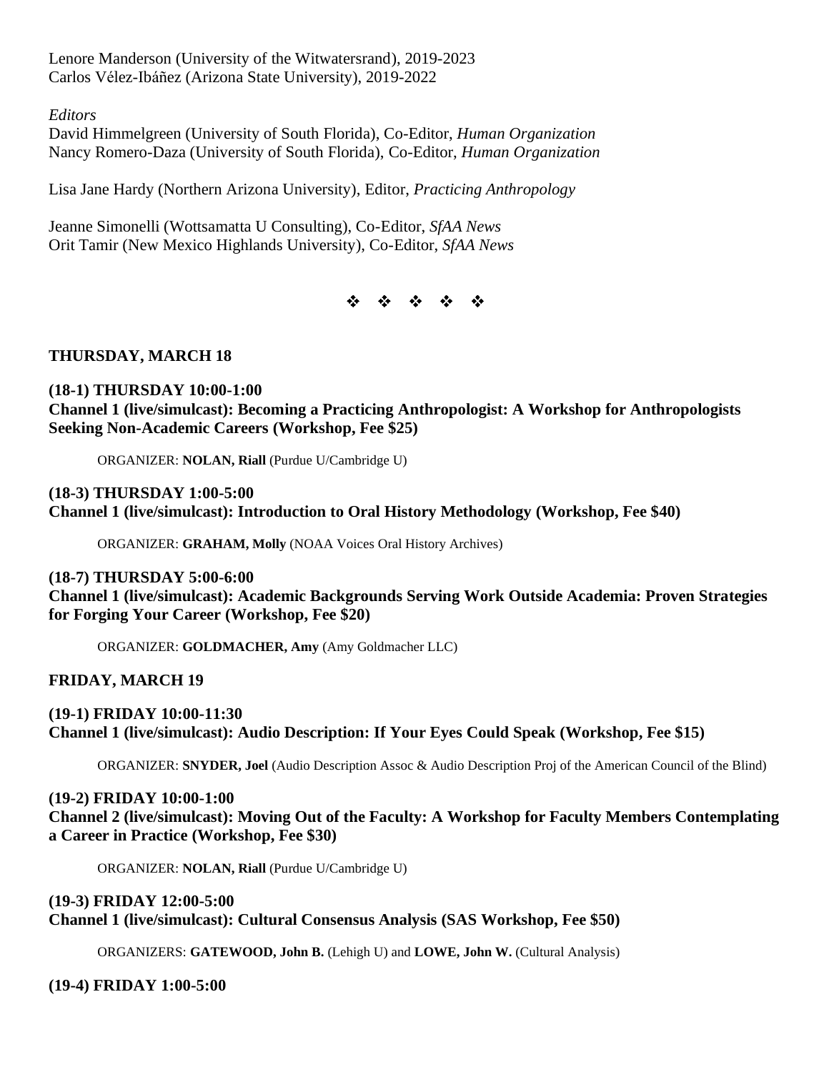Lenore Manderson (University of the Witwatersrand), 2019-2023
Carlos Vélez-Ibáñez (Arizona State University), 2019-2022

*Editors*
David Himmelgreen (University of South Florida), Co-Editor, *Human Organization*
Nancy Romero-Daza (University of South Florida), Co-Editor, *Human Organization*

Lisa Jane Hardy (Northern Arizona University), Editor, *Practicing Anthropology*

Jeanne Simonelli (Wottsamatta U Consulting), Co-Editor, *SfAA News*
Orit Tamir (New Mexico Highlands University), Co-Editor, *SfAA News*

❖ ❖ ❖ ❖ ❖

## THURSDAY, MARCH 18

**(18-1) THURSDAY 10:00-1:00**
**Channel 1 (live/simulcast): Becoming a Practicing Anthropologist: A Workshop for Anthropologists Seeking Non-Academic Careers (Workshop, Fee $25)**

ORGANIZER: **NOLAN, Riall** (Purdue U/Cambridge U)

**(18-3) THURSDAY 1:00-5:00**
**Channel 1 (live/simulcast): Introduction to Oral History Methodology (Workshop, Fee $40)**

ORGANIZER: **GRAHAM, Molly** (NOAA Voices Oral History Archives)

**(18-7) THURSDAY 5:00-6:00**
**Channel 1 (live/simulcast): Academic Backgrounds Serving Work Outside Academia: Proven Strategies for Forging Your Career (Workshop, Fee $20)**

ORGANIZER: **GOLDMACHER, Amy** (Amy Goldmacher LLC)

## FRIDAY, MARCH 19

**(19-1) FRIDAY 10:00-11:30**
**Channel 1 (live/simulcast): Audio Description: If Your Eyes Could Speak (Workshop, Fee $15)**

ORGANIZER: **SNYDER, Joel** (Audio Description Assoc & Audio Description Proj of the American Council of the Blind)

**(19-2) FRIDAY 10:00-1:00**
**Channel 2 (live/simulcast): Moving Out of the Faculty: A Workshop for Faculty Members Contemplating a Career in Practice (Workshop, Fee $30)**

ORGANIZER: **NOLAN, Riall** (Purdue U/Cambridge U)

**(19-3) FRIDAY 12:00-5:00**
**Channel 1 (live/simulcast): Cultural Consensus Analysis (SAS Workshop, Fee $50)**

ORGANIZERS: **GATEWOOD, John B.** (Lehigh U) and **LOWE, John W.** (Cultural Analysis)

**(19-4) FRIDAY 1:00-5:00**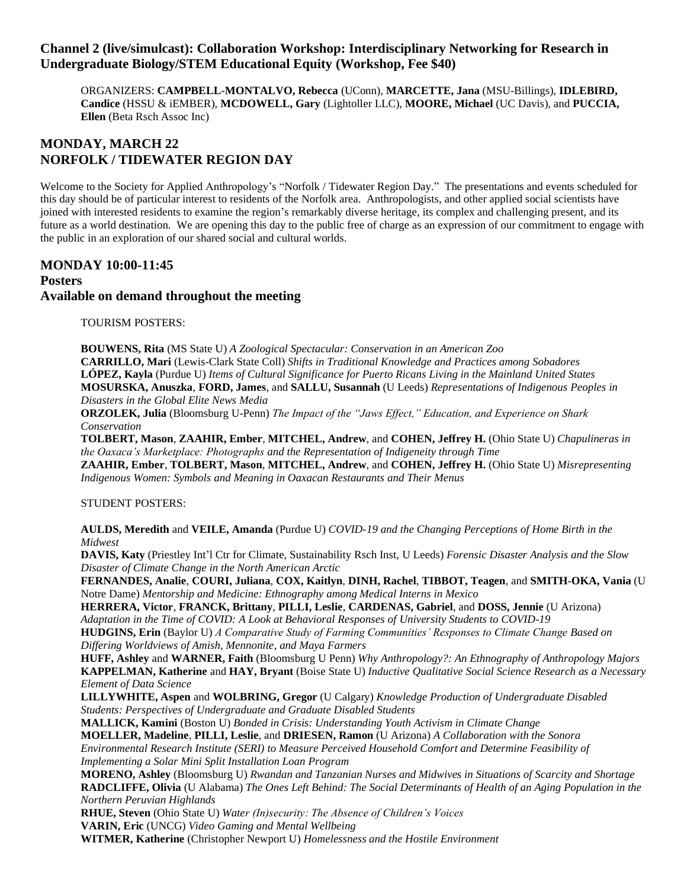### Channel 2 (live/simulcast): Collaboration Workshop: Interdisciplinary Networking for Research in Undergraduate Biology/STEM Educational Equity (Workshop, Fee $40)

ORGANIZERS: **CAMPBELL-MONTALVO, Rebecca** (UConn), **MARCETTE, Jana** (MSU-Billings), **IDLEBIRD, Candice** (HSSU & iEMBER), **MCDOWELL, Gary** (Lightoller LLC), **MOORE, Michael** (UC Davis), and **PUCCIA, Ellen** (Beta Rsch Assoc Inc)

## MONDAY, MARCH 22
## NORFOLK / TIDEWATER REGION DAY

Welcome to the Society for Applied Anthropology's "Norfolk / Tidewater Region Day." The presentations and events scheduled for this day should be of particular interest to residents of the Norfolk area. Anthropologists, and other applied social scientists have joined with interested residents to examine the region's remarkably diverse heritage, its complex and challenging present, and its future as a world destination. We are opening this day to the public free of charge as an expression of our commitment to engage with the public in an exploration of our shared social and cultural worlds.

### MONDAY 10:00-11:45
### Posters
### Available on demand throughout the meeting

TOURISM POSTERS:

**BOUWENS, Rita** (MS State U) *A Zoological Spectacular: Conservation in an American Zoo*
**CARRILLO, Mari** (Lewis-Clark State Coll) *Shifts in Traditional Knowledge and Practices among Sobadores*
**LÓPEZ, Kayla** (Purdue U) *Items of Cultural Significance for Puerto Ricans Living in the Mainland United States*
**MOSURSKA, Anuszka**, **FORD, James**, and **SALLU, Susannah** (U Leeds) *Representations of Indigenous Peoples in Disasters in the Global Elite News Media*
**ORZOLEK, Julia** (Bloomsburg U-Penn) *The Impact of the "Jaws Effect," Education, and Experience on Shark Conservation*
**TOLBERT, Mason**, **ZAAHIR, Ember**, **MITCHEL, Andrew**, and **COHEN, Jeffrey H.** (Ohio State U) *Chapulineras in the Oaxaca's Marketplace: Photographs and the Representation of Indigeneity through Time*
**ZAAHIR, Ember**, **TOLBERT, Mason**, **MITCHEL, Andrew**, and **COHEN, Jeffrey H.** (Ohio State U) *Misrepresenting Indigenous Women: Symbols and Meaning in Oaxacan Restaurants and Their Menus*

STUDENT POSTERS:

**AULDS, Meredith** and **VEILE, Amanda** (Purdue U) *COVID-19 and the Changing Perceptions of Home Birth in the Midwest*
**DAVIS, Katy** (Priestley Int'l Ctr for Climate, Sustainability Rsch Inst, U Leeds) *Forensic Disaster Analysis and the Slow Disaster of Climate Change in the North American Arctic*
**FERNANDES, Analie**, **COURI, Juliana**, **COX, Kaitlyn**, **DINH, Rachel**, **TIBBOT, Teagen**, and **SMITH-OKA, Vania** (U Notre Dame) *Mentorship and Medicine: Ethnography among Medical Interns in Mexico*
**HERRERA, Victor**, **FRANCK, Brittany**, **PILLI, Leslie**, **CARDENAS, Gabriel**, and **DOSS, Jennie** (U Arizona) *Adaptation in the Time of COVID: A Look at Behavioral Responses of University Students to COVID-19*
**HUDGINS, Erin** (Baylor U) *A Comparative Study of Farming Communities' Responses to Climate Change Based on Differing Worldviews of Amish, Mennonite, and Maya Farmers*
**HUFF, Ashley** and **WARNER, Faith** (Bloomsburg U Penn) *Why Anthropology?: An Ethnography of Anthropology Majors*
**KAPPELMAN, Katherine** and **HAY, Bryant** (Boise State U) *Inductive Qualitative Social Science Research as a Necessary Element of Data Science*
**LILLYWHITE, Aspen** and **WOLBRING, Gregor** (U Calgary) *Knowledge Production of Undergraduate Disabled Students: Perspectives of Undergraduate and Graduate Disabled Students*
**MALLICK, Kamini** (Boston U) *Bonded in Crisis: Understanding Youth Activism in Climate Change*
**MOELLER, Madeline**, **PILLI, Leslie**, and **DRIESEN, Ramon** (U Arizona) *A Collaboration with the Sonora Environmental Research Institute (SERI) to Measure Perceived Household Comfort and Determine Feasibility of Implementing a Solar Mini Split Installation Loan Program*
**MORENO, Ashley** (Bloomsburg U) *Rwandan and Tanzanian Nurses and Midwives in Situations of Scarcity and Shortage*
**RADCLIFFE, Olivia** (U Alabama) *The Ones Left Behind: The Social Determinants of Health of an Aging Population in the Northern Peruvian Highlands*
**RHUE, Steven** (Ohio State U) *Water (In)security: The Absence of Children's Voices*
**VARIN, Eric** (UNCG) *Video Gaming and Mental Wellbeing*
**WITMER, Katherine** (Christopher Newport U) *Homelessness and the Hostile Environment*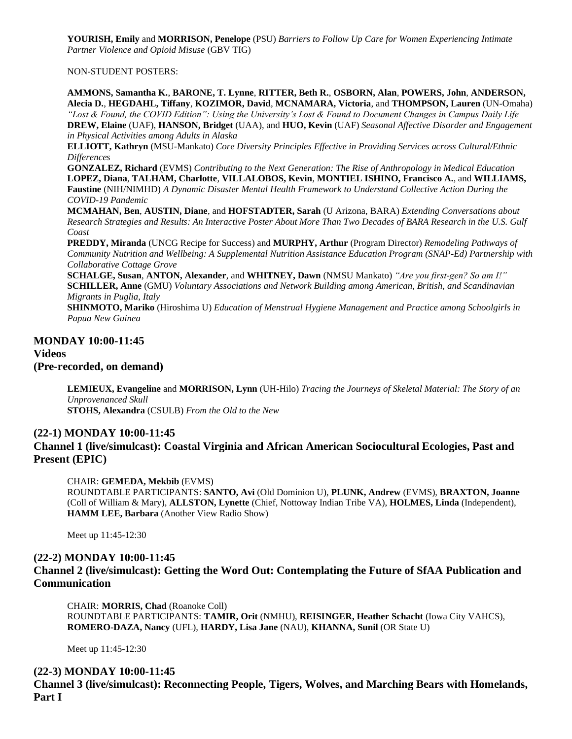**YOURISH, Emily** and **MORRISON, Penelope** (PSU) *Barriers to Follow Up Care for Women Experiencing Intimate Partner Violence and Opioid Misuse* (GBV TIG)

NON-STUDENT POSTERS:

**AMMONS, Samantha K.**, **BARONE, T. Lynne**, **RITTER, Beth R.**, **OSBORN, Alan**, **POWERS, John**, **ANDERSON, Alecia D.**, **HEGDAHL, Tiffany**, **KOZIMOR, David**, **MCNAMARA, Victoria**, and **THOMPSON, Lauren** (UN-Omaha) *"Lost & Found, the COVID Edition": Using the University's Lost & Found to Document Changes in Campus Daily Life*
**DREW, Elaine** (UAF), **HANSON, Bridget** (UAA), and **HUO, Kevin** (UAF) *Seasonal Affective Disorder and Engagement in Physical Activities among Adults in Alaska*
**ELLIOTT, Kathryn** (MSU-Mankato) *Core Diversity Principles Effective in Providing Services across Cultural/Ethnic Differences*
**GONZALEZ, Richard** (EVMS) *Contributing to the Next Generation: The Rise of Anthropology in Medical Education*
**LOPEZ, Diana**, **TALHAM, Charlotte**, **VILLALOBOS, Kevin**, **MONTIEL ISHINO, Francisco A.**, and **WILLIAMS, Faustine** (NIH/NIMHD) *A Dynamic Disaster Mental Health Framework to Understand Collective Action During the COVID-19 Pandemic*
**MCMAHAN, Ben**, **AUSTIN, Diane**, and **HOFSTADTER, Sarah** (U Arizona, BARA) *Extending Conversations about Research Strategies and Results: An Interactive Poster About More Than Two Decades of BARA Research in the U.S. Gulf Coast*
**PREDDY, Miranda** (UNCG Recipe for Success) and **MURPHY, Arthur** (Program Director) *Remodeling Pathways of Community Nutrition and Wellbeing: A Supplemental Nutrition Assistance Education Program (SNAP-Ed) Partnership with Collaborative Cottage Grove*
**SCHALGE, Susan**, **ANTON, Alexander**, and **WHITNEY, Dawn** (NMSU Mankato) *"Are you first-gen? So am I!"*
**SCHILLER, Anne** (GMU) *Voluntary Associations and Network Building among American, British, and Scandinavian Migrants in Puglia, Italy*
**SHINMOTO, Mariko** (Hiroshima U) *Education of Menstrual Hygiene Management and Practice among Schoolgirls in Papua New Guinea*

## MONDAY 10:00-11:45
## Videos
## (Pre-recorded, on demand)

**LEMIEUX, Evangeline** and **MORRISON, Lynn** (UH-Hilo) *Tracing the Journeys of Skeletal Material: The Story of an Unprovenanced Skull*
**STOHS, Alexandra** (CSULB) *From the Old to the New*

## (22-1) MONDAY 10:00-11:45
## Channel 1 (live/simulcast): Coastal Virginia and African American Sociocultural Ecologies, Past and Present (EPIC)

CHAIR: **GEMEDA, Mekbib** (EVMS)
ROUNDTABLE PARTICIPANTS: **SANTO, Avi** (Old Dominion U), **PLUNK, Andrew** (EVMS), **BRAXTON, Joanne** (Coll of William & Mary), **ALLSTON, Lynette** (Chief, Nottoway Indian Tribe VA), **HOLMES, Linda** (Independent), **HAMM LEE, Barbara** (Another View Radio Show)

Meet up 11:45-12:30

## (22-2) MONDAY 10:00-11:45
## Channel 2 (live/simulcast): Getting the Word Out: Contemplating the Future of SfAA Publication and Communication

CHAIR: **MORRIS, Chad** (Roanoke Coll)
ROUNDTABLE PARTICIPANTS: **TAMIR, Orit** (NMHU), **REISINGER, Heather Schacht** (Iowa City VAHCS), **ROMERO-DAZA, Nancy** (UFL), **HARDY, Lisa Jane** (NAU), **KHANNA, Sunil** (OR State U)

Meet up 11:45-12:30

## (22-3) MONDAY 10:00-11:45
## Channel 3 (live/simulcast): Reconnecting People, Tigers, Wolves, and Marching Bears with Homelands, Part I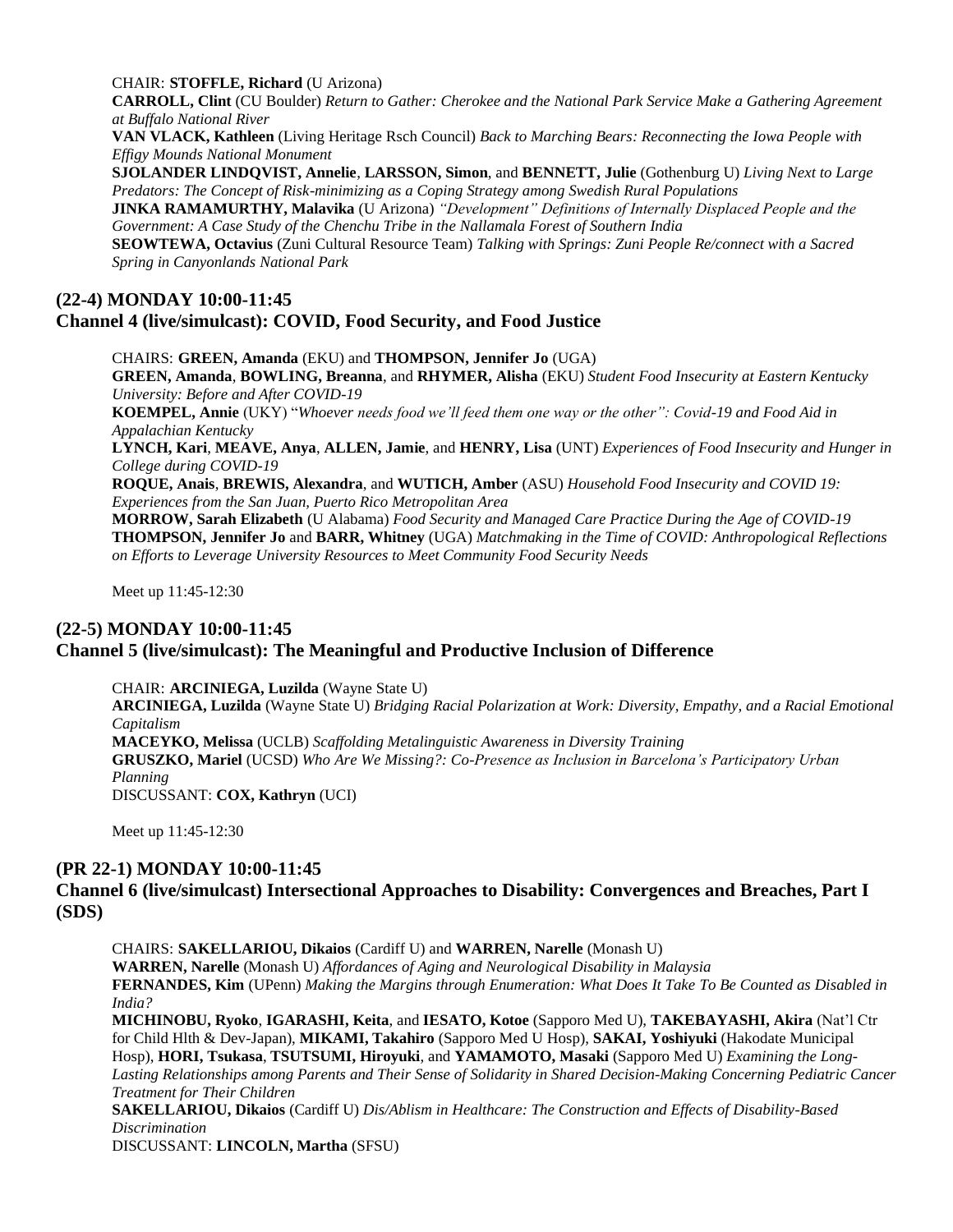CHAIR: **STOFFLE, Richard** (U Arizona)
**CARROLL, Clint** (CU Boulder) *Return to Gather: Cherokee and the National Park Service Make a Gathering Agreement at Buffalo National River*
**VAN VLACK, Kathleen** (Living Heritage Rsch Council) *Back to Marching Bears: Reconnecting the Iowa People with Effigy Mounds National Monument*
**SJOLANDER LINDQVIST, Annelie**, **LARSSON, Simon**, and **BENNETT, Julie** (Gothenburg U) *Living Next to Large Predators: The Concept of Risk-minimizing as a Coping Strategy among Swedish Rural Populations*
**JINKA RAMAMURTHY, Malavika** (U Arizona) *"Development" Definitions of Internally Displaced People and the Government: A Case Study of the Chenchu Tribe in the Nallamala Forest of Southern India*
**SEOWTEWA, Octavius** (Zuni Cultural Resource Team) *Talking with Springs: Zuni People Re/connect with a Sacred Spring in Canyonlands National Park*

## (22-4) MONDAY 10:00-11:45
## Channel 4 (live/simulcast): COVID, Food Security, and Food Justice

CHAIRS: **GREEN, Amanda** (EKU) and **THOMPSON, Jennifer Jo** (UGA)
**GREEN, Amanda**, **BOWLING, Breanna**, and **RHYMER, Alisha** (EKU) *Student Food Insecurity at Eastern Kentucky University: Before and After COVID-19*
**KOEMPEL, Annie** (UKY) "*Whoever needs food we'll feed them one way or the other": Covid-19 and Food Aid in Appalachian Kentucky*
**LYNCH, Kari**, **MEAVE, Anya**, **ALLEN, Jamie**, and **HENRY, Lisa** (UNT) *Experiences of Food Insecurity and Hunger in College during COVID-19*
**ROQUE, Anais**, **BREWIS, Alexandra**, and **WUTICH, Amber** (ASU) *Household Food Insecurity and COVID 19: Experiences from the San Juan, Puerto Rico Metropolitan Area*
**MORROW, Sarah Elizabeth** (U Alabama) *Food Security and Managed Care Practice During the Age of COVID-19*
**THOMPSON, Jennifer Jo** and **BARR, Whitney** (UGA) *Matchmaking in the Time of COVID: Anthropological Reflections on Efforts to Leverage University Resources to Meet Community Food Security Needs*

Meet up 11:45-12:30

## (22-5) MONDAY 10:00-11:45
## Channel 5 (live/simulcast): The Meaningful and Productive Inclusion of Difference

CHAIR: **ARCINIEGA, Luzilda** (Wayne State U)
**ARCINIEGA, Luzilda** (Wayne State U) *Bridging Racial Polarization at Work: Diversity, Empathy, and a Racial Emotional Capitalism*
**MACEYKO, Melissa** (UCLB) *Scaffolding Metalinguistic Awareness in Diversity Training*
**GRUSZKO, Mariel** (UCSD) *Who Are We Missing?: Co-Presence as Inclusion in Barcelona's Participatory Urban Planning*
DISCUSSANT: **COX, Kathryn** (UCI)

Meet up 11:45-12:30

## (PR 22-1) MONDAY 10:00-11:45
## Channel 6 (live/simulcast) Intersectional Approaches to Disability: Convergences and Breaches, Part I (SDS)

CHAIRS: **SAKELLARIOU, Dikaios** (Cardiff U) and **WARREN, Narelle** (Monash U)
**WARREN, Narelle** (Monash U) *Affordances of Aging and Neurological Disability in Malaysia*
**FERNANDES, Kim** (UPenn) *Making the Margins through Enumeration: What Does It Take To Be Counted as Disabled in India?*
**MICHINOBU, Ryoko**, **IGARASHI, Keita**, and **IESATO, Kotoe** (Sapporo Med U), **TAKEBAYASHI, Akira** (Nat'l Ctr for Child Hlth & Dev-Japan), **MIKAMI, Takahiro** (Sapporo Med U Hosp), **SAKAI, Yoshiyuki** (Hakodate Municipal Hosp), **HORI, Tsukasa**, **TSUTSUMI, Hiroyuki**, and **YAMAMOTO, Masaki** (Sapporo Med U) *Examining the Long-Lasting Relationships among Parents and Their Sense of Solidarity in Shared Decision-Making Concerning Pediatric Cancer Treatment for Their Children*
**SAKELLARIOU, Dikaios** (Cardiff U) *Dis/Ablism in Healthcare: The Construction and Effects of Disability-Based Discrimination*
DISCUSSANT: **LINCOLN, Martha** (SFSU)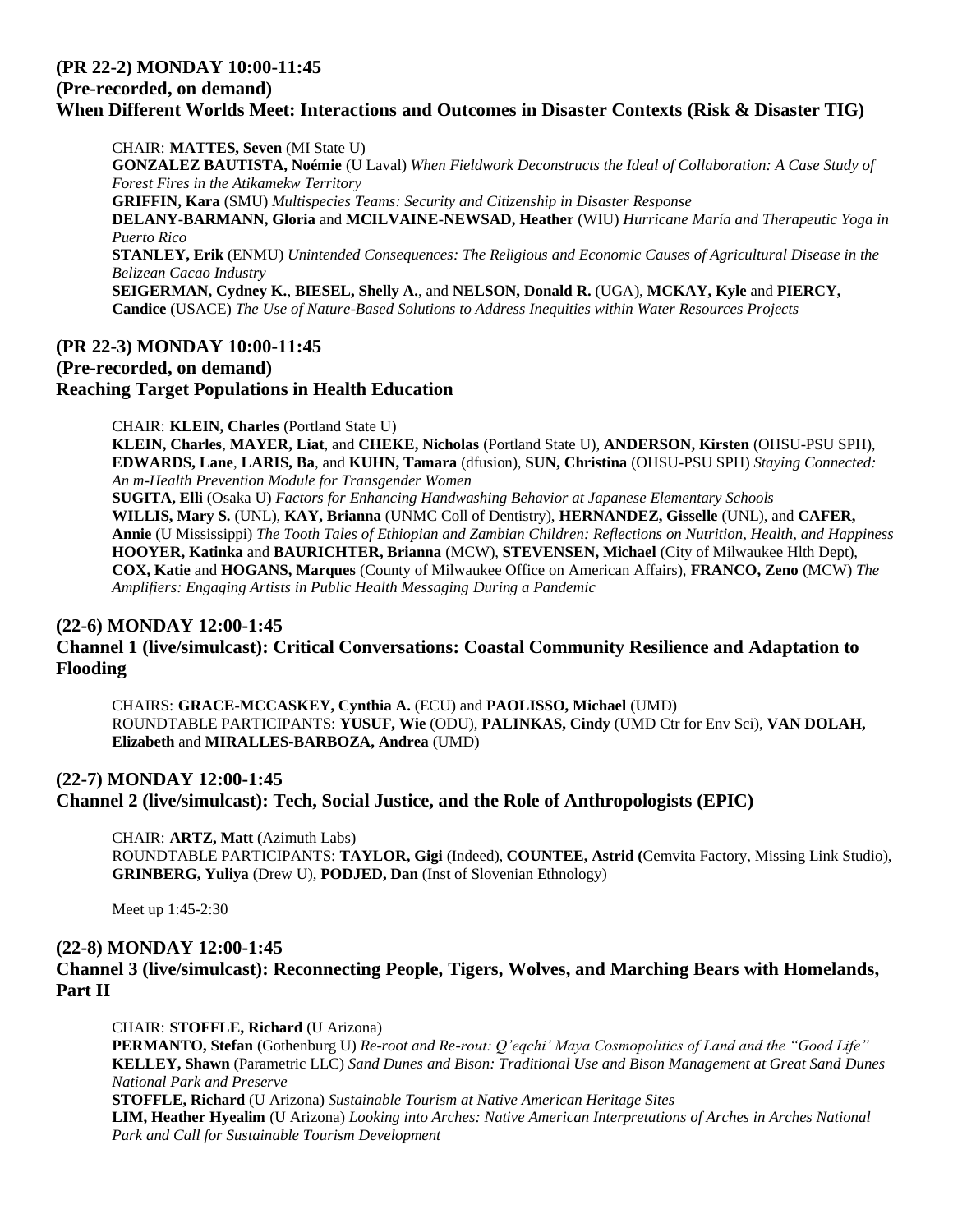**(PR 22-2) MONDAY 10:00-11:45**
**(Pre-recorded, on demand)**
**When Different Worlds Meet: Interactions and Outcomes in Disaster Contexts (Risk & Disaster TIG)**

CHAIR: **MATTES, Seven** (MI State U)
**GONZALEZ BAUTISTA, Noémie** (U Laval) *When Fieldwork Deconstructs the Ideal of Collaboration: A Case Study of Forest Fires in the Atikamekw Territory*
**GRIFFIN, Kara** (SMU) *Multispecies Teams: Security and Citizenship in Disaster Response*
**DELANY-BARMANN, Gloria** and **MCILVAINE-NEWSAD, Heather** (WIU) *Hurricane María and Therapeutic Yoga in Puerto Rico*
**STANLEY, Erik** (ENMU) *Unintended Consequences: The Religious and Economic Causes of Agricultural Disease in the Belizean Cacao Industry*
**SEIGERMAN, Cydney K.**, **BIESEL, Shelly A.**, and **NELSON, Donald R.** (UGA), **MCKAY, Kyle** and **PIERCY, Candice** (USACE) *The Use of Nature-Based Solutions to Address Inequities within Water Resources Projects*

**(PR 22-3) MONDAY 10:00-11:45**
**(Pre-recorded, on demand)**
**Reaching Target Populations in Health Education**

CHAIR: **KLEIN, Charles** (Portland State U)
**KLEIN, Charles**, **MAYER, Liat**, and **CHEKE, Nicholas** (Portland State U), **ANDERSON, Kirsten** (OHSU-PSU SPH), **EDWARDS, Lane**, **LARIS, Ba**, and **KUHN, Tamara** (dfusion), **SUN, Christina** (OHSU-PSU SPH) *Staying Connected: An m-Health Prevention Module for Transgender Women*
**SUGITA, Elli** (Osaka U) *Factors for Enhancing Handwashing Behavior at Japanese Elementary Schools*
**WILLIS, Mary S.** (UNL), **KAY, Brianna** (UNMC Coll of Dentistry), **HERNANDEZ, Gisselle** (UNL), and **CAFER, Annie** (U Mississippi) *The Tooth Tales of Ethiopian and Zambian Children: Reflections on Nutrition, Health, and Happiness*
**HOOYER, Katinka** and **BAURICHTER, Brianna** (MCW), **STEVENSEN, Michael** (City of Milwaukee Hlth Dept), **COX, Katie** and **HOGANS, Marques** (County of Milwaukee Office on American Affairs), **FRANCO, Zeno** (MCW) *The Amplifiers: Engaging Artists in Public Health Messaging During a Pandemic*

**(22-6) MONDAY 12:00-1:45**
**Channel 1 (live/simulcast): Critical Conversations: Coastal Community Resilience and Adaptation to Flooding**

CHAIRS: **GRACE-MCCASKEY, Cynthia A.** (ECU) and **PAOLISSO, Michael** (UMD)
ROUNDTABLE PARTICIPANTS: **YUSUF, Wie** (ODU), **PALINKAS, Cindy** (UMD Ctr for Env Sci), **VAN DOLAH, Elizabeth** and **MIRALLES-BARBOZA, Andrea** (UMD)

**(22-7) MONDAY 12:00-1:45**
**Channel 2 (live/simulcast): Tech, Social Justice, and the Role of Anthropologists (EPIC)**

CHAIR: **ARTZ, Matt** (Azimuth Labs)
ROUNDTABLE PARTICIPANTS: **TAYLOR, Gigi** (Indeed), **COUNTEE, Astrid (**Cemvita Factory, Missing Link Studio), **GRINBERG, Yuliya** (Drew U), **PODJED, Dan** (Inst of Slovenian Ethnology)

Meet up 1:45-2:30

**(22-8) MONDAY 12:00-1:45**
**Channel 3 (live/simulcast): Reconnecting People, Tigers, Wolves, and Marching Bears with Homelands, Part II**

CHAIR: **STOFFLE, Richard** (U Arizona)
**PERMANTO, Stefan** (Gothenburg U) *Re-root and Re-rout: Q'eqchi' Maya Cosmopolitics of Land and the "Good Life"*
**KELLEY, Shawn** (Parametric LLC) *Sand Dunes and Bison: Traditional Use and Bison Management at Great Sand Dunes National Park and Preserve*
**STOFFLE, Richard** (U Arizona) *Sustainable Tourism at Native American Heritage Sites*
**LIM, Heather Hyealim** (U Arizona) *Looking into Arches: Native American Interpretations of Arches in Arches National Park and Call for Sustainable Tourism Development*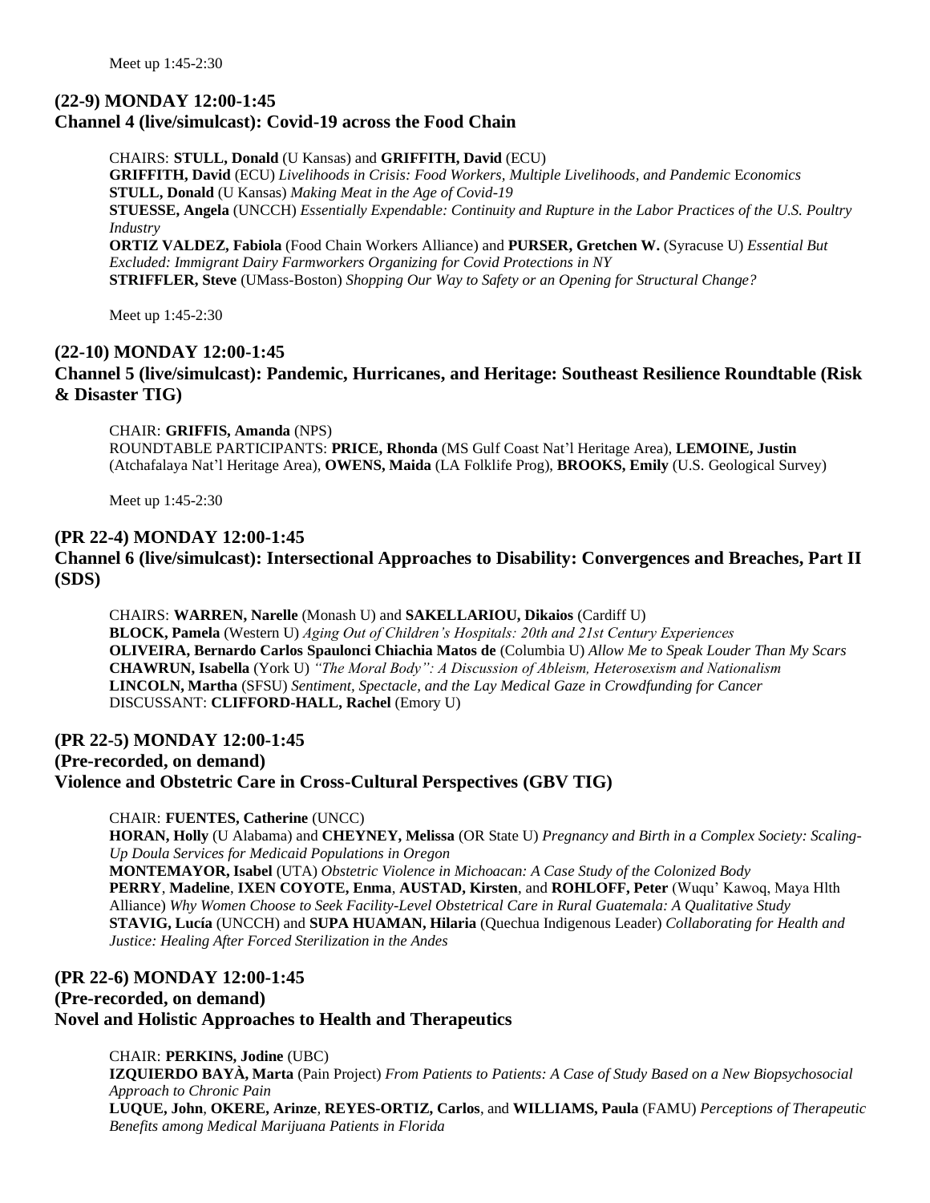Meet up 1:45-2:30

### (22-9) MONDAY 12:00-1:45
### Channel 4 (live/simulcast): Covid-19 across the Food Chain

CHAIRS: **STULL, Donald** (U Kansas) and **GRIFFITH, David** (ECU)
**GRIFFITH, David** (ECU) *Livelihoods in Crisis: Food Workers, Multiple Livelihoods, and Pandemic* E*conomics*
**STULL, Donald** (U Kansas) *Making Meat in the Age of Covid-19*
**STUESSE, Angela** (UNCCH) *Essentially Expendable: Continuity and Rupture in the Labor Practices of the U.S. Poultry Industry*
**ORTIZ VALDEZ, Fabiola** (Food Chain Workers Alliance) and **PURSER, Gretchen W.** (Syracuse U) *Essential But Excluded: Immigrant Dairy Farmworkers Organizing for Covid Protections in NY*
**STRIFFLER, Steve** (UMass-Boston) *Shopping Our Way to Safety or an Opening for Structural Change?*

Meet up 1:45-2:30

### (22-10) MONDAY 12:00-1:45
### Channel 5 (live/simulcast): Pandemic, Hurricanes, and Heritage: Southeast Resilience Roundtable (Risk & Disaster TIG)

CHAIR: **GRIFFIS, Amanda** (NPS)
ROUNDTABLE PARTICIPANTS: **PRICE, Rhonda** (MS Gulf Coast Nat'l Heritage Area), **LEMOINE, Justin** (Atchafalaya Nat'l Heritage Area), **OWENS, Maida** (LA Folklife Prog), **BROOKS, Emily** (U.S. Geological Survey)

Meet up 1:45-2:30

### (PR 22-4) MONDAY 12:00-1:45
### Channel 6 (live/simulcast): Intersectional Approaches to Disability: Convergences and Breaches, Part II (SDS)

CHAIRS: **WARREN, Narelle** (Monash U) and **SAKELLARIOU, Dikaios** (Cardiff U)
**BLOCK, Pamela** (Western U) *Aging Out of Children's Hospitals: 20th and 21st Century Experiences*
**OLIVEIRA, Bernardo Carlos Spaulonci Chiachia Matos de** (Columbia U) *Allow Me to Speak Louder Than My Scars*
**CHAWRUN, Isabella** (York U) *"The Moral Body": A Discussion of Ableism, Heterosexism and Nationalism*
**LINCOLN, Martha** (SFSU) *Sentiment, Spectacle, and the Lay Medical Gaze in Crowdfunding for Cancer*
DISCUSSANT: **CLIFFORD-HALL, Rachel** (Emory U)

### (PR 22-5) MONDAY 12:00-1:45
### (Pre-recorded, on demand)
### Violence and Obstetric Care in Cross-Cultural Perspectives (GBV TIG)

CHAIR: **FUENTES, Catherine** (UNCC)
**HORAN, Holly** (U Alabama) and **CHEYNEY, Melissa** (OR State U) *Pregnancy and Birth in a Complex Society: Scaling-Up Doula Services for Medicaid Populations in Oregon*
**MONTEMAYOR, Isabel** (UTA) *Obstetric Violence in Michoacan: A Case Study of the Colonized Body*
**PERRY**, **Madeline**, **IXEN COYOTE, Enma**, **AUSTAD, Kirsten**, and **ROHLOFF, Peter** (Wuqu' Kawoq, Maya Hlth Alliance) *Why Women Choose to Seek Facility-Level Obstetrical Care in Rural Guatemala: A Qualitative Study*
**STAVIG, Lucía** (UNCCH) and **SUPA HUAMAN, Hilaria** (Quechua Indigenous Leader) *Collaborating for Health and Justice: Healing After Forced Sterilization in the Andes*

### (PR 22-6) MONDAY 12:00-1:45
### (Pre-recorded, on demand)
### Novel and Holistic Approaches to Health and Therapeutics

CHAIR: **PERKINS, Jodine** (UBC)
**IZQUIERDO BAYÀ, Marta** (Pain Project) *From Patients to Patients: A Case of Study Based on a New Biopsychosocial Approach to Chronic Pain*
**LUQUE, John**, **OKERE, Arinze**, **REYES-ORTIZ, Carlos**, and **WILLIAMS, Paula** (FAMU) *Perceptions of Therapeutic Benefits among Medical Marijuana Patients in Florida*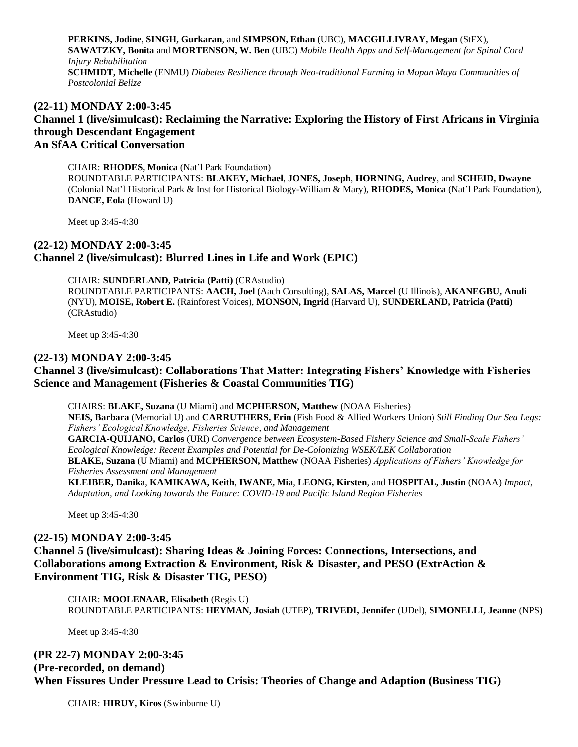**PERKINS, Jodine**, **SINGH, Gurkaran**, and **SIMPSON, Ethan** (UBC), **MACGILLIVRAY, Megan** (StFX), **SAWATZKY, Bonita** and **MORTENSON, W. Ben** (UBC) *Mobile Health Apps and Self-Management for Spinal Cord Injury Rehabilitation*
**SCHMIDT, Michelle** (ENMU) *Diabetes Resilience through Neo-traditional Farming in Mopan Maya Communities of Postcolonial Belize*

### (22-11) MONDAY 2:00-3:45
### Channel 1 (live/simulcast): Reclaiming the Narrative: Exploring the History of First Africans in Virginia through Descendant Engagement
### An SfAA Critical Conversation

CHAIR: **RHODES, Monica** (Nat'l Park Foundation)
ROUNDTABLE PARTICIPANTS: **BLAKEY, Michael**, **JONES, Joseph**, **HORNING, Audrey**, and **SCHEID, Dwayne** (Colonial Nat'l Historical Park & Inst for Historical Biology-William & Mary), **RHODES, Monica** (Nat'l Park Foundation), **DANCE, Eola** (Howard U)

Meet up 3:45-4:30

### (22-12) MONDAY 2:00-3:45
### Channel 2 (live/simulcast): Blurred Lines in Life and Work (EPIC)

CHAIR: **SUNDERLAND, Patricia (Patti)** (CRAstudio)
ROUNDTABLE PARTICIPANTS: **AACH, Joel** (Aach Consulting), **SALAS, Marcel** (U Illinois), **AKANEGBU, Anuli** (NYU), **MOISE, Robert E.** (Rainforest Voices), **MONSON, Ingrid** (Harvard U), **SUNDERLAND, Patricia (Patti)** (CRAstudio)

Meet up 3:45-4:30

### (22-13) MONDAY 2:00-3:45
### Channel 3 (live/simulcast): Collaborations That Matter: Integrating Fishers' Knowledge with Fisheries Science and Management (Fisheries & Coastal Communities TIG)

CHAIRS: **BLAKE, Suzana** (U Miami) and **MCPHERSON, Matthew** (NOAA Fisheries)
**NEIS, Barbara** (Memorial U) and **CARRUTHERS, Erin** (Fish Food & Allied Workers Union) *Still Finding Our Sea Legs: Fishers' Ecological Knowledge, Fisheries Science, and Management*
**GARCIA-QUIJANO, Carlos** (URI) *Convergence between Ecosystem-Based Fishery Science and Small-Scale Fishers' Ecological Knowledge: Recent Examples and Potential for De-Colonizing WSEK/LEK Collaboration*
**BLAKE, Suzana** (U Miami) and **MCPHERSON, Matthew** (NOAA Fisheries) *Applications of Fishers' Knowledge for Fisheries Assessment and Management*
**KLEIBER, Danika**, **KAMIKAWA, Keith**, **IWANE, Mia**, **LEONG, Kirsten**, and **HOSPITAL, Justin** (NOAA) *Impact, Adaptation, and Looking towards the Future: COVID-19 and Pacific Island Region Fisheries*

Meet up 3:45-4:30

### (22-15) MONDAY 2:00-3:45
### Channel 5 (live/simulcast): Sharing Ideas & Joining Forces: Connections, Intersections, and Collaborations among Extraction & Environment, Risk & Disaster, and PESO (ExtrAction & Environment TIG, Risk & Disaster TIG, PESO)

CHAIR: **MOOLENAAR, Elisabeth** (Regis U)
ROUNDTABLE PARTICIPANTS: **HEYMAN, Josiah** (UTEP), **TRIVEDI, Jennifer** (UDel), **SIMONELLI, Jeanne** (NPS)

Meet up 3:45-4:30

### (PR 22-7) MONDAY 2:00-3:45
### (Pre-recorded, on demand)
### When Fissures Under Pressure Lead to Crisis: Theories of Change and Adaption (Business TIG)

CHAIR: **HIRUY, Kiros** (Swinburne U)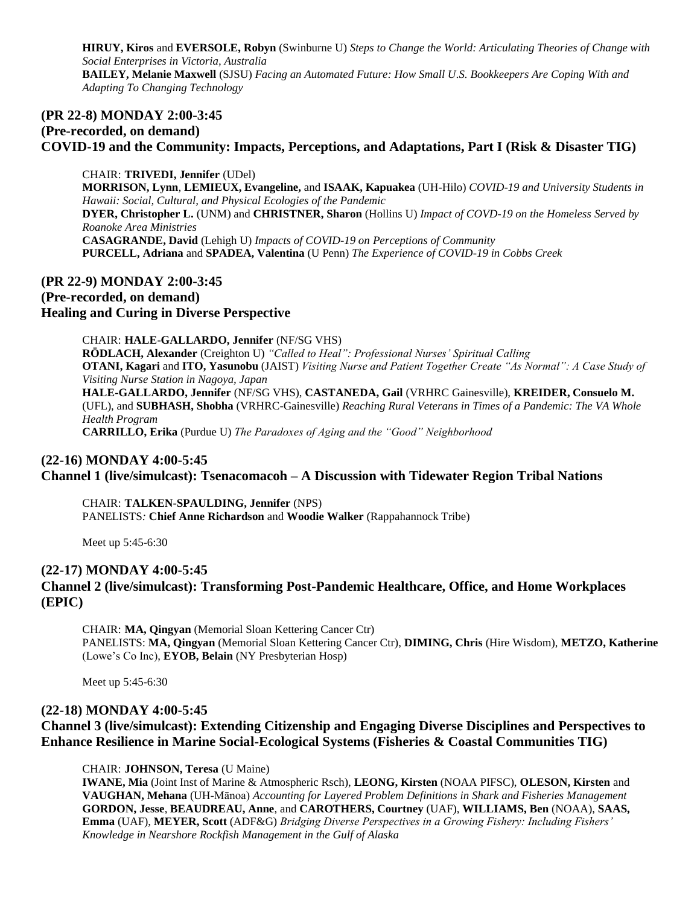**HIRUY, Kiros** and **EVERSOLE, Robyn** (Swinburne U) *Steps to Change the World: Articulating Theories of Change with Social Enterprises in Victoria, Australia*
**BAILEY, Melanie Maxwell** (SJSU) *Facing an Automated Future: How Small U.S. Bookkeepers Are Coping With and Adapting To Changing Technology*

### (PR 22-8) MONDAY 2:00-3:45
### (Pre-recorded, on demand)
### COVID-19 and the Community: Impacts, Perceptions, and Adaptations, Part I (Risk & Disaster TIG)

CHAIR: **TRIVEDI, Jennifer** (UDel)
**MORRISON, Lynn**, **LEMIEUX, Evangeline,** and **ISAAK, Kapuakea** (UH-Hilo) *COVID-19 and University Students in Hawaii: Social, Cultural, and Physical Ecologies of the Pandemic*
**DYER, Christopher L.** (UNM) and **CHRISTNER, Sharon** (Hollins U) *Impact of COVD-19 on the Homeless Served by Roanoke Area Ministries*
**CASAGRANDE, David** (Lehigh U) *Impacts of COVID-19 on Perceptions of Community*
**PURCELL, Adriana** and **SPADEA, Valentina** (U Penn) *The Experience of COVID-19 in Cobbs Creek*

### (PR 22-9) MONDAY 2:00-3:45
### (Pre-recorded, on demand)
### Healing and Curing in Diverse Perspective

CHAIR: **HALE-GALLARDO, Jennifer** (NF/SG VHS)
**RÖDLACH, Alexander** (Creighton U) *"Called to Heal": Professional Nurses' Spiritual Calling*
**OTANI, Kagari** and **ITO, Yasunobu** (JAIST) *Visiting Nurse and Patient Together Create "As Normal": A Case Study of Visiting Nurse Station in Nagoya, Japan*
**HALE-GALLARDO, Jennifer** (NF/SG VHS), **CASTANEDA, Gail** (VRHRC Gainesville), **KREIDER, Consuelo M.** (UFL), and **SUBHASH, Shobha** (VRHRC-Gainesville) *Reaching Rural Veterans in Times of a Pandemic: The VA Whole Health Program*
**CARRILLO, Erika** (Purdue U) *The Paradoxes of Aging and the "Good" Neighborhood*

### (22-16) MONDAY 4:00-5:45
### Channel 1 (live/simulcast): Tsenacomacoh – A Discussion with Tidewater Region Tribal Nations

CHAIR: **TALKEN-SPAULDING, Jennifer** (NPS)
PANELISTS: **Chief Anne Richardson** and **Woodie Walker** (Rappahannock Tribe)

Meet up 5:45-6:30

### (22-17) MONDAY 4:00-5:45
### Channel 2 (live/simulcast): Transforming Post-Pandemic Healthcare, Office, and Home Workplaces (EPIC)

CHAIR: **MA, Qingyan** (Memorial Sloan Kettering Cancer Ctr)
PANELISTS: **MA, Qingyan** (Memorial Sloan Kettering Cancer Ctr), **DIMING, Chris** (Hire Wisdom), **METZO, Katherine** (Lowe's Co Inc), **EYOB, Belain** (NY Presbyterian Hosp)

Meet up 5:45-6:30

### (22-18) MONDAY 4:00-5:45
### Channel 3 (live/simulcast): Extending Citizenship and Engaging Diverse Disciplines and Perspectives to Enhance Resilience in Marine Social-Ecological Systems (Fisheries & Coastal Communities TIG)

CHAIR: **JOHNSON, Teresa** (U Maine)
**IWANE, Mia** (Joint Inst of Marine & Atmospheric Rsch), **LEONG, Kirsten** (NOAA PIFSC), **OLESON, Kirsten** and **VAUGHAN, Mehana** (UH-Mānoa) *Accounting for Layered Problem Definitions in Shark and Fisheries Management*
**GORDON, Jesse**, **BEAUDREAU, Anne**, and **CAROTHERS, Courtney** (UAF), **WILLIAMS, Ben** (NOAA), **SAAS, Emma** (UAF), **MEYER, Scott** (ADF&G) *Bridging Diverse Perspectives in a Growing Fishery: Including Fishers' Knowledge in Nearshore Rockfish Management in the Gulf of Alaska*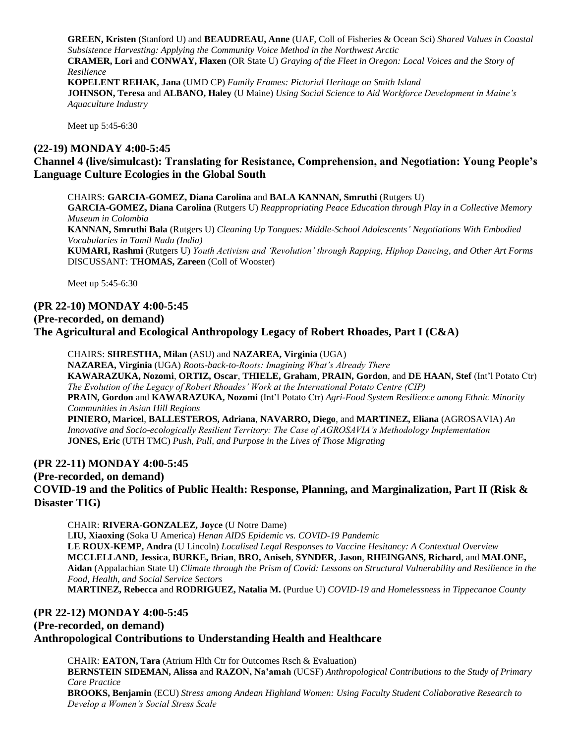**GREEN, Kristen** (Stanford U) and **BEAUDREAU, Anne** (UAF, Coll of Fisheries & Ocean Sci) *Shared Values in Coastal Subsistence Harvesting: Applying the Community Voice Method in the Northwest Arctic*
**CRAMER, Lori** and **CONWAY, Flaxen** (OR State U) *Graying of the Fleet in Oregon: Local Voices and the Story of Resilience*
**KOPELENT REHAK, Jana** (UMD CP) *Family Frames: Pictorial Heritage on Smith Island*
**JOHNSON, Teresa** and **ALBANO, Haley** (U Maine) *Using Social Science to Aid Workforce Development in Maine's Aquaculture Industry*

Meet up 5:45-6:30

## (22-19) MONDAY 4:00-5:45
## Channel 4 (live/simulcast): Translating for Resistance, Comprehension, and Negotiation: Young People's Language Culture Ecologies in the Global South

CHAIRS: **GARCIA-GOMEZ, Diana Carolina** and **BALA KANNAN, Smruthi** (Rutgers U)
**GARCIA-GOMEZ, Diana Carolina** (Rutgers U) *Reappropriating Peace Education through Play in a Collective Memory Museum in Colombia*
**KANNAN, Smruthi Bala** (Rutgers U) *Cleaning Up Tongues: Middle-School Adolescents' Negotiations With Embodied Vocabularies in Tamil Nadu (India)*
**KUMARI, Rashmi** (Rutgers U) *Youth Activism and 'Revolution' through Rapping, Hiphop Dancing, and Other Art Forms*
DISCUSSANT: **THOMAS, Zareen** (Coll of Wooster)

Meet up 5:45-6:30

## (PR 22-10) MONDAY 4:00-5:45
## (Pre-recorded, on demand)
## The Agricultural and Ecological Anthropology Legacy of Robert Rhoades, Part I (C&A)

CHAIRS: **SHRESTHA, Milan** (ASU) and **NAZAREA, Virginia** (UGA)
**NAZAREA, Virginia** (UGA) *Roots-back-to-Roots: Imagining What's Already There*
**KAWARAZUKA, Nozomi**, **ORTIZ, Oscar**, **THIELE, Graham**, **PRAIN, Gordon**, and **DE HAAN, Stef** (Int'l Potato Ctr) *The Evolution of the Legacy of Robert Rhoades' Work at the International Potato Centre (CIP)*
**PRAIN, Gordon** and **KAWARAZUKA, Nozomi** (Int'l Potato Ctr) *Agri-Food System Resilience among Ethnic Minority Communities in Asian Hill Regions*
**PINIERO, Maricel**, **BALLESTEROS, Adriana**, **NAVARRO, Diego**, and **MARTINEZ, Eliana** (AGROSAVIA) *An Innovative and Socio-ecologically Resilient Territory: The Case of AGROSAVIA's Methodology Implementation*
**JONES, Eric** (UTH TMC) *Push, Pull, and Purpose in the Lives of Those Migrating*

## (PR 22-11) MONDAY 4:00-5:45
## (Pre-recorded, on demand)
## COVID-19 and the Politics of Public Health: Response, Planning, and Marginalization, Part II (Risk & Disaster TIG)

CHAIR: **RIVERA-GONZALEZ, Joyce** (U Notre Dame)
L**IU, Xiaoxing** (Soka U America) *Henan AIDS Epidemic vs. COVID-19 Pandemic*
**LE ROUX-KEMP, Andra** (U Lincoln) *Localised Legal Responses to Vaccine Hesitancy: A Contextual Overview*
**MCCLELLAND, Jessica**, **BURKE, Brian**, **BRO, Aniseh**, **SYNDER, Jason**, **RHEINGANS, Richard**, and **MALONE, Aidan** (Appalachian State U) *Climate through the Prism of Covid: Lessons on Structural Vulnerability and Resilience in the Food, Health, and Social Service Sectors*
**MARTINEZ, Rebecca** and **RODRIGUEZ, Natalia M.** (Purdue U) *COVID-19 and Homelessness in Tippecanoe County*

## (PR 22-12) MONDAY 4:00-5:45
## (Pre-recorded, on demand)
## Anthropological Contributions to Understanding Health and Healthcare

CHAIR: **EATON, Tara** (Atrium Hlth Ctr for Outcomes Rsch & Evaluation)
**BERNSTEIN SIDEMAN, Alissa** and **RAZON, Na'amah** (UCSF) *Anthropological Contributions to the Study of Primary Care Practice*
**BROOKS, Benjamin** (ECU) *Stress among Andean Highland Women: Using Faculty Student Collaborative Research to Develop a Women's Social Stress Scale*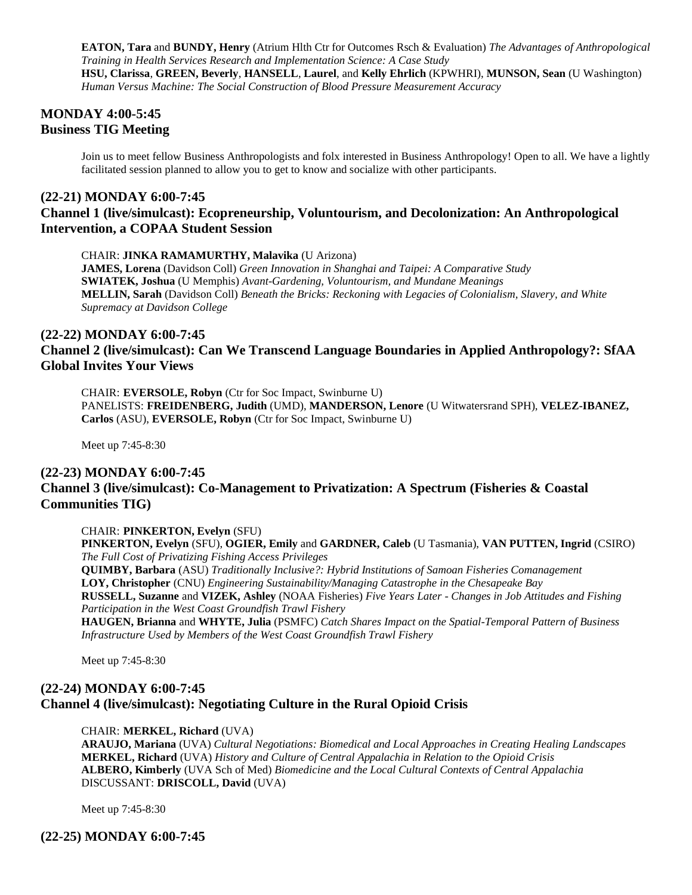**EATON, Tara** and **BUNDY, Henry** (Atrium Hlth Ctr for Outcomes Rsch & Evaluation) *The Advantages of Anthropological Training in Health Services Research and Implementation Science: A Case Study*
**HSU, Clarissa**, **GREEN, Beverly**, **HANSELL**, **Laurel**, and **Kelly Ehrlich** (KPWHRI), **MUNSON, Sean** (U Washington) *Human Versus Machine: The Social Construction of Blood Pressure Measurement Accuracy*

## MONDAY 4:00-5:45
## Business TIG Meeting

Join us to meet fellow Business Anthropologists and folx interested in Business Anthropology! Open to all. We have a lightly facilitated session planned to allow you to get to know and socialize with other participants.

## (22-21) MONDAY 6:00-7:45
## Channel 1 (live/simulcast): Ecopreneurship, Voluntourism, and Decolonization: An Anthropological Intervention, a COPAA Student Session

CHAIR: **JINKA RAMAMURTHY, Malavika** (U Arizona)
**JAMES, Lorena** (Davidson Coll) *Green Innovation in Shanghai and Taipei: A Comparative Study*
**SWIATEK, Joshua** (U Memphis) *Avant-Gardening, Voluntourism, and Mundane Meanings*
**MELLIN, Sarah** (Davidson Coll) *Beneath the Bricks: Reckoning with Legacies of Colonialism, Slavery, and White Supremacy at Davidson College*

## (22-22) MONDAY 6:00-7:45
## Channel 2 (live/simulcast): Can We Transcend Language Boundaries in Applied Anthropology?: SfAA Global Invites Your Views

CHAIR: **EVERSOLE, Robyn** (Ctr for Soc Impact, Swinburne U)
PANELISTS: **FREIDENBERG, Judith** (UMD), **MANDERSON, Lenore** (U Witwatersrand SPH), **VELEZ-IBANEZ, Carlos** (ASU), **EVERSOLE, Robyn** (Ctr for Soc Impact, Swinburne U)

Meet up 7:45-8:30

## (22-23) MONDAY 6:00-7:45
## Channel 3 (live/simulcast): Co-Management to Privatization: A Spectrum (Fisheries & Coastal Communities TIG)

CHAIR: **PINKERTON, Evelyn** (SFU)
**PINKERTON, Evelyn** (SFU), **OGIER, Emily** and **GARDNER, Caleb** (U Tasmania), **VAN PUTTEN, Ingrid** (CSIRO) *The Full Cost of Privatizing Fishing Access Privileges*
**QUIMBY, Barbara** (ASU) *Traditionally Inclusive?: Hybrid Institutions of Samoan Fisheries Comanagement*
**LOY, Christopher** (CNU) *Engineering Sustainability/Managing Catastrophe in the Chesapeake Bay*
**RUSSELL, Suzanne** and **VIZEK, Ashley** (NOAA Fisheries) *Five Years Later - Changes in Job Attitudes and Fishing Participation in the West Coast Groundfish Trawl Fishery*
**HAUGEN, Brianna** and **WHYTE, Julia** (PSMFC) *Catch Shares Impact on the Spatial-Temporal Pattern of Business Infrastructure Used by Members of the West Coast Groundfish Trawl Fishery*

Meet up 7:45-8:30

## (22-24) MONDAY 6:00-7:45
## Channel 4 (live/simulcast): Negotiating Culture in the Rural Opioid Crisis

CHAIR: **MERKEL, Richard** (UVA)
**ARAUJO, Mariana** (UVA) *Cultural Negotiations: Biomedical and Local Approaches in Creating Healing Landscapes*
**MERKEL, Richard** (UVA) *History and Culture of Central Appalachia in Relation to the Opioid Crisis*
**ALBERO, Kimberly** (UVA Sch of Med) *Biomedicine and the Local Cultural Contexts of Central Appalachia*
DISCUSSANT: **DRISCOLL, David** (UVA)

Meet up 7:45-8:30

## (22-25) MONDAY 6:00-7:45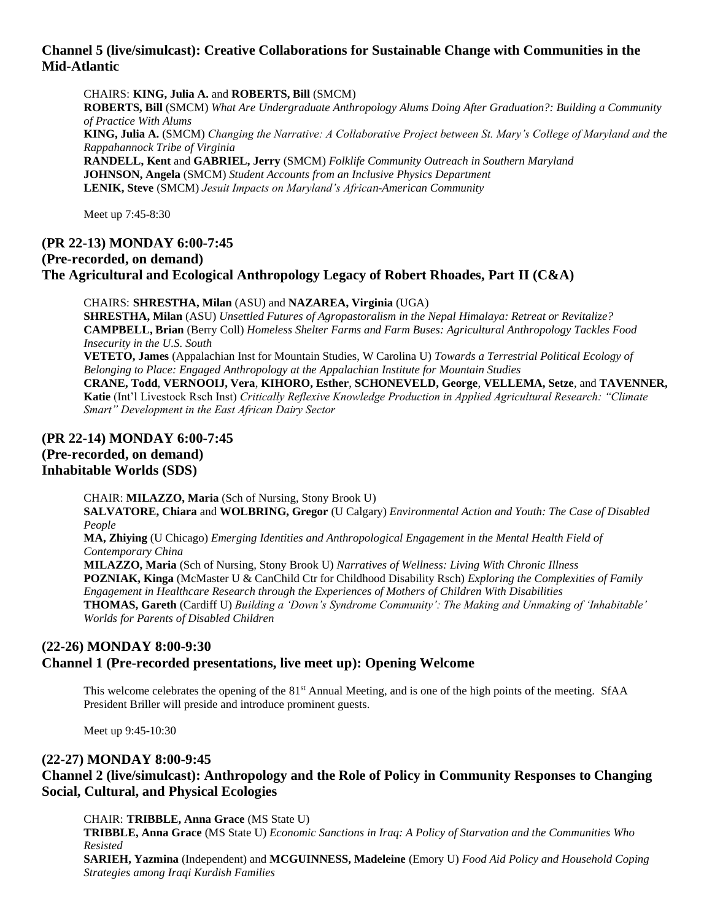### Channel 5 (live/simulcast): Creative Collaborations for Sustainable Change with Communities in the Mid-Atlantic

CHAIRS: **KING, Julia A.** and **ROBERTS, Bill** (SMCM)
**ROBERTS, Bill** (SMCM) *What Are Undergraduate Anthropology Alums Doing After Graduation?: Building a Community of Practice With Alums*
**KING, Julia A.** (SMCM) *Changing the Narrative: A Collaborative Project between St. Mary's College of Maryland and the Rappahannock Tribe of Virginia*
**RANDELL, Kent** and **GABRIEL, Jerry** (SMCM) *Folklife Community Outreach in Southern Maryland*
**JOHNSON, Angela** (SMCM) *Student Accounts from an Inclusive Physics Department*
**LENIK, Steve** (SMCM) *Jesuit Impacts on Maryland's African-American Community*

Meet up 7:45-8:30

### (PR 22-13) MONDAY 6:00-7:45
### (Pre-recorded, on demand)
### The Agricultural and Ecological Anthropology Legacy of Robert Rhoades, Part II (C&A)

CHAIRS: **SHRESTHA, Milan** (ASU) and **NAZAREA, Virginia** (UGA)
**SHRESTHA, Milan** (ASU) *Unsettled Futures of Agropastoralism in the Nepal Himalaya: Retreat or Revitalize?*
**CAMPBELL, Brian** (Berry Coll) *Homeless Shelter Farms and Farm Buses: Agricultural Anthropology Tackles Food Insecurity in the U.S. South*
**VETETO, James** (Appalachian Inst for Mountain Studies, W Carolina U) *Towards a Terrestrial Political Ecology of Belonging to Place: Engaged Anthropology at the Appalachian Institute for Mountain Studies*
**CRANE, Todd**, **VERNOOIJ, Vera**, **KIHORO, Esther**, **SCHONEVELD, George**, **VELLEMA, Setze**, and **TAVENNER, Katie** (Int'l Livestock Rsch Inst) *Critically Reflexive Knowledge Production in Applied Agricultural Research: "Climate Smart" Development in the East African Dairy Sector*

### (PR 22-14) MONDAY 6:00-7:45
### (Pre-recorded, on demand)
### Inhabitable Worlds (SDS)

CHAIR: **MILAZZO, Maria** (Sch of Nursing, Stony Brook U)
**SALVATORE, Chiara** and **WOLBRING, Gregor** (U Calgary) *Environmental Action and Youth: The Case of Disabled People*
**MA, Zhiying** (U Chicago) *Emerging Identities and Anthropological Engagement in the Mental Health Field of Contemporary China*
**MILAZZO, Maria** (Sch of Nursing, Stony Brook U) *Narratives of Wellness: Living With Chronic Illness*
**POZNIAK, Kinga** (McMaster U & CanChild Ctr for Childhood Disability Rsch) *Exploring the Complexities of Family Engagement in Healthcare Research through the Experiences of Mothers of Children With Disabilities*
**THOMAS, Gareth** (Cardiff U) *Building a 'Down's Syndrome Community': The Making and Unmaking of 'Inhabitable' Worlds for Parents of Disabled Children*

### (22-26) MONDAY 8:00-9:30
### Channel 1 (Pre-recorded presentations, live meet up): Opening Welcome

This welcome celebrates the opening of the 81st Annual Meeting, and is one of the high points of the meeting. SfAA President Briller will preside and introduce prominent guests.

Meet up 9:45-10:30

### (22-27) MONDAY 8:00-9:45
### Channel 2 (live/simulcast): Anthropology and the Role of Policy in Community Responses to Changing Social, Cultural, and Physical Ecologies

CHAIR: **TRIBBLE, Anna Grace** (MS State U)
**TRIBBLE, Anna Grace** (MS State U) *Economic Sanctions in Iraq: A Policy of Starvation and the Communities Who Resisted*
**SARIEH, Yazmina** (Independent) and **MCGUINNESS, Madeleine** (Emory U) *Food Aid Policy and Household Coping Strategies among Iraqi Kurdish Families*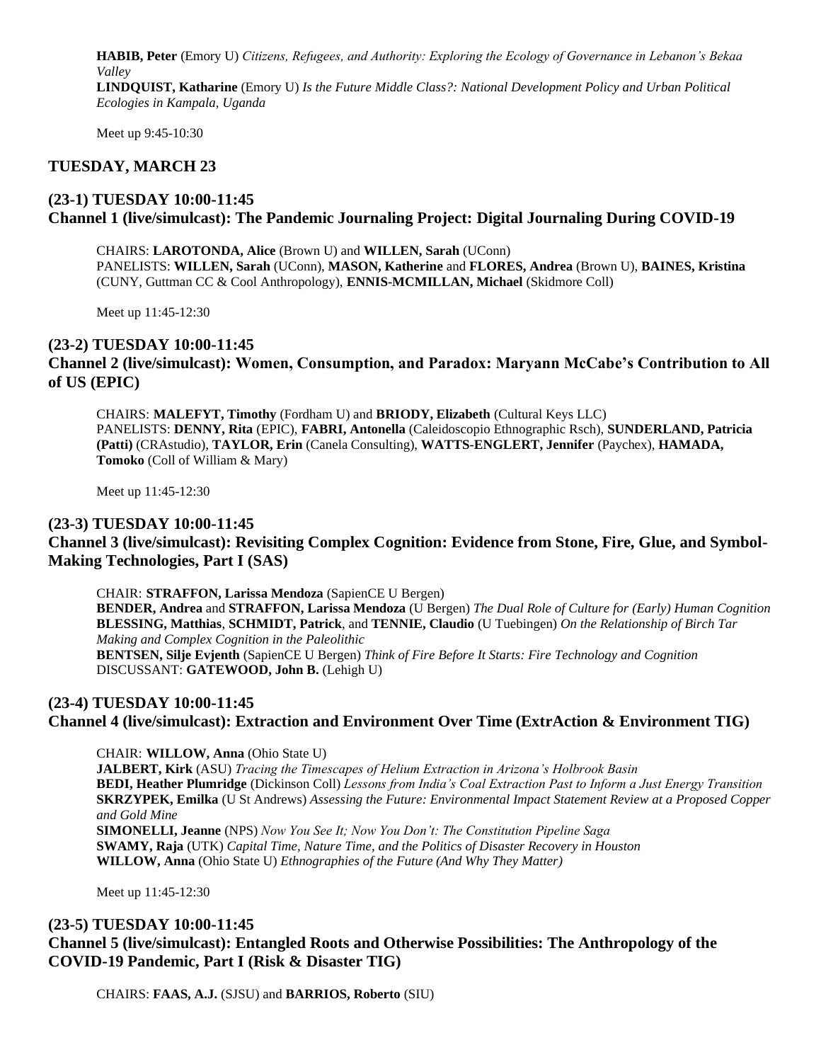**HABIB, Peter** (Emory U) *Citizens, Refugees, and Authority: Exploring the Ecology of Governance in Lebanon's Bekaa Valley*
**LINDQUIST, Katharine** (Emory U) *Is the Future Middle Class?: National Development Policy and Urban Political Ecologies in Kampala, Uganda*

Meet up 9:45-10:30

## TUESDAY, MARCH 23

### (23-1) TUESDAY 10:00-11:45
### Channel 1 (live/simulcast): The Pandemic Journaling Project: Digital Journaling During COVID-19

CHAIRS: **LAROTONDA, Alice** (Brown U) and **WILLEN, Sarah** (UConn)
PANELISTS: **WILLEN, Sarah** (UConn), **MASON, Katherine** and **FLORES, Andrea** (Brown U), **BAINES, Kristina** (CUNY, Guttman CC & Cool Anthropology), **ENNIS-MCMILLAN, Michael** (Skidmore Coll)

Meet up 11:45-12:30

### (23-2) TUESDAY 10:00-11:45
### Channel 2 (live/simulcast): Women, Consumption, and Paradox: Maryann McCabe's Contribution to All of US (EPIC)

CHAIRS: **MALEFYT, Timothy** (Fordham U) and **BRIODY, Elizabeth** (Cultural Keys LLC)
PANELISTS: **DENNY, Rita** (EPIC), **FABRI, Antonella** (Caleidoscopio Ethnographic Rsch), **SUNDERLAND, Patricia (Patti)** (CRAstudio), **TAYLOR, Erin** (Canela Consulting), **WATTS-ENGLERT, Jennifer** (Paychex), **HAMADA, Tomoko** (Coll of William & Mary)

Meet up 11:45-12:30

### (23-3) TUESDAY 10:00-11:45
### Channel 3 (live/simulcast): Revisiting Complex Cognition: Evidence from Stone, Fire, Glue, and Symbol-Making Technologies, Part I (SAS)

CHAIR: **STRAFFON, Larissa Mendoza** (SapienCE U Bergen)
**BENDER, Andrea** and **STRAFFON, Larissa Mendoza** (U Bergen) *The Dual Role of Culture for (Early) Human Cognition*
**BLESSING, Matthias**, **SCHMIDT, Patrick**, and **TENNIE, Claudio** (U Tuebingen) *On the Relationship of Birch Tar Making and Complex Cognition in the Paleolithic*
**BENTSEN, Silje Evjenth** (SapienCE U Bergen) *Think of Fire Before It Starts: Fire Technology and Cognition*
DISCUSSANT: **GATEWOOD, John B.** (Lehigh U)

### (23-4) TUESDAY 10:00-11:45
### Channel 4 (live/simulcast): Extraction and Environment Over Time (ExtrAction & Environment TIG)

CHAIR: **WILLOW, Anna** (Ohio State U)
**JALBERT, Kirk** (ASU) *Tracing the Timescapes of Helium Extraction in Arizona's Holbrook Basin*
**BEDI, Heather Plumridge** (Dickinson Coll) *Lessons from India's Coal Extraction Past to Inform a Just Energy Transition*
**SKRZYPEK, Emilka** (U St Andrews) *Assessing the Future: Environmental Impact Statement Review at a Proposed Copper and Gold Mine*
**SIMONELLI, Jeanne** (NPS) *Now You See It; Now You Don't: The Constitution Pipeline Saga*
**SWAMY, Raja** (UTK) *Capital Time, Nature Time, and the Politics of Disaster Recovery in Houston*
**WILLOW, Anna** (Ohio State U) *Ethnographies of the Future (And Why They Matter)*

Meet up 11:45-12:30

### (23-5) TUESDAY 10:00-11:45
### Channel 5 (live/simulcast): Entangled Roots and Otherwise Possibilities: The Anthropology of the COVID-19 Pandemic, Part I (Risk & Disaster TIG)

CHAIRS: **FAAS, A.J.** (SJSU) and **BARRIOS, Roberto** (SIU)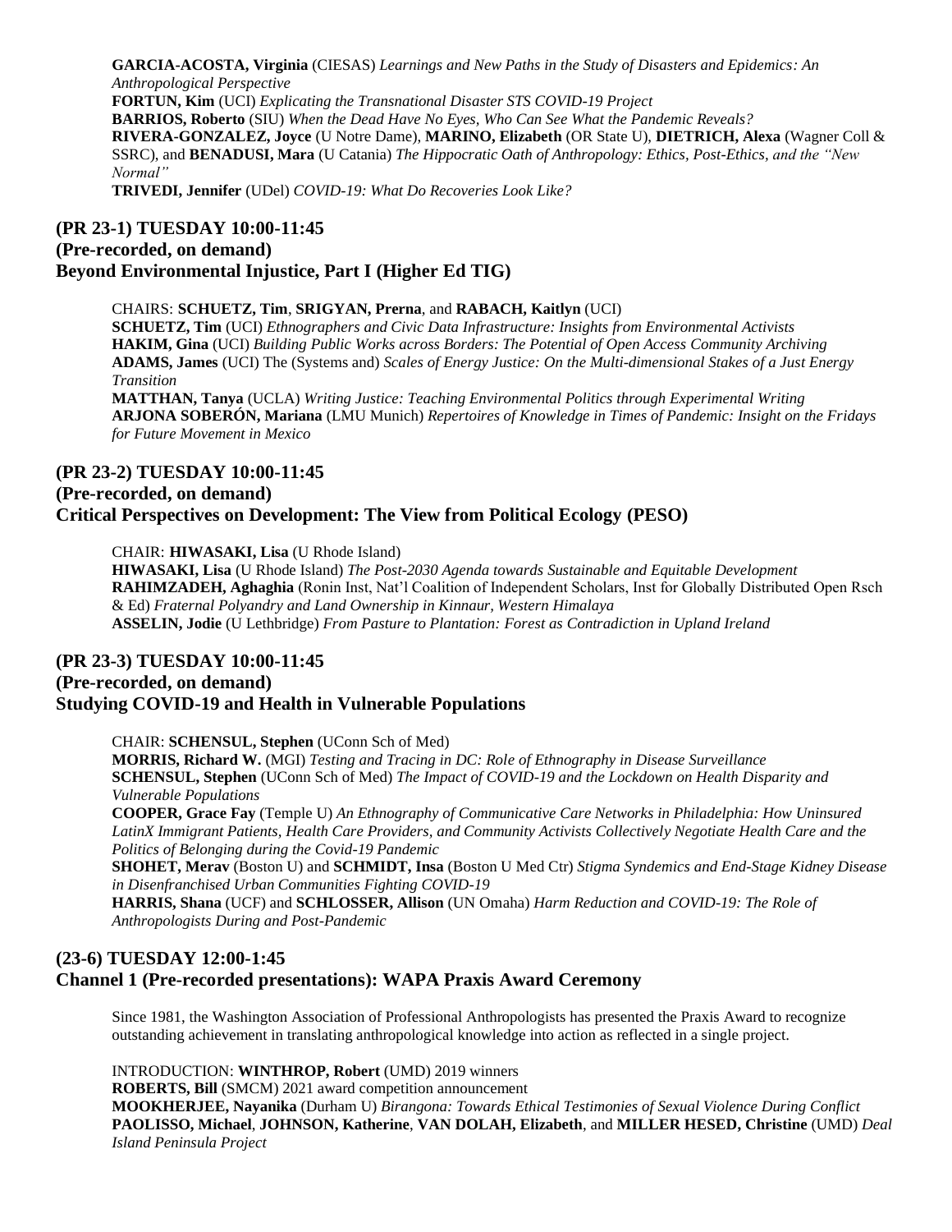**GARCIA-ACOSTA, Virginia** (CIESAS) *Learnings and New Paths in the Study of Disasters and Epidemics: An Anthropological Perspective*
**FORTUN, Kim** (UCI) *Explicating the Transnational Disaster STS COVID-19 Project*
**BARRIOS, Roberto** (SIU) *When the Dead Have No Eyes, Who Can See What the Pandemic Reveals?*
**RIVERA-GONZALEZ, Joyce** (U Notre Dame), **MARINO, Elizabeth** (OR State U), **DIETRICH, Alexa** (Wagner Coll & SSRC), and **BENADUSI, Mara** (U Catania) *The Hippocratic Oath of Anthropology: Ethics, Post-Ethics, and the "New Normal"*
**TRIVEDI, Jennifer** (UDel) *COVID-19: What Do Recoveries Look Like?*

## (PR 23-1) TUESDAY 10:00-11:45
## (Pre-recorded, on demand)
## Beyond Environmental Injustice, Part I (Higher Ed TIG)

CHAIRS: **SCHUETZ, Tim**, **SRIGYAN, Prerna**, and **RABACH, Kaitlyn** (UCI)
**SCHUETZ, Tim** (UCI) *Ethnographers and Civic Data Infrastructure: Insights from Environmental Activists*
**HAKIM, Gina** (UCI) *Building Public Works across Borders: The Potential of Open Access Community Archiving*
**ADAMS, James** (UCI) The (Systems and) *Scales of Energy Justice: On the Multi-dimensional Stakes of a Just Energy Transition*
**MATTHAN, Tanya** (UCLA) *Writing Justice: Teaching Environmental Politics through Experimental Writing*
**ARJONA SOBERÓN, Mariana** (LMU Munich) *Repertoires of Knowledge in Times of Pandemic: Insight on the Fridays for Future Movement in Mexico*

## (PR 23-2) TUESDAY 10:00-11:45
## (Pre-recorded, on demand)
## Critical Perspectives on Development: The View from Political Ecology (PESO)

CHAIR: **HIWASAKI, Lisa** (U Rhode Island)
**HIWASAKI, Lisa** (U Rhode Island) *The Post-2030 Agenda towards Sustainable and Equitable Development*
**RAHIMZADEH, Aghaghia** (Ronin Inst, Nat'l Coalition of Independent Scholars, Inst for Globally Distributed Open Rsch & Ed) *Fraternal Polyandry and Land Ownership in Kinnaur, Western Himalaya*
**ASSELIN, Jodie** (U Lethbridge) *From Pasture to Plantation: Forest as Contradiction in Upland Ireland*

## (PR 23-3) TUESDAY 10:00-11:45
## (Pre-recorded, on demand)
## Studying COVID-19 and Health in Vulnerable Populations

CHAIR: **SCHENSUL, Stephen** (UConn Sch of Med)
**MORRIS, Richard W.** (MGI) *Testing and Tracing in DC: Role of Ethnography in Disease Surveillance*
**SCHENSUL, Stephen** (UConn Sch of Med) *The Impact of COVID-19 and the Lockdown on Health Disparity and Vulnerable Populations*
**COOPER, Grace Fay** (Temple U) *An Ethnography of Communicative Care Networks in Philadelphia: How Uninsured LatinX Immigrant Patients, Health Care Providers, and Community Activists Collectively Negotiate Health Care and the Politics of Belonging during the Covid-19 Pandemic*
**SHOHET, Merav** (Boston U) and **SCHMIDT, Insa** (Boston U Med Ctr) *Stigma Syndemics and End-Stage Kidney Disease in Disenfranchised Urban Communities Fighting COVID-19*
**HARRIS, Shana** (UCF) and **SCHLOSSER, Allison** (UN Omaha) *Harm Reduction and COVID-19: The Role of Anthropologists During and Post-Pandemic*

## (23-6) TUESDAY 12:00-1:45
## Channel 1 (Pre-recorded presentations): WAPA Praxis Award Ceremony

Since 1981, the Washington Association of Professional Anthropologists has presented the Praxis Award to recognize outstanding achievement in translating anthropological knowledge into action as reflected in a single project.

INTRODUCTION: **WINTHROP, Robert** (UMD) 2019 winners
**ROBERTS, Bill** (SMCM) 2021 award competition announcement
**MOOKHERJEE, Nayanika** (Durham U) *Birangona: Towards Ethical Testimonies of Sexual Violence During Conflict*
**PAOLISSO, Michael**, **JOHNSON, Katherine**, **VAN DOLAH, Elizabeth**, and **MILLER HESED, Christine** (UMD) *Deal Island Peninsula Project*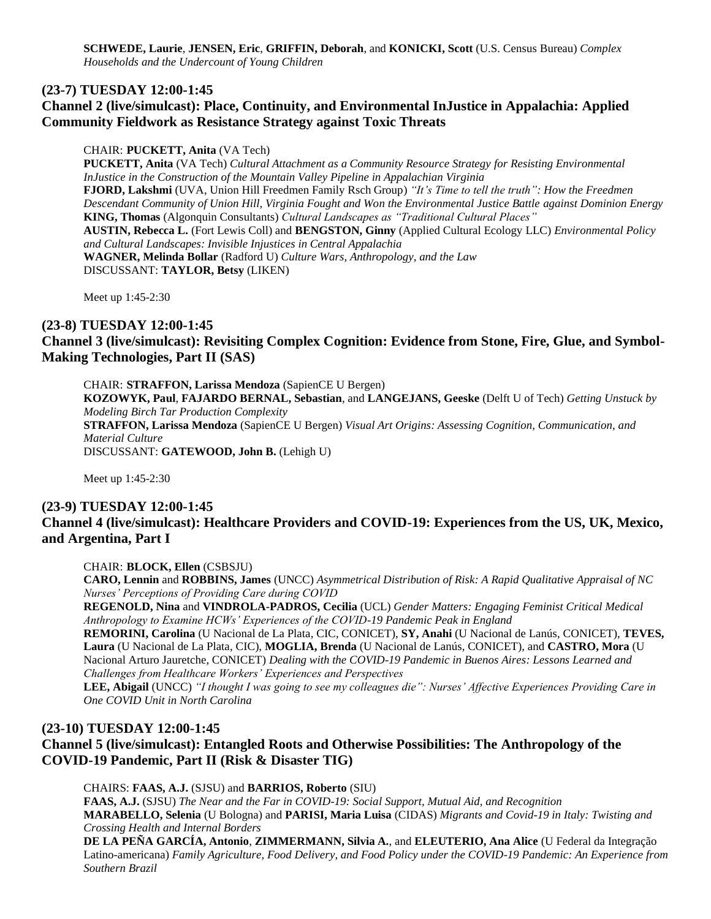**SCHWEDE, Laurie**, **JENSEN, Eric**, **GRIFFIN, Deborah**, and **KONICKI, Scott** (U.S. Census Bureau) *Complex Households and the Undercount of Young Children*

### (23-7) TUESDAY 12:00-1:45
### Channel 2 (live/simulcast): Place, Continuity, and Environmental InJustice in Appalachia: Applied Community Fieldwork as Resistance Strategy against Toxic Threats

CHAIR: **PUCKETT, Anita** (VA Tech)
**PUCKETT, Anita** (VA Tech) *Cultural Attachment as a Community Resource Strategy for Resisting Environmental InJustice in the Construction of the Mountain Valley Pipeline in Appalachian Virginia*
**FJORD, Lakshmi** (UVA, Union Hill Freedmen Family Rsch Group) *"It's Time to tell the truth": How the Freedmen Descendant Community of Union Hill, Virginia Fought and Won the Environmental Justice Battle against Dominion Energy*
**KING, Thomas** (Algonquin Consultants) *Cultural Landscapes as "Traditional Cultural Places"*
**AUSTIN, Rebecca L.** (Fort Lewis Coll) and **BENGSTON, Ginny** (Applied Cultural Ecology LLC) *Environmental Policy and Cultural Landscapes: Invisible Injustices in Central Appalachia*
**WAGNER, Melinda Bollar** (Radford U) *Culture Wars, Anthropology, and the Law*
DISCUSSANT: **TAYLOR, Betsy** (LIKEN)

Meet up 1:45-2:30

### (23-8) TUESDAY 12:00-1:45
### Channel 3 (live/simulcast): Revisiting Complex Cognition: Evidence from Stone, Fire, Glue, and Symbol-Making Technologies, Part II (SAS)

CHAIR: **STRAFFON, Larissa Mendoza** (SapienCE U Bergen)
**KOZOWYK, Paul**, **FAJARDO BERNAL, Sebastian**, and **LANGEJANS, Geeske** (Delft U of Tech) *Getting Unstuck by Modeling Birch Tar Production Complexity*
**STRAFFON, Larissa Mendoza** (SapienCE U Bergen) *Visual Art Origins: Assessing Cognition, Communication, and Material Culture*
DISCUSSANT: **GATEWOOD, John B.** (Lehigh U)

Meet up 1:45-2:30

### (23-9) TUESDAY 12:00-1:45
### Channel 4 (live/simulcast): Healthcare Providers and COVID-19: Experiences from the US, UK, Mexico, and Argentina, Part I

CHAIR: **BLOCK, Ellen** (CSBSJU)
**CARO, Lennin** and **ROBBINS, James** (UNCC) *Asymmetrical Distribution of Risk: A Rapid Qualitative Appraisal of NC Nurses' Perceptions of Providing Care during COVID*
**REGENOLD, Nina** and **VINDROLA-PADROS, Cecilia** (UCL) *Gender Matters: Engaging Feminist Critical Medical Anthropology to Examine HCWs' Experiences of the COVID-19 Pandemic Peak in England*
**REMORINI, Carolina** (U Nacional de La Plata, CIC, CONICET), **SY, Anahi** (U Nacional de Lanús, CONICET), **TEVES, Laura** (U Nacional de La Plata, CIC), **MOGLIA, Brenda** (U Nacional de Lanús, CONICET), and **CASTRO, Mora** (U Nacional Arturo Jauretche, CONICET) *Dealing with the COVID-19 Pandemic in Buenos Aires: Lessons Learned and Challenges from Healthcare Workers' Experiences and Perspectives*
**LEE, Abigail** (UNCC) *"I thought I was going to see my colleagues die": Nurses' Affective Experiences Providing Care in One COVID Unit in North Carolina*

### (23-10) TUESDAY 12:00-1:45
### Channel 5 (live/simulcast): Entangled Roots and Otherwise Possibilities: The Anthropology of the COVID-19 Pandemic, Part II (Risk & Disaster TIG)

CHAIRS: **FAAS, A.J.** (SJSU) and **BARRIOS, Roberto** (SIU)
**FAAS, A.J.** (SJSU) *The Near and the Far in COVID-19: Social Support, Mutual Aid, and Recognition*
**MARABELLO, Selenia** (U Bologna) and **PARISI, Maria Luisa** (CIDAS) *Migrants and Covid-19 in Italy: Twisting and Crossing Health and Internal Borders*
**DE LA PEÑA GARCÍA, Antonio**, **ZIMMERMANN, Silvia A.**, and **ELEUTERIO, Ana Alice** (U Federal da Integração Latino-americana) *Family Agriculture, Food Delivery, and Food Policy under the COVID-19 Pandemic: An Experience from Southern Brazil*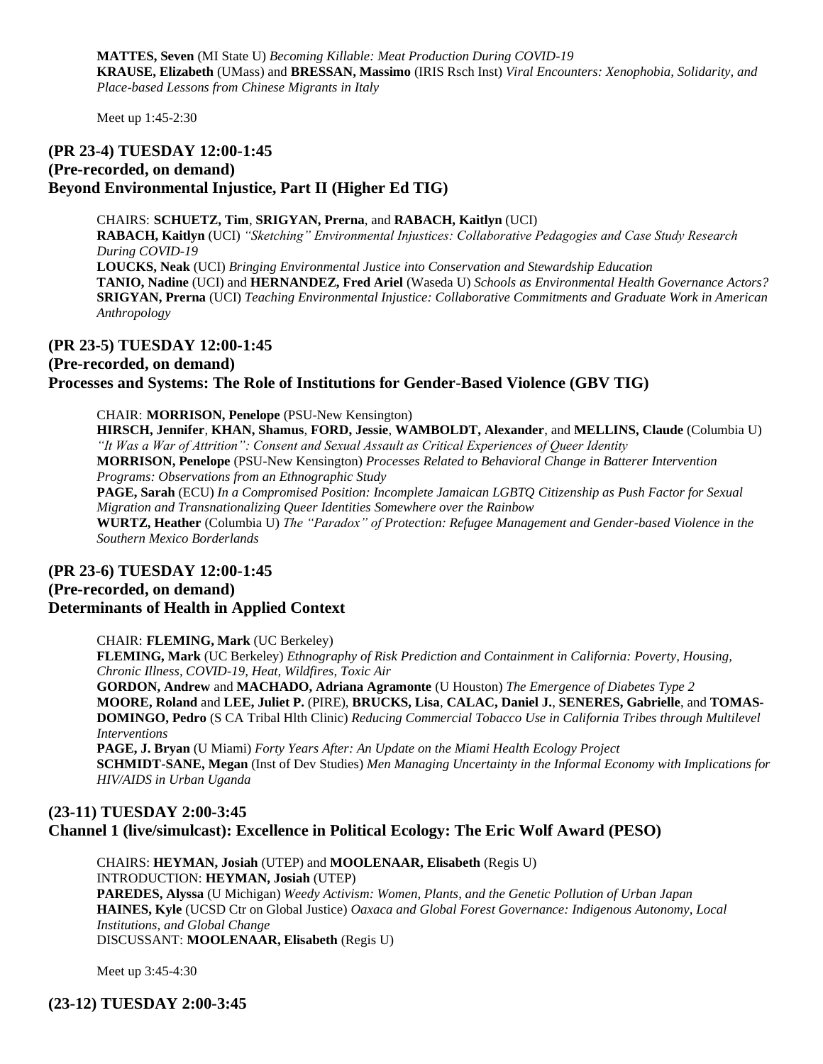**MATTES, Seven** (MI State U) *Becoming Killable: Meat Production During COVID-19*
**KRAUSE, Elizabeth** (UMass) and **BRESSAN, Massimo** (IRIS Rsch Inst) *Viral Encounters: Xenophobia, Solidarity, and Place-based Lessons from Chinese Migrants in Italy*

Meet up 1:45-2:30

### (PR 23-4) TUESDAY 12:00-1:45
### (Pre-recorded, on demand)
### Beyond Environmental Injustice, Part II (Higher Ed TIG)

CHAIRS: **SCHUETZ, Tim**, **SRIGYAN, Prerna**, and **RABACH, Kaitlyn** (UCI)
**RABACH, Kaitlyn** (UCI) *"Sketching" Environmental Injustices: Collaborative Pedagogies and Case Study Research During COVID-19*
**LOUCKS, Neak** (UCI) *Bringing Environmental Justice into Conservation and Stewardship Education*
**TANIO, Nadine** (UCI) and **HERNANDEZ, Fred Ariel** (Waseda U) *Schools as Environmental Health Governance Actors?*
**SRIGYAN, Prerna** (UCI) *Teaching Environmental Injustice: Collaborative Commitments and Graduate Work in American Anthropology*

### (PR 23-5) TUESDAY 12:00-1:45
### (Pre-recorded, on demand)
### Processes and Systems: The Role of Institutions for Gender-Based Violence (GBV TIG)

CHAIR: **MORRISON, Penelope** (PSU-New Kensington)
**HIRSCH, Jennifer**, **KHAN, Shamus**, **FORD, Jessie**, **WAMBOLDT, Alexander**, and **MELLINS, Claude** (Columbia U) *"It Was a War of Attrition": Consent and Sexual Assault as Critical Experiences of Queer Identity*
**MORRISON, Penelope** (PSU-New Kensington) *Processes Related to Behavioral Change in Batterer Intervention Programs: Observations from an Ethnographic Study*
**PAGE, Sarah** (ECU) *In a Compromised Position: Incomplete Jamaican LGBTQ Citizenship as Push Factor for Sexual Migration and Transnationalizing Queer Identities Somewhere over the Rainbow*
**WURTZ, Heather** (Columbia U) *The "Paradox" of Protection: Refugee Management and Gender-based Violence in the Southern Mexico Borderlands*

### (PR 23-6) TUESDAY 12:00-1:45
### (Pre-recorded, on demand)
### Determinants of Health in Applied Context

CHAIR: **FLEMING, Mark** (UC Berkeley)
**FLEMING, Mark** (UC Berkeley) *Ethnography of Risk Prediction and Containment in California: Poverty, Housing, Chronic Illness, COVID-19, Heat, Wildfires, Toxic Air*
**GORDON, Andrew** and **MACHADO, Adriana Agramonte** (U Houston) *The Emergence of Diabetes Type 2*
**MOORE, Roland** and **LEE, Juliet P.** (PIRE), **BRUCKS, Lisa**, **CALAC, Daniel J.**, **SENERES, Gabrielle**, and **TOMAS-DOMINGO, Pedro** (S CA Tribal Hlth Clinic) *Reducing Commercial Tobacco Use in California Tribes through Multilevel Interventions*
**PAGE, J. Bryan** (U Miami) *Forty Years After: An Update on the Miami Health Ecology Project*
**SCHMIDT-SANE, Megan** (Inst of Dev Studies) *Men Managing Uncertainty in the Informal Economy with Implications for HIV/AIDS in Urban Uganda*

### (23-11) TUESDAY 2:00-3:45
### Channel 1 (live/simulcast): Excellence in Political Ecology: The Eric Wolf Award (PESO)

CHAIRS: **HEYMAN, Josiah** (UTEP) and **MOOLENAAR, Elisabeth** (Regis U)
INTRODUCTION: **HEYMAN, Josiah** (UTEP)
**PAREDES, Alyssa** (U Michigan) *Weedy Activism: Women, Plants, and the Genetic Pollution of Urban Japan*
**HAINES, Kyle** (UCSD Ctr on Global Justice) *Oaxaca and Global Forest Governance: Indigenous Autonomy, Local Institutions, and Global Change*
DISCUSSANT: **MOOLENAAR, Elisabeth** (Regis U)

Meet up 3:45-4:30

### (23-12) TUESDAY 2:00-3:45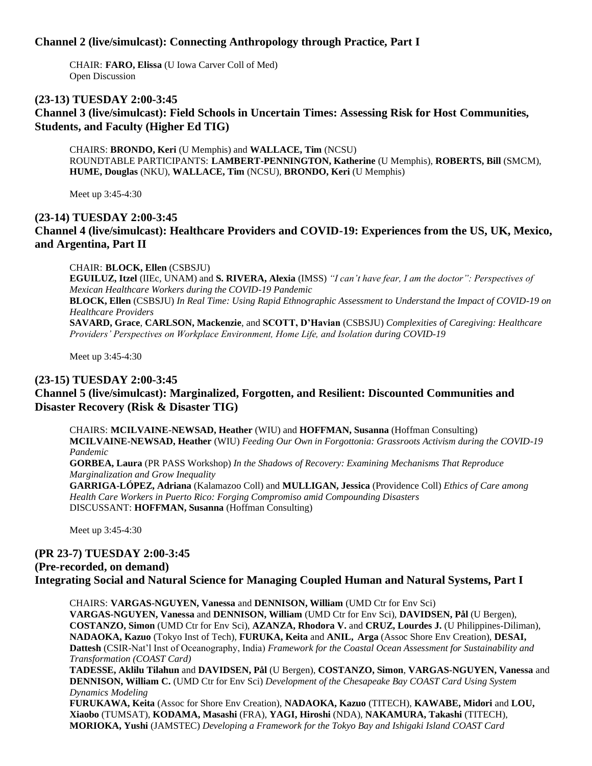### Channel 2 (live/simulcast): Connecting Anthropology through Practice, Part I

CHAIR: **FARO, Elissa** (U Iowa Carver Coll of Med)
Open Discussion

### (23-13) TUESDAY 2:00-3:45
### Channel 3 (live/simulcast): Field Schools in Uncertain Times: Assessing Risk for Host Communities, Students, and Faculty (Higher Ed TIG)

CHAIRS: **BRONDO, Keri** (U Memphis) and **WALLACE, Tim** (NCSU)
ROUNDTABLE PARTICIPANTS: **LAMBERT-PENNINGTON, Katherine** (U Memphis), **ROBERTS, Bill** (SMCM), **HUME, Douglas** (NKU), **WALLACE, Tim** (NCSU), **BRONDO, Keri** (U Memphis)

Meet up 3:45-4:30

### (23-14) TUESDAY 2:00-3:45
### Channel 4 (live/simulcast): Healthcare Providers and COVID-19: Experiences from the US, UK, Mexico, and Argentina, Part II

CHAIR: **BLOCK, Ellen** (CSBSJU)
**EGUILUZ, Itzel** (IIEc, UNAM) and **S. RIVERA, Alexia** (IMSS) *"I can't have fear, I am the doctor": Perspectives of Mexican Healthcare Workers during the COVID-19 Pandemic*
**BLOCK, Ellen** (CSBSJU) *In Real Time: Using Rapid Ethnographic Assessment to Understand the Impact of COVID-19 on Healthcare Providers*
**SAVARD, Grace**, **CARLSON, Mackenzie**, and **SCOTT, D'Havian** (CSBSJU) *Complexities of Caregiving: Healthcare Providers' Perspectives on Workplace Environment, Home Life, and Isolation during COVID-19*

Meet up 3:45-4:30

### (23-15) TUESDAY 2:00-3:45
### Channel 5 (live/simulcast): Marginalized, Forgotten, and Resilient: Discounted Communities and Disaster Recovery (Risk & Disaster TIG)

CHAIRS: **MCILVAINE-NEWSAD, Heather** (WIU) and **HOFFMAN, Susanna** (Hoffman Consulting)
**MCILVAINE-NEWSAD, Heather** (WIU) *Feeding Our Own in Forgottonia: Grassroots Activism during the COVID-19 Pandemic*
**GORBEA, Laura** (PR PASS Workshop) *In the Shadows of Recovery: Examining Mechanisms That Reproduce Marginalization and Grow Inequality*
**GARRIGA-LÓPEZ, Adriana** (Kalamazoo Coll) and **MULLIGAN, Jessica** (Providence Coll) *Ethics of Care among Health Care Workers in Puerto Rico: Forging Compromiso amid Compounding Disasters*
DISCUSSANT: **HOFFMAN, Susanna** (Hoffman Consulting)

Meet up 3:45-4:30

### (PR 23-7) TUESDAY 2:00-3:45
### (Pre-recorded, on demand)
### Integrating Social and Natural Science for Managing Coupled Human and Natural Systems, Part I

CHAIRS: **VARGAS-NGUYEN, Vanessa** and **DENNISON, William** (UMD Ctr for Env Sci)
**VARGAS-NGUYEN, Vanessa** and **DENNISON, William** (UMD Ctr for Env Sci), **DAVIDSEN, Pål** (U Bergen), **COSTANZO, Simon** (UMD Ctr for Env Sci), **AZANZA, Rhodora V.** and **CRUZ, Lourdes J.** (U Philippines-Diliman), **NADAOKA, Kazuo** (Tokyo Inst of Tech), **FURUKA, Keita** and **ANIL, Arga** (Assoc Shore Env Creation), **DESAI, Dattesh** (CSIR-Nat'l Inst of Oceanography, India) *Framework for the Coastal Ocean Assessment for Sustainability and Transformation (COAST Card)*
**TADESSE, Aklilu Tilahun** and **DAVIDSEN, Pål** (U Bergen), **COSTANZO, Simon**, **VARGAS-NGUYEN, Vanessa** and **DENNISON, William C.** (UMD Ctr for Env Sci) *Development of the Chesapeake Bay COAST Card Using System Dynamics Modeling*
**FURUKAWA, Keita** (Assoc for Shore Env Creation), **NADAOKA, Kazuo** (TITECH), **KAWABE, Midori** and **LOU, Xiaobo** (TUMSAT), **KODAMA, Masashi** (FRA), **YAGI, Hiroshi** (NDA), **NAKAMURA, Takashi** (TITECH), **MORIOKA, Yushi** (JAMSTEC) *Developing a Framework for the Tokyo Bay and Ishigaki Island COAST Card*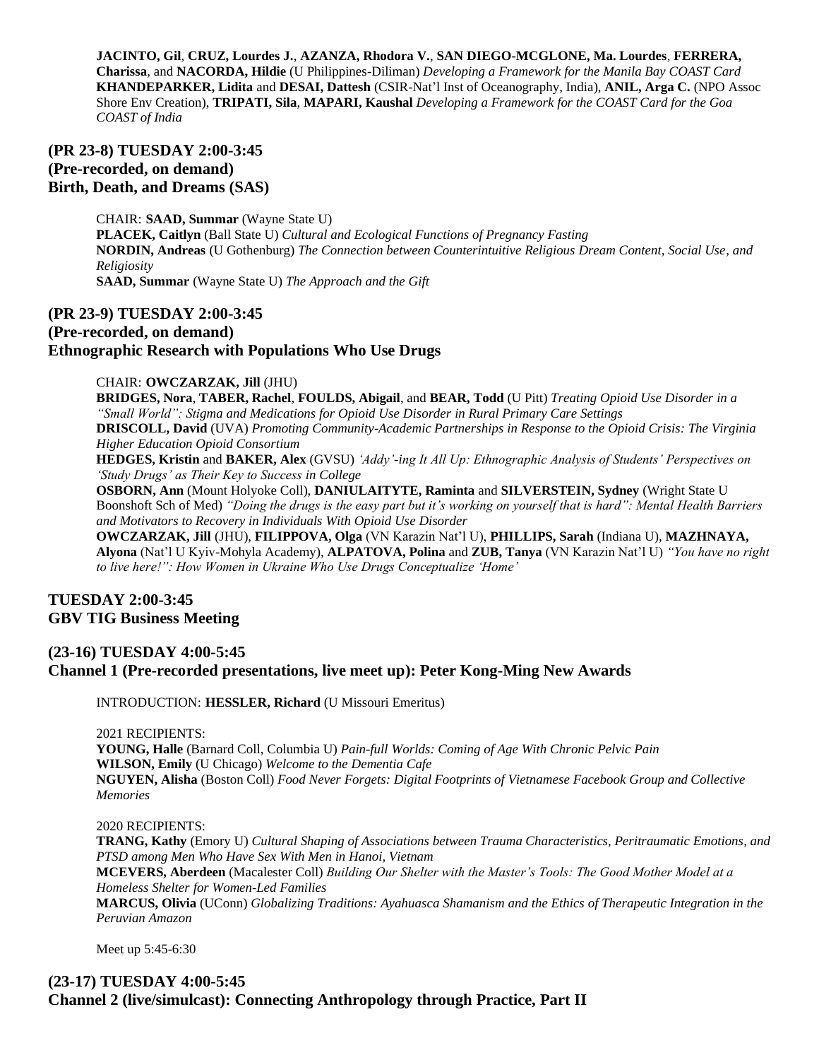**JACINTO, Gil**, **CRUZ, Lourdes J.**, **AZANZA, Rhodora V.**, **SAN DIEGO-MCGLONE, Ma. Lourdes**, **FERRERA, Charissa**, and **NACORDA, Hildie** (U Philippines-Diliman) *Developing a Framework for the Manila Bay COAST Card*
**KHANDEPARKER, Lidita** and **DESAI, Dattesh** (CSIR-Nat'l Inst of Oceanography, India), **ANIL, Arga C.** (NPO Assoc Shore Env Creation), **TRIPATI, Sila**, **MAPARI, Kaushal** *Developing a Framework for the COAST Card for the Goa COAST of India*

## (PR 23-8) TUESDAY 2:00-3:45
## (Pre-recorded, on demand)
## Birth, Death, and Dreams (SAS)

CHAIR: **SAAD, Summar** (Wayne State U)
**PLACEK, Caitlyn** (Ball State U) *Cultural and Ecological Functions of Pregnancy Fasting*
**NORDIN, Andreas** (U Gothenburg) *The Connection between Counterintuitive Religious Dream Content, Social Use, and Religiosity*
**SAAD, Summar** (Wayne State U) *The Approach and the Gift*

## (PR 23-9) TUESDAY 2:00-3:45
## (Pre-recorded, on demand)
## Ethnographic Research with Populations Who Use Drugs

CHAIR: **OWCZARZAK, Jill** (JHU)
**BRIDGES, Nora**, **TABER, Rachel**, **FOULDS, Abigail**, and **BEAR, Todd** (U Pitt) *Treating Opioid Use Disorder in a "Small World": Stigma and Medications for Opioid Use Disorder in Rural Primary Care Settings*
**DRISCOLL, David** (UVA) *Promoting Community-Academic Partnerships in Response to the Opioid Crisis: The Virginia Higher Education Opioid Consortium*
**HEDGES, Kristin** and **BAKER, Alex** (GVSU) *'Addy'-ing It All Up: Ethnographic Analysis of Students' Perspectives on 'Study Drugs' as Their Key to Success in College*
**OSBORN, Ann** (Mount Holyoke Coll), **DANIULAITYTE, Raminta** and **SILVERSTEIN, Sydney** (Wright State U Boonshoft Sch of Med) *"Doing the drugs is the easy part but it's working on yourself that is hard": Mental Health Barriers and Motivators to Recovery in Individuals With Opioid Use Disorder*
**OWCZARZAK, Jill** (JHU), **FILIPPOVA, Olga** (VN Karazin Nat'l U), **PHILLIPS, Sarah** (Indiana U), **MAZHNAYA, Alyona** (Nat'l U Kyiv-Mohyla Academy), **ALPATOVA, Polina** and **ZUB, Tanya** (VN Karazin Nat'l U) *"You have no right to live here!": How Women in Ukraine Who Use Drugs Conceptualize 'Home'*

## TUESDAY 2:00-3:45
## GBV TIG Business Meeting

## (23-16) TUESDAY 4:00-5:45
## Channel 1 (Pre-recorded presentations, live meet up): Peter Kong-Ming New Awards

INTRODUCTION: **HESSLER, Richard** (U Missouri Emeritus)

2021 RECIPIENTS:
**YOUNG, Halle** (Barnard Coll, Columbia U) *Pain-full Worlds: Coming of Age With Chronic Pelvic Pain*
**WILSON, Emily** (U Chicago) *Welcome to the Dementia Cafe*
**NGUYEN, Alisha** (Boston Coll) *Food Never Forgets: Digital Footprints of Vietnamese Facebook Group and Collective Memories*

2020 RECIPIENTS:
**TRANG, Kathy** (Emory U) *Cultural Shaping of Associations between Trauma Characteristics, Peritraumatic Emotions, and PTSD among Men Who Have Sex With Men in Hanoi, Vietnam*
**MCEVERS, Aberdeen** (Macalester Coll) *Building Our Shelter with the Master's Tools: The Good Mother Model at a Homeless Shelter for Women-Led Families*
**MARCUS, Olivia** (UConn) *Globalizing Traditions: Ayahuasca Shamanism and the Ethics of Therapeutic Integration in the Peruvian Amazon*

Meet up 5:45-6:30

## (23-17) TUESDAY 4:00-5:45
## Channel 2 (live/simulcast): Connecting Anthropology through Practice, Part II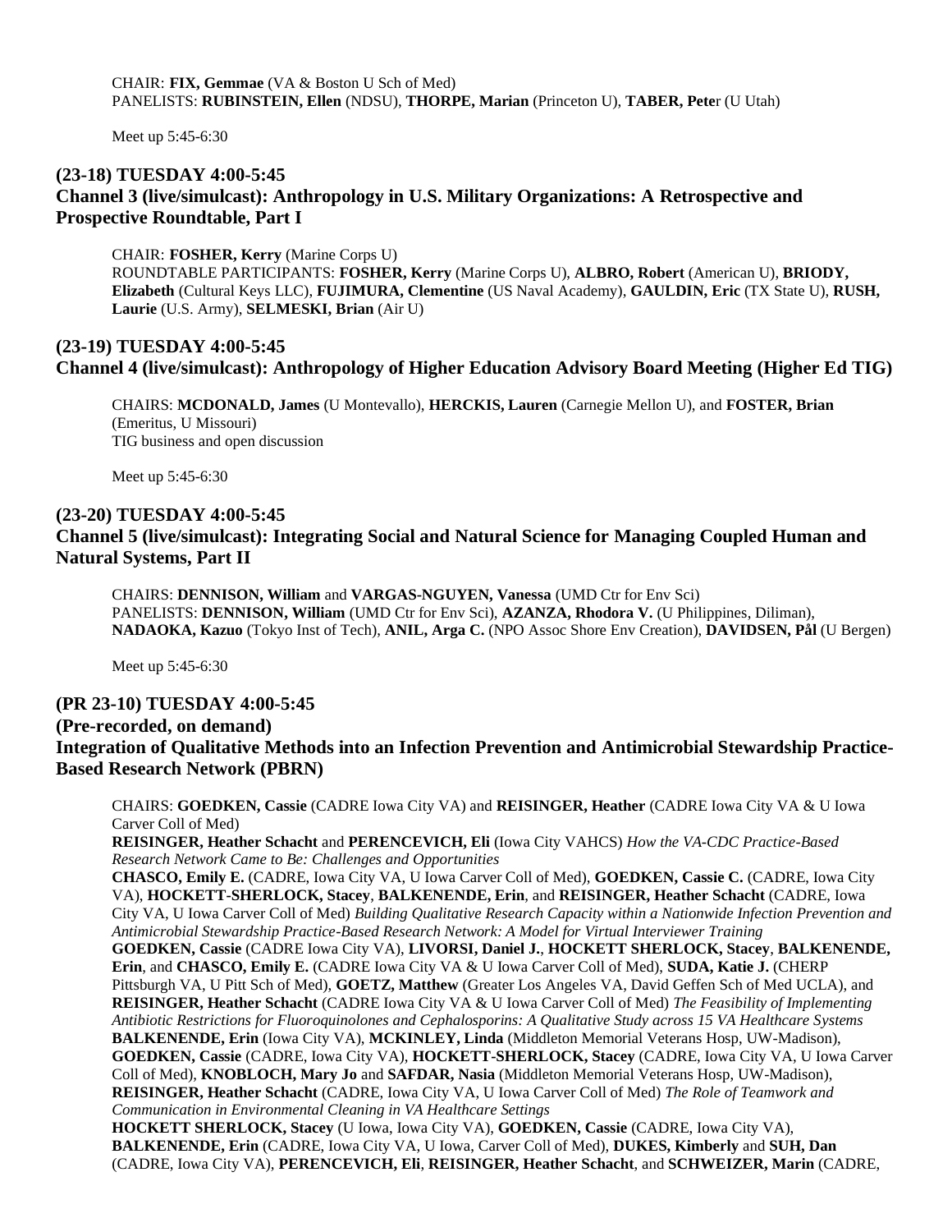CHAIR: **FIX, Gemmae** (VA & Boston U Sch of Med)
PANELISTS: **RUBINSTEIN, Ellen** (NDSU), **THORPE, Marian** (Princeton U), **TABER, Pete**r (U Utah)

Meet up 5:45-6:30

### (23-18) TUESDAY 4:00-5:45
### Channel 3 (live/simulcast): Anthropology in U.S. Military Organizations: A Retrospective and Prospective Roundtable, Part I

CHAIR: **FOSHER, Kerry** (Marine Corps U)
ROUNDTABLE PARTICIPANTS: **FOSHER, Kerry** (Marine Corps U), **ALBRO, Robert** (American U), **BRIODY, Elizabeth** (Cultural Keys LLC), **FUJIMURA, Clementine** (US Naval Academy), **GAULDIN, Eric** (TX State U), **RUSH, Laurie** (U.S. Army), **SELMESKI, Brian** (Air U)

### (23-19) TUESDAY 4:00-5:45
### Channel 4 (live/simulcast): Anthropology of Higher Education Advisory Board Meeting (Higher Ed TIG)

CHAIRS: **MCDONALD, James** (U Montevallo), **HERCKIS, Lauren** (Carnegie Mellon U), and **FOSTER, Brian** (Emeritus, U Missouri)
TIG business and open discussion

Meet up 5:45-6:30

### (23-20) TUESDAY 4:00-5:45
### Channel 5 (live/simulcast): Integrating Social and Natural Science for Managing Coupled Human and Natural Systems, Part II

CHAIRS: **DENNISON, William** and **VARGAS-NGUYEN, Vanessa** (UMD Ctr for Env Sci)
PANELISTS: **DENNISON, William** (UMD Ctr for Env Sci), **AZANZA, Rhodora V.** (U Philippines, Diliman), **NADAOKA, Kazuo** (Tokyo Inst of Tech), **ANIL, Arga C.** (NPO Assoc Shore Env Creation), **DAVIDSEN, Pål** (U Bergen)

Meet up 5:45-6:30

### (PR 23-10) TUESDAY 4:00-5:45
### (Pre-recorded, on demand)
### Integration of Qualitative Methods into an Infection Prevention and Antimicrobial Stewardship Practice-Based Research Network (PBRN)

CHAIRS: **GOEDKEN, Cassie** (CADRE Iowa City VA) and **REISINGER, Heather** (CADRE Iowa City VA & U Iowa Carver Coll of Med)

**REISINGER, Heather Schacht** and **PERENCEVICH, Eli** (Iowa City VAHCS) *How the VA-CDC Practice-Based Research Network Came to Be: Challenges and Opportunities*

**CHASCO, Emily E.** (CADRE, Iowa City VA, U Iowa Carver Coll of Med), **GOEDKEN, Cassie C.** (CADRE, Iowa City VA), **HOCKETT-SHERLOCK, Stacey**, **BALKENENDE, Erin**, and **REISINGER, Heather Schacht** (CADRE, Iowa City VA, U Iowa Carver Coll of Med) *Building Qualitative Research Capacity within a Nationwide Infection Prevention and Antimicrobial Stewardship Practice-Based Research Network: A Model for Virtual Interviewer Training*

**GOEDKEN, Cassie** (CADRE Iowa City VA), **LIVORSI, Daniel J.**, **HOCKETT SHERLOCK, Stacey**, **BALKENENDE, Erin**, and **CHASCO, Emily E.** (CADRE Iowa City VA & U Iowa Carver Coll of Med), **SUDA, Katie J.** (CHERP Pittsburgh VA, U Pitt Sch of Med), **GOETZ, Matthew** (Greater Los Angeles VA, David Geffen Sch of Med UCLA), and **REISINGER, Heather Schacht** (CADRE Iowa City VA & U Iowa Carver Coll of Med) *The Feasibility of Implementing Antibiotic Restrictions for Fluoroquinolones and Cephalosporins: A Qualitative Study across 15 VA Healthcare Systems*

**BALKENENDE, Erin** (Iowa City VA), **MCKINLEY, Linda** (Middleton Memorial Veterans Hosp, UW-Madison), **GOEDKEN, Cassie** (CADRE, Iowa City VA), **HOCKETT-SHERLOCK, Stacey** (CADRE, Iowa City VA, U Iowa Carver Coll of Med), **KNOBLOCH, Mary Jo** and **SAFDAR, Nasia** (Middleton Memorial Veterans Hosp, UW-Madison), **REISINGER, Heather Schacht** (CADRE, Iowa City VA, U Iowa Carver Coll of Med) *The Role of Teamwork and Communication in Environmental Cleaning in VA Healthcare Settings*

**HOCKETT SHERLOCK, Stacey** (U Iowa, Iowa City VA), **GOEDKEN, Cassie** (CADRE, Iowa City VA), **BALKENENDE, Erin** (CADRE, Iowa City VA, U Iowa, Carver Coll of Med), **DUKES, Kimberly** and **SUH, Dan** (CADRE, Iowa City VA), **PERENCEVICH, Eli**, **REISINGER, Heather Schacht**, and **SCHWEIZER, Marin** (CADRE,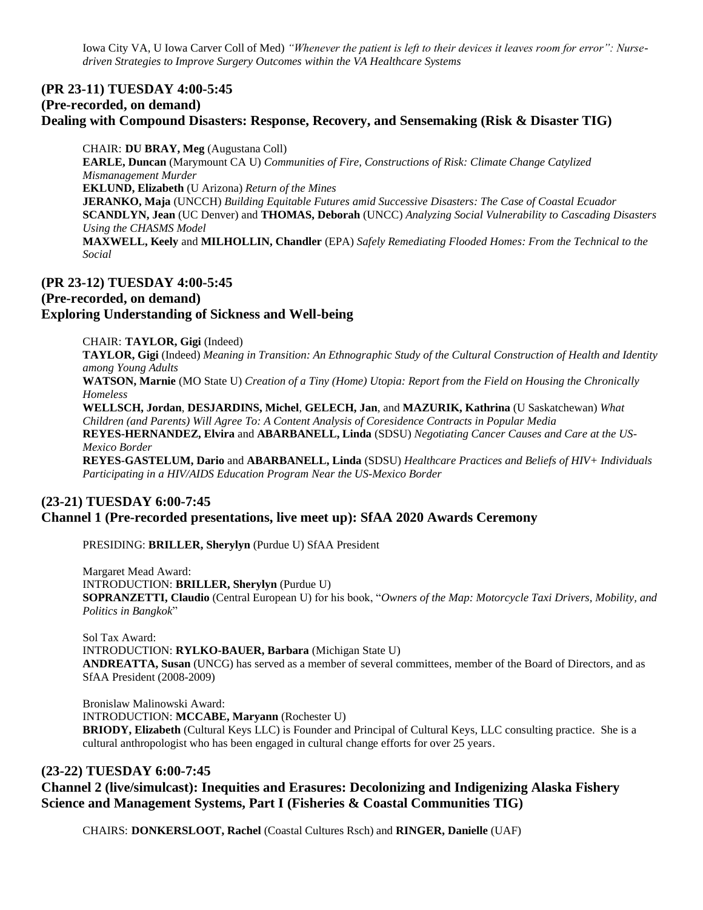Iowa City VA, U Iowa Carver Coll of Med) *"Whenever the patient is left to their devices it leaves room for error": Nurse-driven Strategies to Improve Surgery Outcomes within the VA Healthcare Systems*

### (PR 23-11) TUESDAY 4:00-5:45
### (Pre-recorded, on demand)
### Dealing with Compound Disasters: Response, Recovery, and Sensemaking (Risk & Disaster TIG)

CHAIR: **DU BRAY, Meg** (Augustana Coll)
**EARLE, Duncan** (Marymount CA U) *Communities of Fire, Constructions of Risk: Climate Change Catylized Mismanagement Murder*
**EKLUND, Elizabeth** (U Arizona) *Return of the Mines*
**JERANKO, Maja** (UNCCH) *Building Equitable Futures amid Successive Disasters: The Case of Coastal Ecuador*
**SCANDLYN, Jean** (UC Denver) and **THOMAS, Deborah** (UNCC) *Analyzing Social Vulnerability to Cascading Disasters Using the CHASMS Model*
**MAXWELL, Keely** and **MILHOLLIN, Chandler** (EPA) *Safely Remediating Flooded Homes: From the Technical to the Social*

### (PR 23-12) TUESDAY 4:00-5:45
### (Pre-recorded, on demand)
### Exploring Understanding of Sickness and Well-being

CHAIR: **TAYLOR, Gigi** (Indeed)
**TAYLOR, Gigi** (Indeed) *Meaning in Transition: An Ethnographic Study of the Cultural Construction of Health and Identity among Young Adults*
**WATSON, Marnie** (MO State U) *Creation of a Tiny (Home) Utopia: Report from the Field on Housing the Chronically Homeless*
**WELLSCH, Jordan**, **DESJARDINS, Michel**, **GELECH, Jan**, and **MAZURIK, Kathrina** (U Saskatchewan) *What Children (and Parents) Will Agree To: A Content Analysis of Coresidence Contracts in Popular Media*
**REYES-HERNANDEZ, Elvira** and **ABARBANELL, Linda** (SDSU) *Negotiating Cancer Causes and Care at the US-Mexico Border*
**REYES-GASTELUM, Dario** and **ABARBANELL, Linda** (SDSU) *Healthcare Practices and Beliefs of HIV+ Individuals Participating in a HIV/AIDS Education Program Near the US-Mexico Border*

### (23-21) TUESDAY 6:00-7:45
### Channel 1 (Pre-recorded presentations, live meet up): SfAA 2020 Awards Ceremony

PRESIDING: **BRILLER, Sherylyn** (Purdue U) SfAA President

Margaret Mead Award:
INTRODUCTION: **BRILLER, Sherylyn** (Purdue U)
**SOPRANZETTI, Claudio** (Central European U) for his book, "*Owners of the Map: Motorcycle Taxi Drivers, Mobility, and Politics in Bangkok*"

Sol Tax Award:
INTRODUCTION: **RYLKO-BAUER, Barbara** (Michigan State U)
**ANDREATTA, Susan** (UNCG) has served as a member of several committees, member of the Board of Directors, and as SfAA President (2008-2009)

Bronislaw Malinowski Award:
INTRODUCTION: **MCCABE, Maryann** (Rochester U)
**BRIODY, Elizabeth** (Cultural Keys LLC) is Founder and Principal of Cultural Keys, LLC consulting practice. She is a cultural anthropologist who has been engaged in cultural change efforts for over 25 years.

### (23-22) TUESDAY 6:00-7:45
### Channel 2 (live/simulcast): Inequities and Erasures: Decolonizing and Indigenizing Alaska Fishery Science and Management Systems, Part I (Fisheries & Coastal Communities TIG)

CHAIRS: **DONKERSLOOT, Rachel** (Coastal Cultures Rsch) and **RINGER, Danielle** (UAF)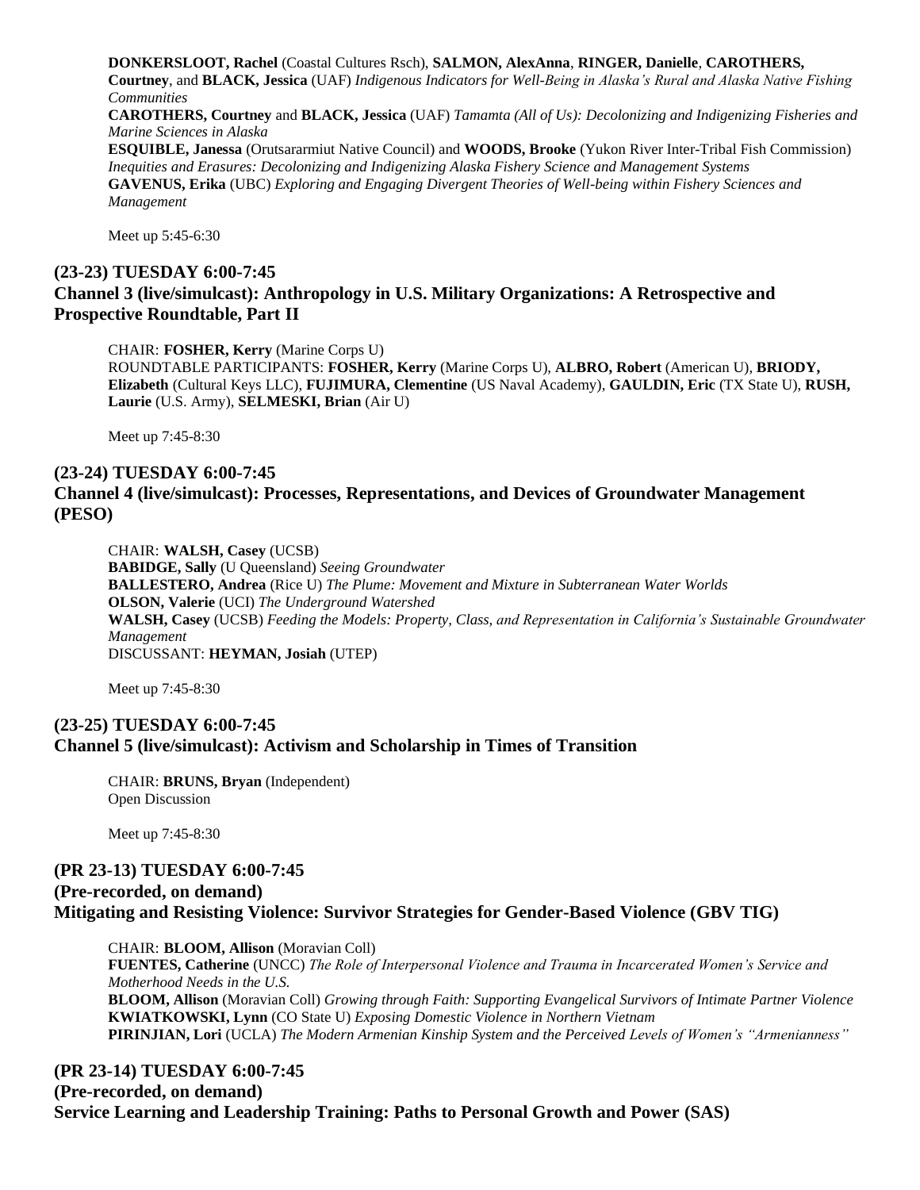**DONKERSLOOT, Rachel** (Coastal Cultures Rsch), **SALMON, AlexAnna**, **RINGER, Danielle**, **CAROTHERS, Courtney**, and **BLACK, Jessica** (UAF) *Indigenous Indicators for Well-Being in Alaska's Rural and Alaska Native Fishing Communities*
**CAROTHERS, Courtney** and **BLACK, Jessica** (UAF) *Tamamta (All of Us): Decolonizing and Indigenizing Fisheries and Marine Sciences in Alaska*
**ESQUIBLE, Janessa** (Orutsararmiut Native Council) and **WOODS, Brooke** (Yukon River Inter-Tribal Fish Commission) *Inequities and Erasures: Decolonizing and Indigenizing Alaska Fishery Science and Management Systems*
**GAVENUS, Erika** (UBC) *Exploring and Engaging Divergent Theories of Well-being within Fishery Sciences and Management*

Meet up 5:45-6:30

### (23-23) TUESDAY 6:00-7:45
### Channel 3 (live/simulcast): Anthropology in U.S. Military Organizations: A Retrospective and Prospective Roundtable, Part II

CHAIR: **FOSHER, Kerry** (Marine Corps U)
ROUNDTABLE PARTICIPANTS: **FOSHER, Kerry** (Marine Corps U), **ALBRO, Robert** (American U), **BRIODY, Elizabeth** (Cultural Keys LLC), **FUJIMURA, Clementine** (US Naval Academy), **GAULDIN, Eric** (TX State U), **RUSH, Laurie** (U.S. Army), **SELMESKI, Brian** (Air U)

Meet up 7:45-8:30

### (23-24) TUESDAY 6:00-7:45
### Channel 4 (live/simulcast): Processes, Representations, and Devices of Groundwater Management (PESO)

CHAIR: **WALSH, Casey** (UCSB)
**BABIDGE, Sally** (U Queensland) *Seeing Groundwater*
**BALLESTERO, Andrea** (Rice U) *The Plume: Movement and Mixture in Subterranean Water Worlds*
**OLSON, Valerie** (UCI) *The Underground Watershed*
**WALSH, Casey** (UCSB) *Feeding the Models: Property, Class, and Representation in California's Sustainable Groundwater Management*
DISCUSSANT: **HEYMAN, Josiah** (UTEP)

Meet up 7:45-8:30

### (23-25) TUESDAY 6:00-7:45
### Channel 5 (live/simulcast): Activism and Scholarship in Times of Transition

CHAIR: **BRUNS, Bryan** (Independent)
Open Discussion

Meet up 7:45-8:30

### (PR 23-13) TUESDAY 6:00-7:45
### (Pre-recorded, on demand)
### Mitigating and Resisting Violence: Survivor Strategies for Gender-Based Violence (GBV TIG)

CHAIR: **BLOOM, Allison** (Moravian Coll)
**FUENTES, Catherine** (UNCC) *The Role of Interpersonal Violence and Trauma in Incarcerated Women's Service and Motherhood Needs in the U.S.*
**BLOOM, Allison** (Moravian Coll) *Growing through Faith: Supporting Evangelical Survivors of Intimate Partner Violence*
**KWIATKOWSKI, Lynn** (CO State U) *Exposing Domestic Violence in Northern Vietnam*
**PIRINJIAN, Lori** (UCLA) *The Modern Armenian Kinship System and the Perceived Levels of Women's "Armenianness"*

### (PR 23-14) TUESDAY 6:00-7:45
### (Pre-recorded, on demand)
### Service Learning and Leadership Training: Paths to Personal Growth and Power (SAS)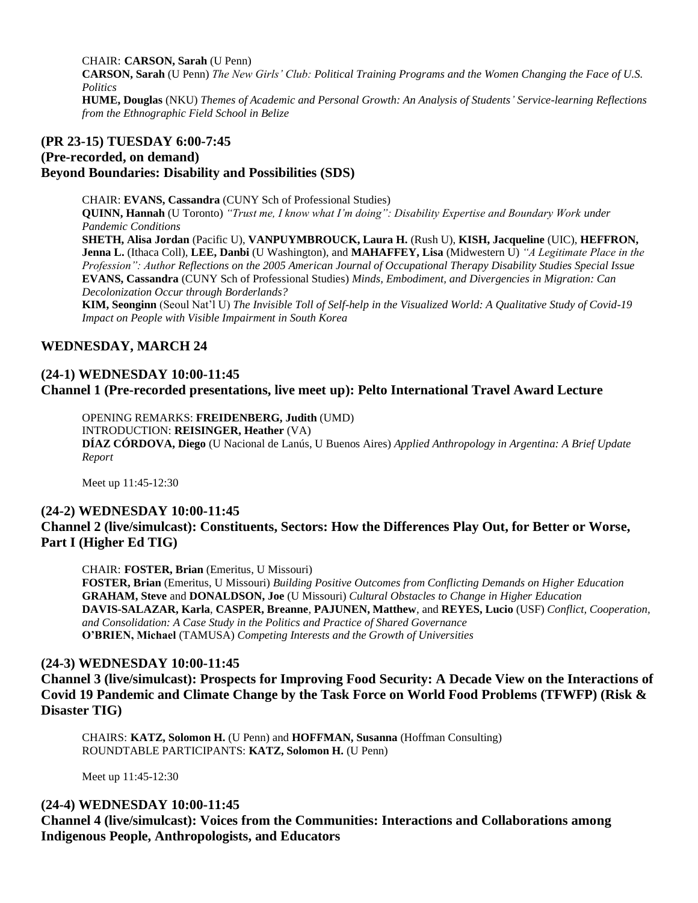CHAIR: **CARSON, Sarah** (U Penn)
**CARSON, Sarah** (U Penn) *The New Girls' Club: Political Training Programs and the Women Changing the Face of U.S. Politics*
**HUME, Douglas** (NKU) *Themes of Academic and Personal Growth: An Analysis of Students' Service-learning Reflections from the Ethnographic Field School in Belize*

### (PR 23-15) TUESDAY 6:00-7:45
### (Pre-recorded, on demand)
### Beyond Boundaries: Disability and Possibilities (SDS)

CHAIR: **EVANS, Cassandra** (CUNY Sch of Professional Studies)
**QUINN, Hannah** (U Toronto) *"Trust me, I know what I'm doing": Disability Expertise and Boundary Work under Pandemic Conditions*
**SHETH, Alisa Jordan** (Pacific U), **VANPUYMBROUCK, Laura H.** (Rush U), **KISH, Jacqueline** (UIC), **HEFFRON, Jenna L.** (Ithaca Coll), **LEE, Danbi** (U Washington), and **MAHAFFEY, Lisa** (Midwestern U) *"A Legitimate Place in the Profession": Author Reflections on the 2005 American Journal of Occupational Therapy Disability Studies Special Issue*
**EVANS, Cassandra** (CUNY Sch of Professional Studies) *Minds, Embodiment, and Divergencies in Migration: Can Decolonization Occur through Borderlands?*
**KIM, Seonginn** (Seoul Nat'l U) *The Invisible Toll of Self-help in the Visualized World: A Qualitative Study of Covid-19 Impact on People with Visible Impairment in South Korea*

## WEDNESDAY, MARCH 24

### (24-1) WEDNESDAY 10:00-11:45
### Channel 1 (Pre-recorded presentations, live meet up): Pelto International Travel Award Lecture

OPENING REMARKS: **FREIDENBERG, Judith** (UMD)
INTRODUCTION: **REISINGER, Heather** (VA)
**DÍAZ CÓRDOVA, Diego** (U Nacional de Lanús, U Buenos Aires) *Applied Anthropology in Argentina: A Brief Update Report*

Meet up 11:45-12:30

### (24-2) WEDNESDAY 10:00-11:45
### Channel 2 (live/simulcast): Constituents, Sectors: How the Differences Play Out, for Better or Worse, Part I (Higher Ed TIG)

CHAIR: **FOSTER, Brian** (Emeritus, U Missouri)
**FOSTER, Brian** (Emeritus, U Missouri) *Building Positive Outcomes from Conflicting Demands on Higher Education*
**GRAHAM, Steve** and **DONALDSON, Joe** (U Missouri) *Cultural Obstacles to Change in Higher Education*
**DAVIS-SALAZAR, Karla**, **CASPER, Breanne**, **PAJUNEN, Matthew**, and **REYES, Lucio** (USF) *Conflict, Cooperation, and Consolidation: A Case Study in the Politics and Practice of Shared Governance*
**O'BRIEN, Michael** (TAMUSA) *Competing Interests and the Growth of Universities*

### (24-3) WEDNESDAY 10:00-11:45
### Channel 3 (live/simulcast): Prospects for Improving Food Security: A Decade View on the Interactions of Covid 19 Pandemic and Climate Change by the Task Force on World Food Problems (TFWFP) (Risk & Disaster TIG)

CHAIRS: **KATZ, Solomon H.** (U Penn) and **HOFFMAN, Susanna** (Hoffman Consulting)
ROUNDTABLE PARTICIPANTS: **KATZ, Solomon H.** (U Penn)

Meet up 11:45-12:30

### (24-4) WEDNESDAY 10:00-11:45
### Channel 4 (live/simulcast): Voices from the Communities: Interactions and Collaborations among Indigenous People, Anthropologists, and Educators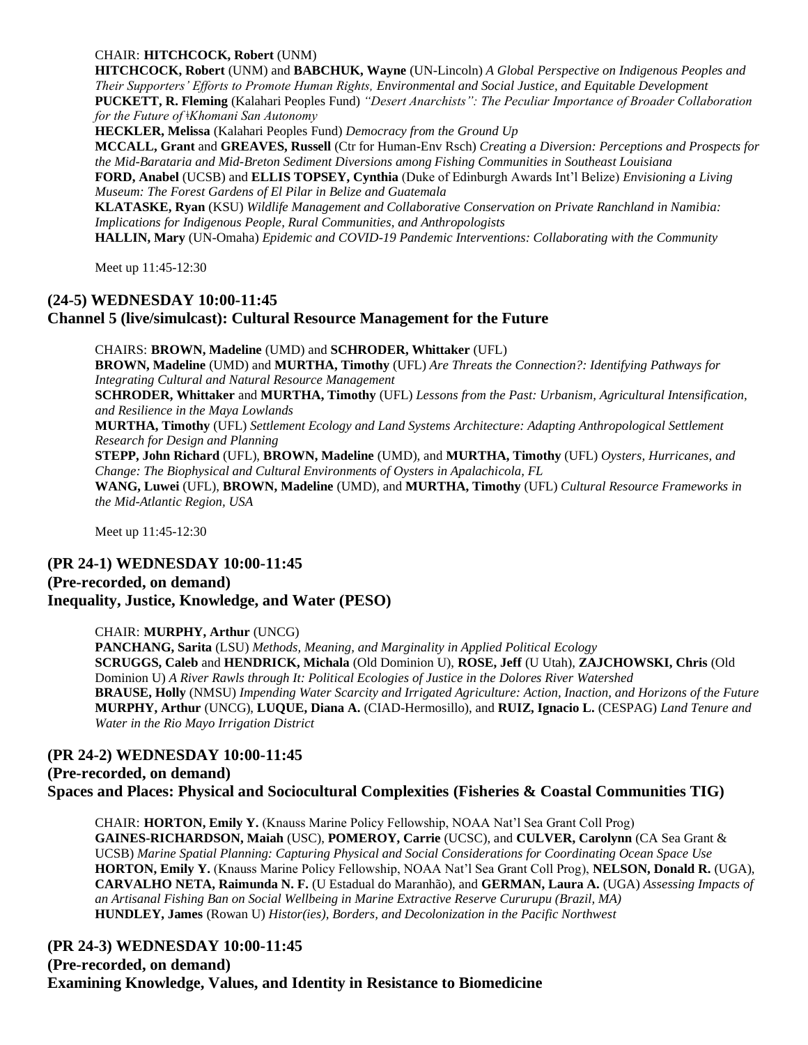CHAIR: **HITCHCOCK, Robert** (UNM)

**HITCHCOCK, Robert** (UNM) and **BABCHUK, Wayne** (UN-Lincoln) *A Global Perspective on Indigenous Peoples and Their Supporters' Efforts to Promote Human Rights, Environmental and Social Justice, and Equitable Development*

**PUCKETT, R. Fleming** (Kalahari Peoples Fund) *"Desert Anarchists": The Peculiar Importance of Broader Collaboration for the Future of ǂKhomani San Autonomy*

**HECKLER, Melissa** (Kalahari Peoples Fund) *Democracy from the Ground Up*

**MCCALL, Grant** and **GREAVES, Russell** (Ctr for Human-Env Rsch) *Creating a Diversion: Perceptions and Prospects for the Mid-Barataria and Mid-Breton Sediment Diversions among Fishing Communities in Southeast Louisiana*

**FORD, Anabel** (UCSB) and **ELLIS TOPSEY, Cynthia** (Duke of Edinburgh Awards Int'l Belize) *Envisioning a Living Museum: The Forest Gardens of El Pilar in Belize and Guatemala*

**KLATASKE, Ryan** (KSU) *Wildlife Management and Collaborative Conservation on Private Ranchland in Namibia: Implications for Indigenous People, Rural Communities, and Anthropologists*

**HALLIN, Mary** (UN-Omaha) *Epidemic and COVID-19 Pandemic Interventions: Collaborating with the Community*

Meet up 11:45-12:30

## (24-5) WEDNESDAY 10:00-11:45
## Channel 5 (live/simulcast): Cultural Resource Management for the Future

CHAIRS: **BROWN, Madeline** (UMD) and **SCHRODER, Whittaker** (UFL)

**BROWN, Madeline** (UMD) and **MURTHA, Timothy** (UFL) *Are Threats the Connection?: Identifying Pathways for Integrating Cultural and Natural Resource Management*

**SCHRODER, Whittaker** and **MURTHA, Timothy** (UFL) *Lessons from the Past: Urbanism, Agricultural Intensification, and Resilience in the Maya Lowlands*

**MURTHA, Timothy** (UFL) *Settlement Ecology and Land Systems Architecture: Adapting Anthropological Settlement Research for Design and Planning*

**STEPP, John Richard** (UFL), **BROWN, Madeline** (UMD), and **MURTHA, Timothy** (UFL) *Oysters, Hurricanes, and Change: The Biophysical and Cultural Environments of Oysters in Apalachicola, FL*

**WANG, Luwei** (UFL), **BROWN, Madeline** (UMD), and **MURTHA, Timothy** (UFL) *Cultural Resource Frameworks in the Mid-Atlantic Region, USA*

Meet up 11:45-12:30

## (PR 24-1) WEDNESDAY 10:00-11:45
## (Pre-recorded, on demand)
## Inequality, Justice, Knowledge, and Water (PESO)

CHAIR: **MURPHY, Arthur** (UNCG)

**PANCHANG, Sarita** (LSU) *Methods, Meaning, and Marginality in Applied Political Ecology*

**SCRUGGS, Caleb** and **HENDRICK, Michala** (Old Dominion U), **ROSE, Jeff** (U Utah), **ZAJCHOWSKI, Chris** (Old Dominion U) *A River Rawls through It: Political Ecologies of Justice in the Dolores River Watershed*

**BRAUSE, Holly** (NMSU) *Impending Water Scarcity and Irrigated Agriculture: Action, Inaction, and Horizons of the Future*

**MURPHY, Arthur** (UNCG), **LUQUE, Diana A.** (CIAD-Hermosillo), and **RUIZ, Ignacio L.** (CESPAG) *Land Tenure and Water in the Rio Mayo Irrigation District*

## (PR 24-2) WEDNESDAY 10:00-11:45
## (Pre-recorded, on demand)
## Spaces and Places: Physical and Sociocultural Complexities (Fisheries & Coastal Communities TIG)

CHAIR: **HORTON, Emily Y.** (Knauss Marine Policy Fellowship, NOAA Nat'l Sea Grant Coll Prog)

**GAINES-RICHARDSON, Maiah** (USC), **POMEROY, Carrie** (UCSC), and **CULVER, Carolynn** (CA Sea Grant & UCSB) *Marine Spatial Planning: Capturing Physical and Social Considerations for Coordinating Ocean Space Use*

**HORTON, Emily Y.** (Knauss Marine Policy Fellowship, NOAA Nat'l Sea Grant Coll Prog), **NELSON, Donald R.** (UGA), **CARVALHO NETA, Raimunda N. F.** (U Estadual do Maranhão), and **GERMAN, Laura A.** (UGA) *Assessing Impacts of an Artisanal Fishing Ban on Social Wellbeing in Marine Extractive Reserve Cururupu (Brazil, MA)*

**HUNDLEY, James** (Rowan U) *Histor(ies), Borders, and Decolonization in the Pacific Northwest*

## (PR 24-3) WEDNESDAY 10:00-11:45
## (Pre-recorded, on demand)
## Examining Knowledge, Values, and Identity in Resistance to Biomedicine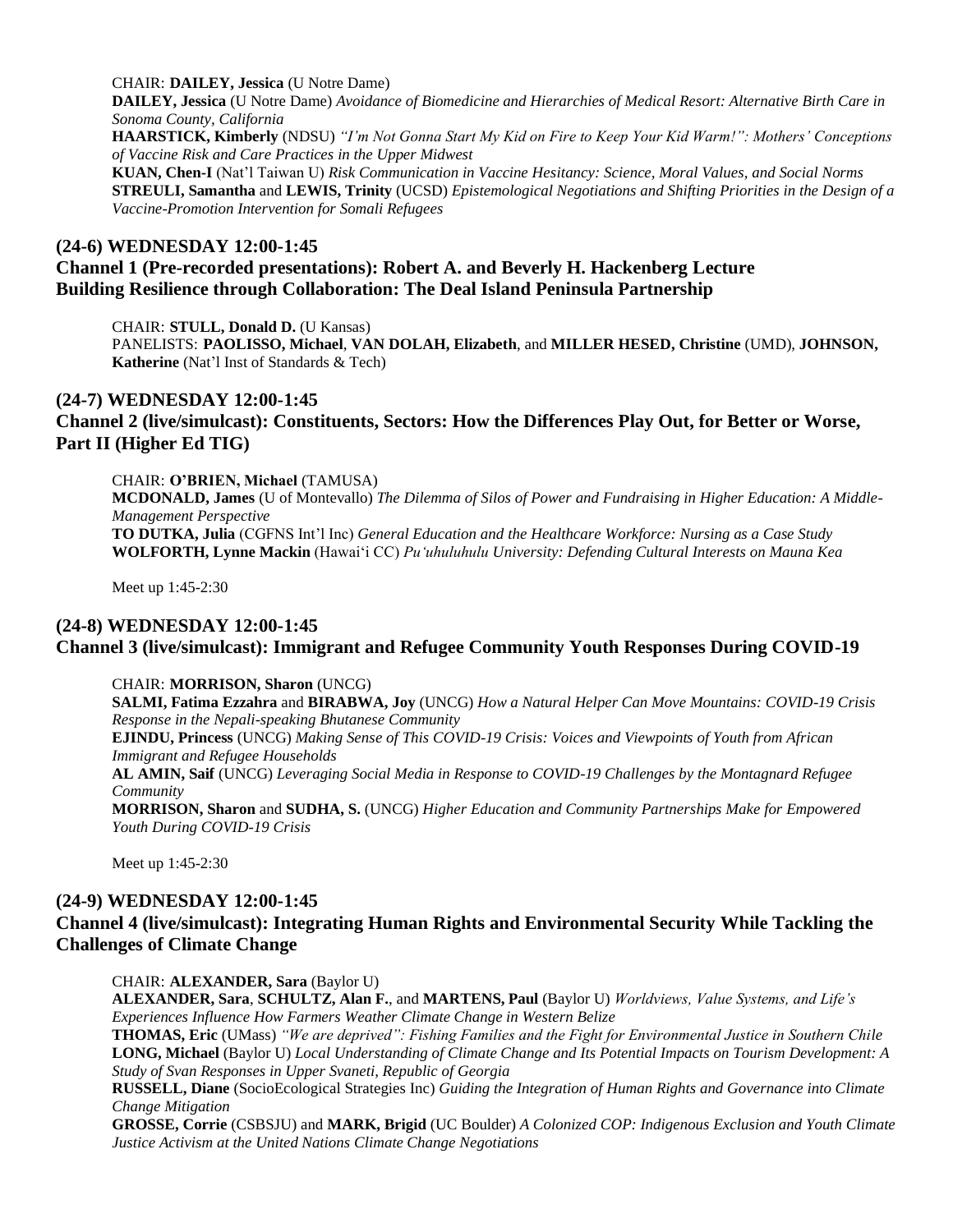CHAIR: **DAILEY, Jessica** (U Notre Dame)

**DAILEY, Jessica** (U Notre Dame) *Avoidance of Biomedicine and Hierarchies of Medical Resort: Alternative Birth Care in Sonoma County, California*

**HAARSTICK, Kimberly** (NDSU) *"I'm Not Gonna Start My Kid on Fire to Keep Your Kid Warm!": Mothers' Conceptions of Vaccine Risk and Care Practices in the Upper Midwest*

**KUAN, Chen-I** (Nat'l Taiwan U) *Risk Communication in Vaccine Hesitancy: Science, Moral Values, and Social Norms*

**STREULI, Samantha** and **LEWIS, Trinity** (UCSD) *Epistemological Negotiations and Shifting Priorities in the Design of a Vaccine-Promotion Intervention for Somali Refugees*

## (24-6) WEDNESDAY 12:00-1:45
## Channel 1 (Pre-recorded presentations): Robert A. and Beverly H. Hackenberg Lecture Building Resilience through Collaboration: The Deal Island Peninsula Partnership

CHAIR: **STULL, Donald D.** (U Kansas)

PANELISTS: **PAOLISSO, Michael**, **VAN DOLAH, Elizabeth**, and **MILLER HESED, Christine** (UMD), **JOHNSON, Katherine** (Nat'l Inst of Standards & Tech)

## (24-7) WEDNESDAY 12:00-1:45
## Channel 2 (live/simulcast): Constituents, Sectors: How the Differences Play Out, for Better or Worse, Part II (Higher Ed TIG)

CHAIR: **O'BRIEN, Michael** (TAMUSA)

**MCDONALD, James** (U of Montevallo) *The Dilemma of Silos of Power and Fundraising in Higher Education: A Middle-Management Perspective*

**TO DUTKA, Julia** (CGFNS Int'l Inc) *General Education and the Healthcare Workforce: Nursing as a Case Study*

**WOLFORTH, Lynne Mackin** (Hawai'i CC) *Pu'uhuluhulu University: Defending Cultural Interests on Mauna Kea*

Meet up 1:45-2:30

## (24-8) WEDNESDAY 12:00-1:45
## Channel 3 (live/simulcast): Immigrant and Refugee Community Youth Responses During COVID-19

CHAIR: **MORRISON, Sharon** (UNCG)

**SALMI, Fatima Ezzahra** and **BIRABWA, Joy** (UNCG) *How a Natural Helper Can Move Mountains: COVID-19 Crisis Response in the Nepali-speaking Bhutanese Community*

**EJINDU, Princess** (UNCG) *Making Sense of This COVID-19 Crisis: Voices and Viewpoints of Youth from African Immigrant and Refugee Households*

**AL AMIN, Saif** (UNCG) *Leveraging Social Media in Response to COVID-19 Challenges by the Montagnard Refugee Community*

**MORRISON, Sharon** and **SUDHA, S.** (UNCG) *Higher Education and Community Partnerships Make for Empowered Youth During COVID-19 Crisis*

Meet up 1:45-2:30

## (24-9) WEDNESDAY 12:00-1:45
## Channel 4 (live/simulcast): Integrating Human Rights and Environmental Security While Tackling the Challenges of Climate Change

CHAIR: **ALEXANDER, Sara** (Baylor U)

**ALEXANDER, Sara**, **SCHULTZ, Alan F.**, and **MARTENS, Paul** (Baylor U) *Worldviews, Value Systems, and Life's Experiences Influence How Farmers Weather Climate Change in Western Belize*

**THOMAS, Eric** (UMass) *"We are deprived": Fishing Families and the Fight for Environmental Justice in Southern Chile*

**LONG, Michael** (Baylor U) *Local Understanding of Climate Change and Its Potential Impacts on Tourism Development: A Study of Svan Responses in Upper Svaneti, Republic of Georgia*

**RUSSELL, Diane** (SocioEcological Strategies Inc) *Guiding the Integration of Human Rights and Governance into Climate Change Mitigation*

**GROSSE, Corrie** (CSBSJU) and **MARK, Brigid** (UC Boulder) *A Colonized COP: Indigenous Exclusion and Youth Climate Justice Activism at the United Nations Climate Change Negotiations*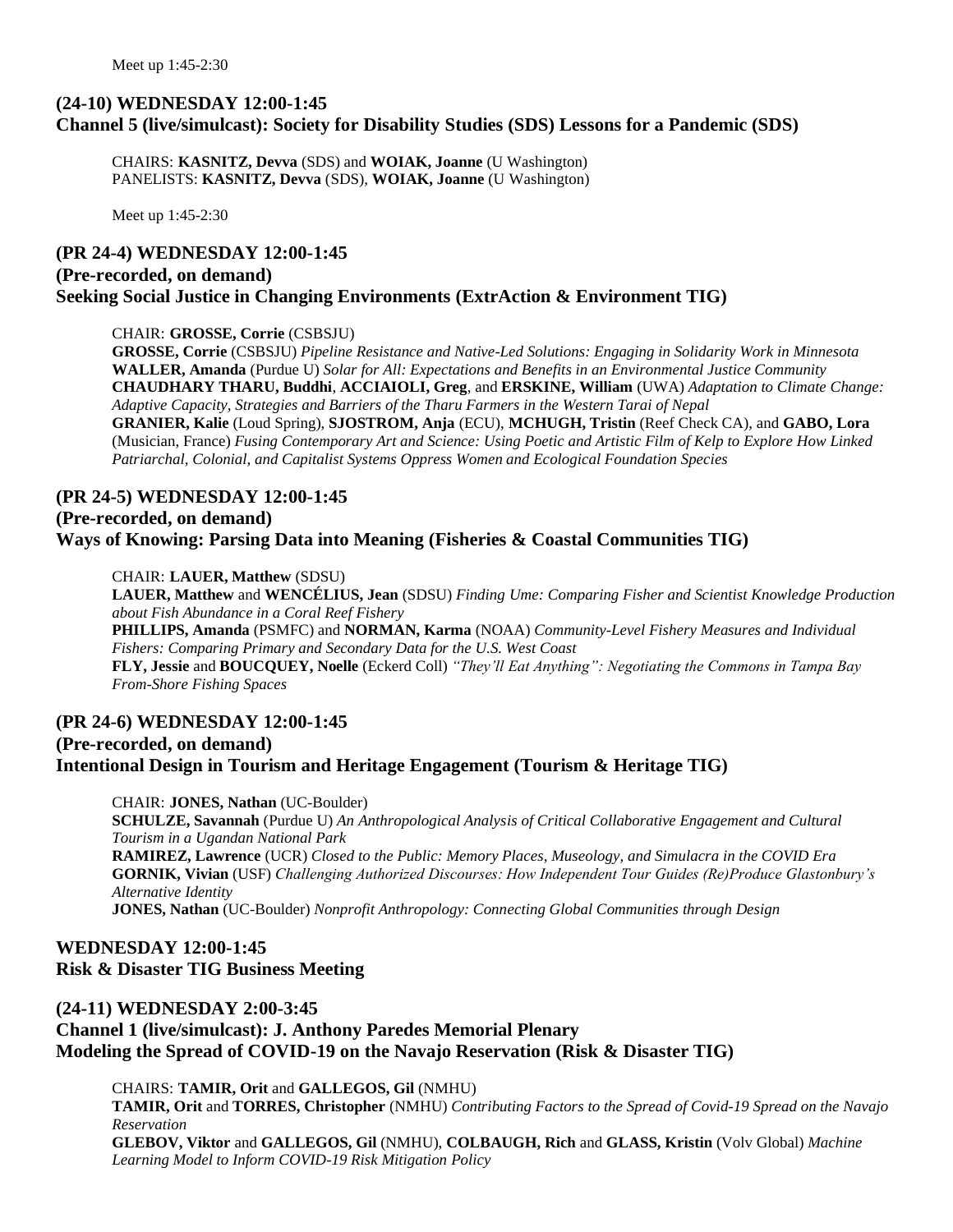Meet up 1:45-2:30

## (24-10) WEDNESDAY 12:00-1:45
## Channel 5 (live/simulcast): Society for Disability Studies (SDS) Lessons for a Pandemic (SDS)

CHAIRS: **KASNITZ, Devva** (SDS) and **WOIAK, Joanne** (U Washington)
PANELISTS: **KASNITZ, Devva** (SDS), **WOIAK, Joanne** (U Washington)

Meet up 1:45-2:30

## (PR 24-4) WEDNESDAY 12:00-1:45
## (Pre-recorded, on demand)
## Seeking Social Justice in Changing Environments (ExtrAction & Environment TIG)

CHAIR: **GROSSE, Corrie** (CSBSJU)
**GROSSE, Corrie** (CSBSJU) *Pipeline Resistance and Native-Led Solutions: Engaging in Solidarity Work in Minnesota*
**WALLER, Amanda** (Purdue U) *Solar for All: Expectations and Benefits in an Environmental Justice Community*
**CHAUDHARY THARU, Buddhi**, **ACCIAIOLI, Greg**, and **ERSKINE, William** (UWA) *Adaptation to Climate Change: Adaptive Capacity, Strategies and Barriers of the Tharu Farmers in the Western Tarai of Nepal*
**GRANIER, Kalie** (Loud Spring), **SJOSTROM, Anja** (ECU), **MCHUGH, Tristin** (Reef Check CA), and **GABO, Lora** (Musician, France) *Fusing Contemporary Art and Science: Using Poetic and Artistic Film of Kelp to Explore How Linked Patriarchal, Colonial, and Capitalist Systems Oppress Women and Ecological Foundation Species*

## (PR 24-5) WEDNESDAY 12:00-1:45
## (Pre-recorded, on demand)
## Ways of Knowing: Parsing Data into Meaning (Fisheries & Coastal Communities TIG)

CHAIR: **LAUER, Matthew** (SDSU)
**LAUER, Matthew** and **WENCÉLIUS, Jean** (SDSU) *Finding Ume: Comparing Fisher and Scientist Knowledge Production about Fish Abundance in a Coral Reef Fishery*
**PHILLIPS, Amanda** (PSMFC) and **NORMAN, Karma** (NOAA) *Community-Level Fishery Measures and Individual Fishers: Comparing Primary and Secondary Data for the U.S. West Coast*
**FLY, Jessie** and **BOUCQUEY, Noelle** (Eckerd Coll) *"They'll Eat Anything": Negotiating the Commons in Tampa Bay From-Shore Fishing Spaces*

## (PR 24-6) WEDNESDAY 12:00-1:45
## (Pre-recorded, on demand)
## Intentional Design in Tourism and Heritage Engagement (Tourism & Heritage TIG)

CHAIR: **JONES, Nathan** (UC-Boulder)
**SCHULZE, Savannah** (Purdue U) *An Anthropological Analysis of Critical Collaborative Engagement and Cultural Tourism in a Ugandan National Park*
**RAMIREZ, Lawrence** (UCR) *Closed to the Public: Memory Places, Museology, and Simulacra in the COVID Era*
**GORNIK, Vivian** (USF) *Challenging Authorized Discourses: How Independent Tour Guides (Re)Produce Glastonbury's Alternative Identity*
**JONES, Nathan** (UC-Boulder) *Nonprofit Anthropology: Connecting Global Communities through Design*

## WEDNESDAY 12:00-1:45
## Risk & Disaster TIG Business Meeting

## (24-11) WEDNESDAY 2:00-3:45
## Channel 1 (live/simulcast): J. Anthony Paredes Memorial Plenary
## Modeling the Spread of COVID-19 on the Navajo Reservation (Risk & Disaster TIG)

CHAIRS: **TAMIR, Orit** and **GALLEGOS, Gil** (NMHU)
**TAMIR, Orit** and **TORRES, Christopher** (NMHU) *Contributing Factors to the Spread of Covid-19 Spread on the Navajo Reservation*
**GLEBOV, Viktor** and **GALLEGOS, Gil** (NMHU), **COLBAUGH, Rich** and **GLASS, Kristin** (Volv Global) *Machine Learning Model to Inform COVID-19 Risk Mitigation Policy*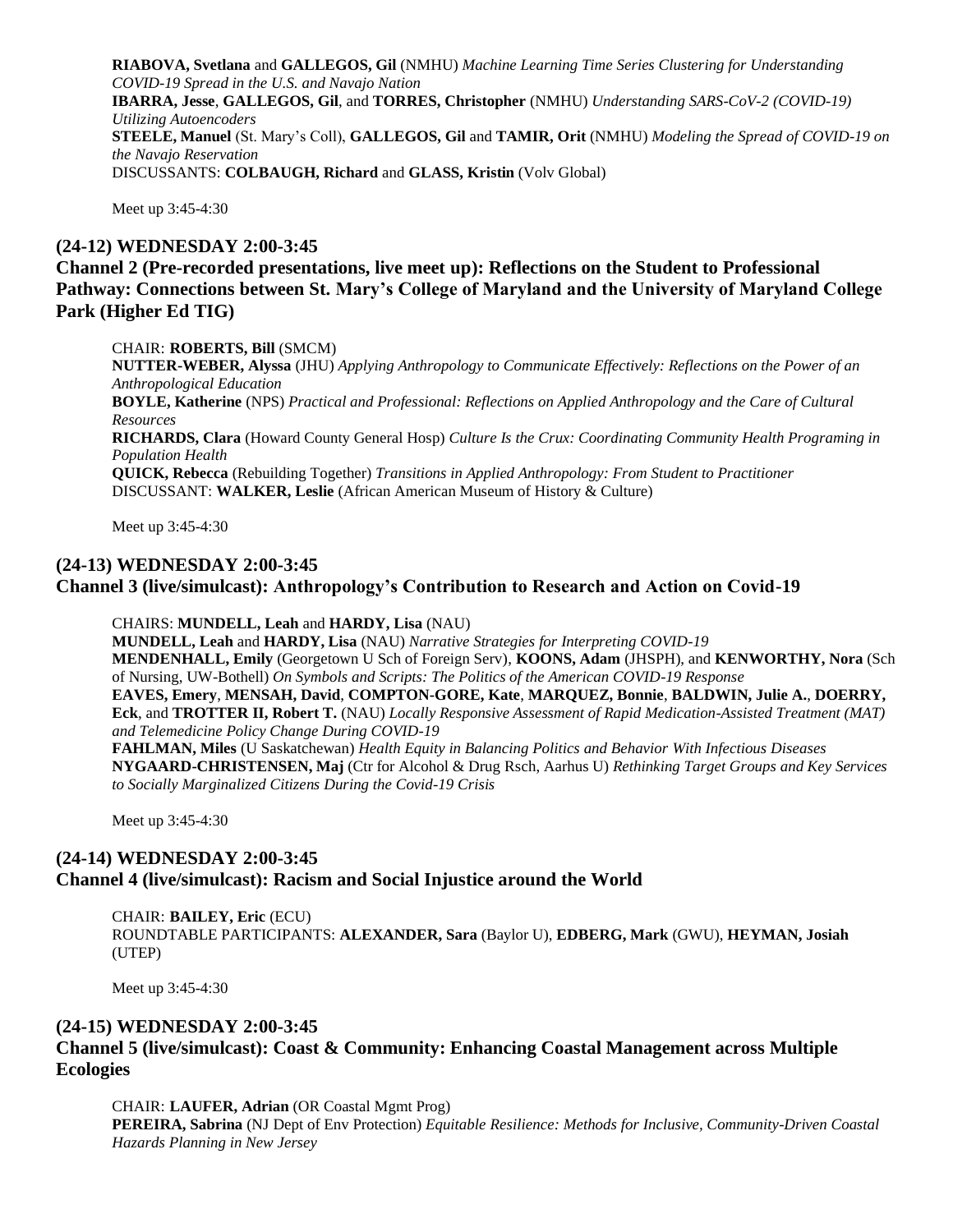**RIABOVA, Svetlana** and **GALLEGOS, Gil** (NMHU) *Machine Learning Time Series Clustering for Understanding COVID-19 Spread in the U.S. and Navajo Nation*
**IBARRA, Jesse**, **GALLEGOS, Gil**, and **TORRES, Christopher** (NMHU) *Understanding SARS-CoV-2 (COVID-19) Utilizing Autoencoders*
**STEELE, Manuel** (St. Mary's Coll), **GALLEGOS, Gil** and **TAMIR, Orit** (NMHU) *Modeling the Spread of COVID-19 on the Navajo Reservation*
DISCUSSANTS: **COLBAUGH, Richard** and **GLASS, Kristin** (Volv Global)

Meet up 3:45-4:30

### (24-12) WEDNESDAY 2:00-3:45
### Channel 2 (Pre-recorded presentations, live meet up): Reflections on the Student to Professional Pathway: Connections between St. Mary's College of Maryland and the University of Maryland College Park (Higher Ed TIG)

CHAIR: **ROBERTS, Bill** (SMCM)
**NUTTER-WEBER, Alyssa** (JHU) *Applying Anthropology to Communicate Effectively: Reflections on the Power of an Anthropological Education*
**BOYLE, Katherine** (NPS) *Practical and Professional: Reflections on Applied Anthropology and the Care of Cultural Resources*
**RICHARDS, Clara** (Howard County General Hosp) *Culture Is the Crux: Coordinating Community Health Programing in Population Health*
**QUICK, Rebecca** (Rebuilding Together) *Transitions in Applied Anthropology: From Student to Practitioner*
DISCUSSANT: **WALKER, Leslie** (African American Museum of History & Culture)

Meet up 3:45-4:30

### (24-13) WEDNESDAY 2:00-3:45
### Channel 3 (live/simulcast): Anthropology's Contribution to Research and Action on Covid-19

CHAIRS: **MUNDELL, Leah** and **HARDY, Lisa** (NAU)
**MUNDELL, Leah** and **HARDY, Lisa** (NAU) *Narrative Strategies for Interpreting COVID-19*
**MENDENHALL, Emily** (Georgetown U Sch of Foreign Serv), **KOONS, Adam** (JHSPH), and **KENWORTHY, Nora** (Sch of Nursing, UW-Bothell) *On Symbols and Scripts: The Politics of the American COVID-19 Response*
**EAVES, Emery**, **MENSAH, David**, **COMPTON-GORE, Kate**, **MARQUEZ, Bonnie**, **BALDWIN, Julie A.**, **DOERRY, Eck**, and **TROTTER II, Robert T.** (NAU) *Locally Responsive Assessment of Rapid Medication-Assisted Treatment (MAT) and Telemedicine Policy Change During COVID-19*
**FAHLMAN, Miles** (U Saskatchewan) *Health Equity in Balancing Politics and Behavior With Infectious Diseases*
**NYGAARD-CHRISTENSEN, Maj** (Ctr for Alcohol & Drug Rsch, Aarhus U) *Rethinking Target Groups and Key Services to Socially Marginalized Citizens During the Covid-19 Crisis*

Meet up 3:45-4:30

### (24-14) WEDNESDAY 2:00-3:45
### Channel 4 (live/simulcast): Racism and Social Injustice around the World

CHAIR: **BAILEY, Eric** (ECU)
ROUNDTABLE PARTICIPANTS: **ALEXANDER, Sara** (Baylor U), **EDBERG, Mark** (GWU), **HEYMAN, Josiah** (UTEP)

Meet up 3:45-4:30

### (24-15) WEDNESDAY 2:00-3:45
### Channel 5 (live/simulcast): Coast & Community: Enhancing Coastal Management across Multiple Ecologies

CHAIR: **LAUFER, Adrian** (OR Coastal Mgmt Prog)
**PEREIRA, Sabrina** (NJ Dept of Env Protection) *Equitable Resilience: Methods for Inclusive, Community-Driven Coastal Hazards Planning in New Jersey*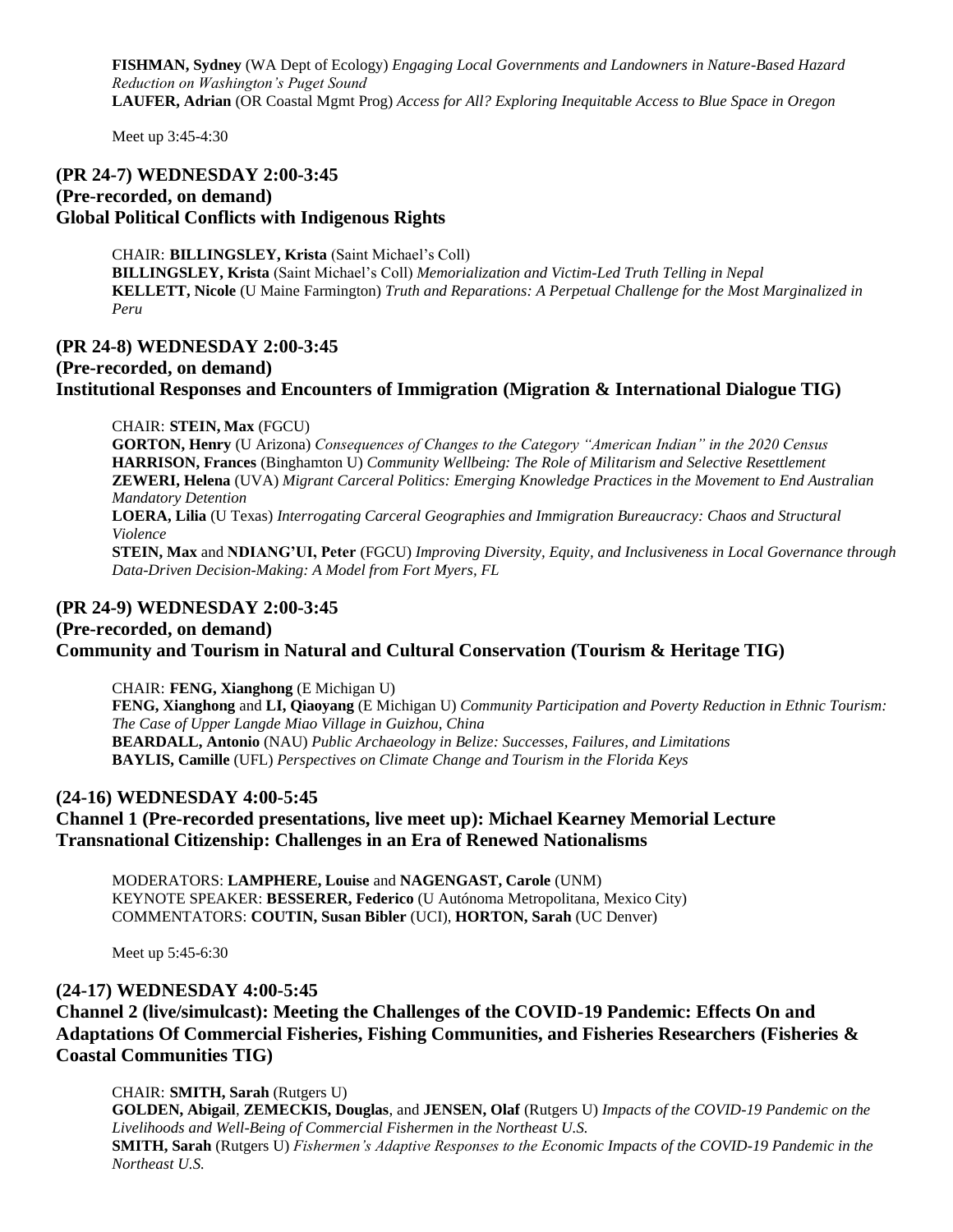**FISHMAN, Sydney** (WA Dept of Ecology) *Engaging Local Governments and Landowners in Nature-Based Hazard Reduction on Washington's Puget Sound*
**LAUFER, Adrian** (OR Coastal Mgmt Prog) *Access for All? Exploring Inequitable Access to Blue Space in Oregon*

Meet up 3:45-4:30

### (PR 24-7) WEDNESDAY 2:00-3:45
### (Pre-recorded, on demand)
### Global Political Conflicts with Indigenous Rights

CHAIR: **BILLINGSLEY, Krista** (Saint Michael's Coll)
**BILLINGSLEY, Krista** (Saint Michael's Coll) *Memorialization and Victim-Led Truth Telling in Nepal*
**KELLETT, Nicole** (U Maine Farmington) *Truth and Reparations: A Perpetual Challenge for the Most Marginalized in Peru*

### (PR 24-8) WEDNESDAY 2:00-3:45
### (Pre-recorded, on demand)
### Institutional Responses and Encounters of Immigration (Migration & International Dialogue TIG)

CHAIR: **STEIN, Max** (FGCU)
**GORTON, Henry** (U Arizona) *Consequences of Changes to the Category "American Indian" in the 2020 Census*
**HARRISON, Frances** (Binghamton U) *Community Wellbeing: The Role of Militarism and Selective Resettlement*
**ZEWERI, Helena** (UVA) *Migrant Carceral Politics: Emerging Knowledge Practices in the Movement to End Australian Mandatory Detention*
**LOERA, Lilia** (U Texas) *Interrogating Carceral Geographies and Immigration Bureaucracy: Chaos and Structural Violence*
**STEIN, Max** and **NDIANG'UI, Peter** (FGCU) *Improving Diversity, Equity, and Inclusiveness in Local Governance through Data-Driven Decision-Making: A Model from Fort Myers, FL*

### (PR 24-9) WEDNESDAY 2:00-3:45
### (Pre-recorded, on demand)
### Community and Tourism in Natural and Cultural Conservation (Tourism & Heritage TIG)

CHAIR: **FENG, Xianghong** (E Michigan U)
**FENG, Xianghong** and **LI, Qiaoyang** (E Michigan U) *Community Participation and Poverty Reduction in Ethnic Tourism: The Case of Upper Langde Miao Village in Guizhou, China*
**BEARDALL, Antonio** (NAU) *Public Archaeology in Belize: Successes, Failures, and Limitations*
**BAYLIS, Camille** (UFL) *Perspectives on Climate Change and Tourism in the Florida Keys*

### (24-16) WEDNESDAY 4:00-5:45
### Channel 1 (Pre-recorded presentations, live meet up): Michael Kearney Memorial Lecture Transnational Citizenship: Challenges in an Era of Renewed Nationalisms

MODERATORS: **LAMPHERE, Louise** and **NAGENGAST, Carole** (UNM)
KEYNOTE SPEAKER: **BESSERER, Federico** (U Autónoma Metropolitana, Mexico City)
COMMENTATORS: **COUTIN, Susan Bibler** (UCI), **HORTON, Sarah** (UC Denver)

Meet up 5:45-6:30

### (24-17) WEDNESDAY 4:00-5:45
### Channel 2 (live/simulcast): Meeting the Challenges of the COVID-19 Pandemic: Effects On and Adaptations Of Commercial Fisheries, Fishing Communities, and Fisheries Researchers (Fisheries & Coastal Communities TIG)

CHAIR: **SMITH, Sarah** (Rutgers U)
**GOLDEN, Abigail**, **ZEMECKIS, Douglas**, and **JENSEN, Olaf** (Rutgers U) *Impacts of the COVID-19 Pandemic on the Livelihoods and Well-Being of Commercial Fishermen in the Northeast U.S.*
**SMITH, Sarah** (Rutgers U) *Fishermen's Adaptive Responses to the Economic Impacts of the COVID-19 Pandemic in the Northeast U.S.*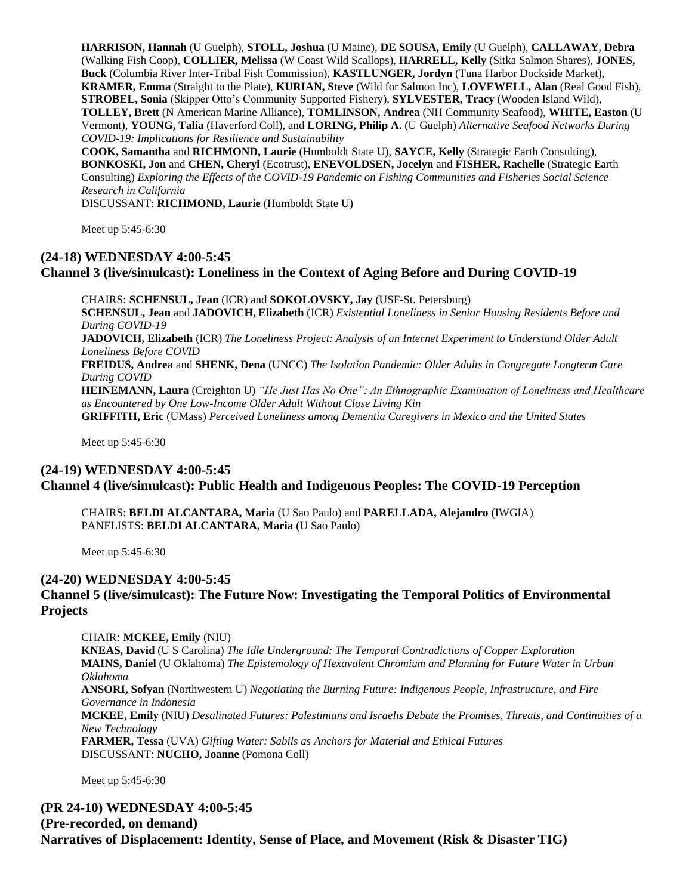**HARRISON, Hannah** (U Guelph), **STOLL, Joshua** (U Maine), **DE SOUSA, Emily** (U Guelph), **CALLAWAY, Debra** (Walking Fish Coop), **COLLIER, Melissa** (W Coast Wild Scallops), **HARRELL, Kelly** (Sitka Salmon Shares), **JONES, Buck** (Columbia River Inter-Tribal Fish Commission), **KASTLUNGER, Jordyn** (Tuna Harbor Dockside Market), **KRAMER, Emma** (Straight to the Plate), **KURIAN, Steve** (Wild for Salmon Inc), **LOVEWELL, Alan** (Real Good Fish), **STROBEL, Sonia** (Skipper Otto's Community Supported Fishery), **SYLVESTER, Tracy** (Wooden Island Wild), **TOLLEY, Brett** (N American Marine Alliance), **TOMLINSON, Andrea** (NH Community Seafood), **WHITE, Easton** (U Vermont), **YOUNG, Talia** (Haverford Coll), and **LORING, Philip A.** (U Guelph) *Alternative Seafood Networks During COVID-19: Implications for Resilience and Sustainability*

**COOK, Samantha** and **RICHMOND, Laurie** (Humboldt State U), **SAYCE, Kelly** (Strategic Earth Consulting), **BONKOSKI, Jon** and **CHEN, Cheryl** (Ecotrust), **ENEVOLDSEN, Jocelyn** and **FISHER, Rachelle** (Strategic Earth Consulting) *Exploring the Effects of the COVID-19 Pandemic on Fishing Communities and Fisheries Social Science Research in California*

DISCUSSANT: **RICHMOND, Laurie** (Humboldt State U)

Meet up 5:45-6:30

### (24-18) WEDNESDAY 4:00-5:45
### Channel 3 (live/simulcast): Loneliness in the Context of Aging Before and During COVID-19

CHAIRS: **SCHENSUL, Jean** (ICR) and **SOKOLOVSKY, Jay** (USF-St. Petersburg)

**SCHENSUL, Jean** and **JADOVICH, Elizabeth** (ICR) *Existential Loneliness in Senior Housing Residents Before and During COVID-19*

**JADOVICH, Elizabeth** (ICR) *The Loneliness Project: Analysis of an Internet Experiment to Understand Older Adult Loneliness Before COVID*

**FREIDUS, Andrea** and **SHENK, Dena** (UNCC) *The Isolation Pandemic: Older Adults in Congregate Longterm Care During COVID*

**HEINEMANN, Laura** (Creighton U) *"He Just Has No One": An Ethnographic Examination of Loneliness and Healthcare as Encountered by One Low-Income Older Adult Without Close Living Kin*

**GRIFFITH, Eric** (UMass) *Perceived Loneliness among Dementia Caregivers in Mexico and the United States*

Meet up 5:45-6:30

### (24-19) WEDNESDAY 4:00-5:45
### Channel 4 (live/simulcast): Public Health and Indigenous Peoples: The COVID-19 Perception

CHAIRS: **BELDI ALCANTARA, Maria** (U Sao Paulo) and **PARELLADA, Alejandro** (IWGIA)

PANELISTS: **BELDI ALCANTARA, Maria** (U Sao Paulo)

Meet up 5:45-6:30

### (24-20) WEDNESDAY 4:00-5:45
### Channel 5 (live/simulcast): The Future Now: Investigating the Temporal Politics of Environmental Projects

CHAIR: **MCKEE, Emily** (NIU)

**KNEAS, David** (U S Carolina) *The Idle Underground: The Temporal Contradictions of Copper Exploration*

**MAINS, Daniel** (U Oklahoma) *The Epistemology of Hexavalent Chromium and Planning for Future Water in Urban Oklahoma*

**ANSORI, Sofyan** (Northwestern U) *Negotiating the Burning Future: Indigenous People, Infrastructure, and Fire Governance in Indonesia*

**MCKEE, Emily** (NIU) *Desalinated Futures: Palestinians and Israelis Debate the Promises, Threats, and Continuities of a New Technology*

**FARMER, Tessa** (UVA) *Gifting Water: Sabils as Anchors for Material and Ethical Futures*

DISCUSSANT: **NUCHO, Joanne** (Pomona Coll)

Meet up 5:45-6:30

### (PR 24-10) WEDNESDAY 4:00-5:45
### (Pre-recorded, on demand)
### Narratives of Displacement: Identity, Sense of Place, and Movement (Risk & Disaster TIG)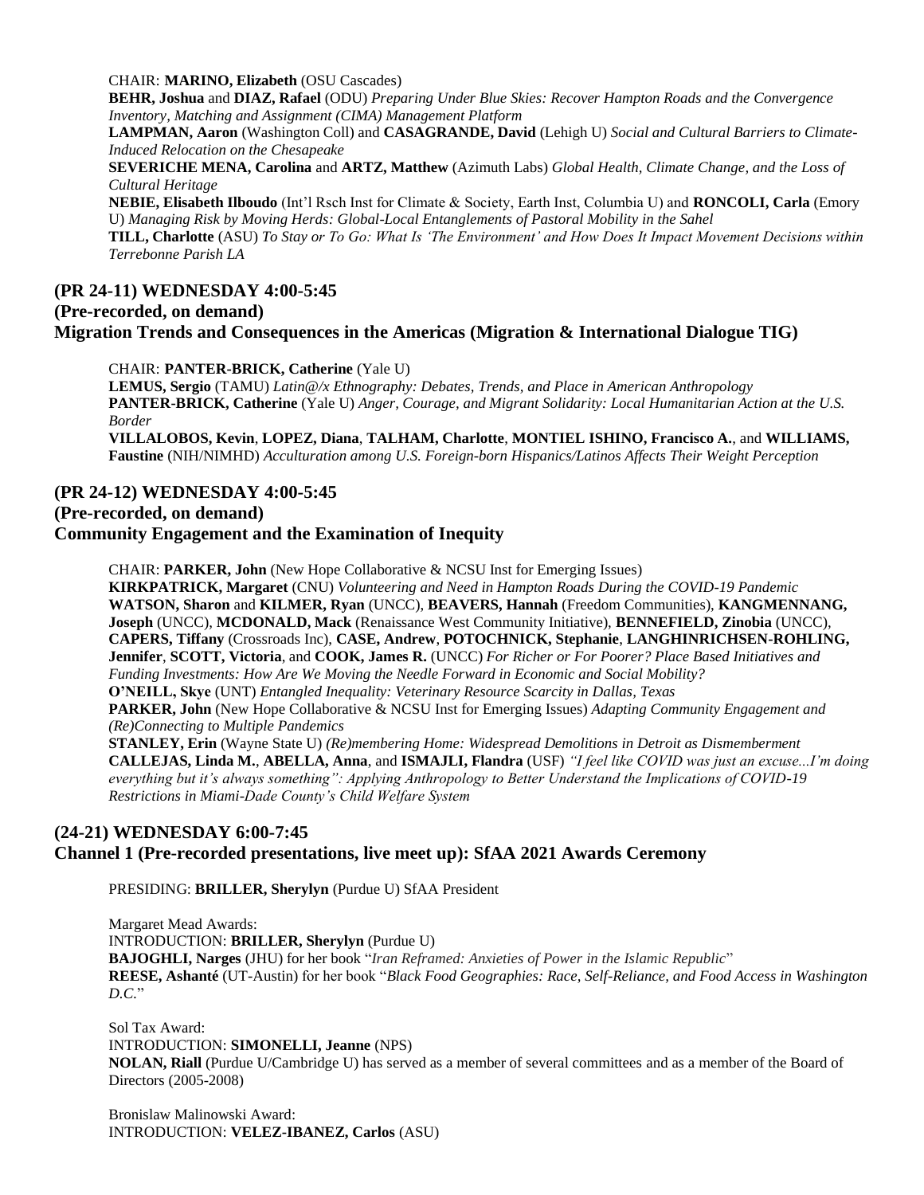CHAIR: **MARINO, Elizabeth** (OSU Cascades)

**BEHR, Joshua** and **DIAZ, Rafael** (ODU) *Preparing Under Blue Skies: Recover Hampton Roads and the Convergence Inventory, Matching and Assignment (CIMA) Management Platform*

**LAMPMAN, Aaron** (Washington Coll) and **CASAGRANDE, David** (Lehigh U) *Social and Cultural Barriers to Climate-Induced Relocation on the Chesapeake*

**SEVERICHE MENA, Carolina** and **ARTZ, Matthew** (Azimuth Labs) *Global Health, Climate Change, and the Loss of Cultural Heritage*

**NEBIE, Elisabeth Ilboudo** (Int'l Rsch Inst for Climate & Society, Earth Inst, Columbia U) and **RONCOLI, Carla** (Emory U) *Managing Risk by Moving Herds: Global-Local Entanglements of Pastoral Mobility in the Sahel*

**TILL, Charlotte** (ASU) *To Stay or To Go: What Is 'The Environment' and How Does It Impact Movement Decisions within Terrebonne Parish LA*

## (PR 24-11) WEDNESDAY 4:00-5:45
## (Pre-recorded, on demand)
## Migration Trends and Consequences in the Americas (Migration & International Dialogue TIG)

CHAIR: **PANTER-BRICK, Catherine** (Yale U)

**LEMUS, Sergio** (TAMU) *Latin@/x Ethnography: Debates, Trends, and Place in American Anthropology*

**PANTER-BRICK, Catherine** (Yale U) *Anger, Courage, and Migrant Solidarity: Local Humanitarian Action at the U.S. Border*

**VILLALOBOS, Kevin**, **LOPEZ, Diana**, **TALHAM, Charlotte**, **MONTIEL ISHINO, Francisco A.**, and **WILLIAMS, Faustine** (NIH/NIMHD) *Acculturation among U.S. Foreign-born Hispanics/Latinos Affects Their Weight Perception*

## (PR 24-12) WEDNESDAY 4:00-5:45
## (Pre-recorded, on demand)
## Community Engagement and the Examination of Inequity

CHAIR: **PARKER, John** (New Hope Collaborative & NCSU Inst for Emerging Issues)

**KIRKPATRICK, Margaret** (CNU) *Volunteering and Need in Hampton Roads During the COVID-19 Pandemic*

**WATSON, Sharon** and **KILMER, Ryan** (UNCC), **BEAVERS, Hannah** (Freedom Communities), **KANGMENNANG, Joseph** (UNCC), **MCDONALD, Mack** (Renaissance West Community Initiative), **BENNEFIELD, Zinobia** (UNCC), **CAPERS, Tiffany** (Crossroads Inc), **CASE, Andrew**, **POTOCHNICK, Stephanie**, **LANGHINRICHSEN-ROHLING, Jennifer**, **SCOTT, Victoria**, and **COOK, James R.** (UNCC) *For Richer or For Poorer? Place Based Initiatives and Funding Investments: How Are We Moving the Needle Forward in Economic and Social Mobility?*

**O'NEILL, Skye** (UNT) *Entangled Inequality: Veterinary Resource Scarcity in Dallas, Texas*

**PARKER, John** (New Hope Collaborative & NCSU Inst for Emerging Issues) *Adapting Community Engagement and (Re)Connecting to Multiple Pandemics*

**STANLEY, Erin** (Wayne State U) *(Re)membering Home: Widespread Demolitions in Detroit as Dismemberment*

**CALLEJAS, Linda M.**, **ABELLA, Anna**, and **ISMAJLI, Flandra** (USF) *"I feel like COVID was just an excuse...I'm doing everything but it's always something": Applying Anthropology to Better Understand the Implications of COVID-19 Restrictions in Miami-Dade County's Child Welfare System*

## (24-21) WEDNESDAY 6:00-7:45
## Channel 1 (Pre-recorded presentations, live meet up): SfAA 2021 Awards Ceremony

PRESIDING: **BRILLER, Sherylyn** (Purdue U) SfAA President

Margaret Mead Awards:
INTRODUCTION: **BRILLER, Sherylyn** (Purdue U)
**BAJOGHLI, Narges** (JHU) for her book "*Iran Reframed: Anxieties of Power in the Islamic Republic*"
**REESE, Ashanté** (UT-Austin) for her book "*Black Food Geographies: Race, Self-Reliance, and Food Access in Washington D.C.*"

Sol Tax Award:
INTRODUCTION: **SIMONELLI, Jeanne** (NPS)
**NOLAN, Riall** (Purdue U/Cambridge U) has served as a member of several committees and as a member of the Board of Directors (2005-2008)

Bronislaw Malinowski Award:
INTRODUCTION: **VELEZ-IBANEZ, Carlos** (ASU)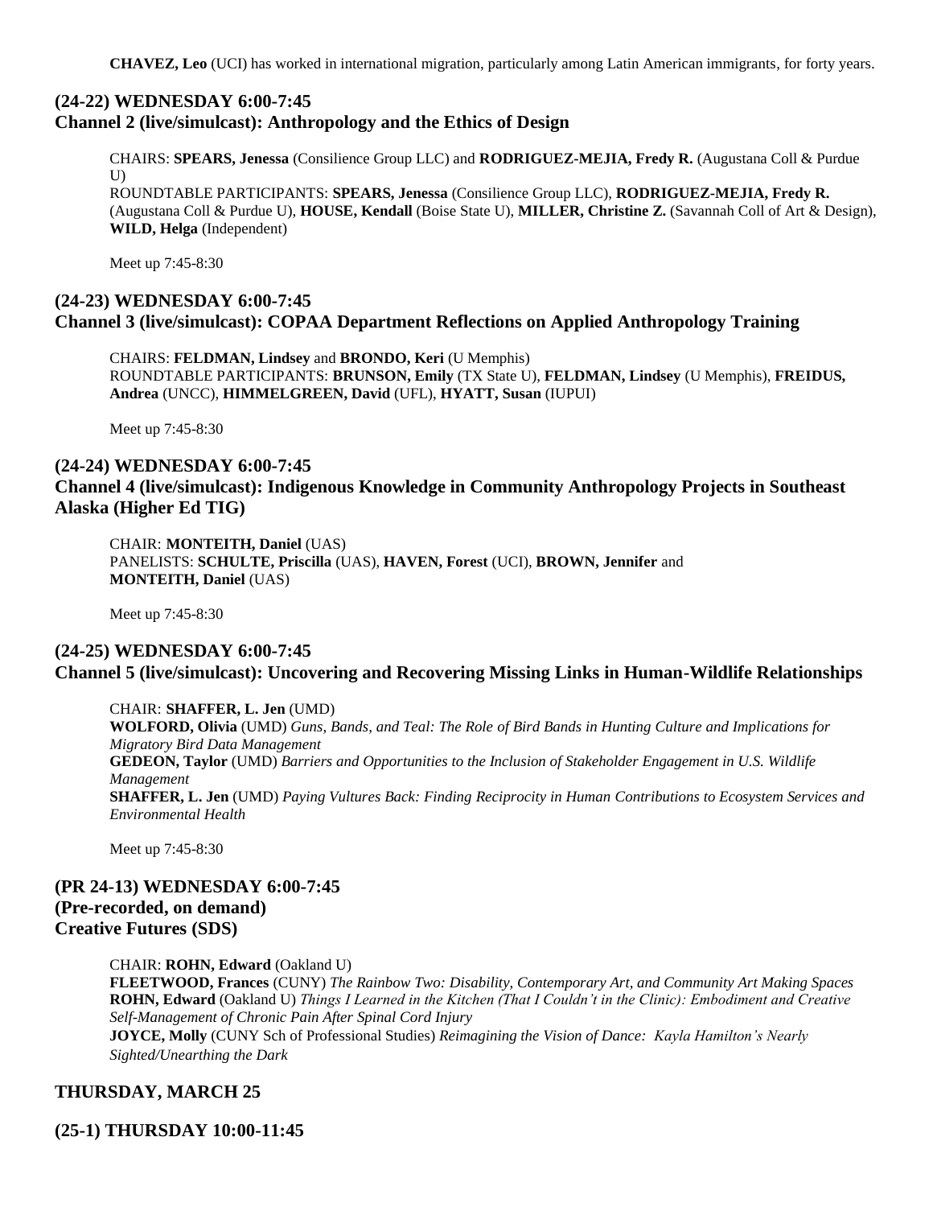**CHAVEZ, Leo** (UCI) has worked in international migration, particularly among Latin American immigrants, for forty years.

### (24-22) WEDNESDAY 6:00-7:45
### Channel 2 (live/simulcast): Anthropology and the Ethics of Design

CHAIRS: **SPEARS, Jenessa** (Consilience Group LLC) and **RODRIGUEZ-MEJIA, Fredy R.** (Augustana Coll & Purdue U)
ROUNDTABLE PARTICIPANTS: **SPEARS, Jenessa** (Consilience Group LLC), **RODRIGUEZ-MEJIA, Fredy R.** (Augustana Coll & Purdue U), **HOUSE, Kendall** (Boise State U), **MILLER, Christine Z.** (Savannah Coll of Art & Design), **WILD, Helga** (Independent)

Meet up 7:45-8:30

### (24-23) WEDNESDAY 6:00-7:45
### Channel 3 (live/simulcast): COPAA Department Reflections on Applied Anthropology Training

CHAIRS: **FELDMAN, Lindsey** and **BRONDO, Keri** (U Memphis)
ROUNDTABLE PARTICIPANTS: **BRUNSON, Emily** (TX State U), **FELDMAN, Lindsey** (U Memphis), **FREIDUS, Andrea** (UNCC), **HIMMELGREEN, David** (UFL), **HYATT, Susan** (IUPUI)

Meet up 7:45-8:30

### (24-24) WEDNESDAY 6:00-7:45
### Channel 4 (live/simulcast): Indigenous Knowledge in Community Anthropology Projects in Southeast Alaska (Higher Ed TIG)

CHAIR: **MONTEITH, Daniel** (UAS)
PANELISTS: **SCHULTE, Priscilla** (UAS), **HAVEN, Forest** (UCI), **BROWN, Jennifer** and **MONTEITH, Daniel** (UAS)

Meet up 7:45-8:30

### (24-25) WEDNESDAY 6:00-7:45
### Channel 5 (live/simulcast): Uncovering and Recovering Missing Links in Human-Wildlife Relationships

CHAIR: **SHAFFER, L. Jen** (UMD)
**WOLFORD, Olivia** (UMD) *Guns, Bands, and Teal: The Role of Bird Bands in Hunting Culture and Implications for Migratory Bird Data Management*
**GEDEON, Taylor** (UMD) *Barriers and Opportunities to the Inclusion of Stakeholder Engagement in U.S. Wildlife Management*
**SHAFFER, L. Jen** (UMD) *Paying Vultures Back: Finding Reciprocity in Human Contributions to Ecosystem Services and Environmental Health*

Meet up 7:45-8:30

### (PR 24-13) WEDNESDAY 6:00-7:45
### (Pre-recorded, on demand)
### Creative Futures (SDS)

CHAIR: **ROHN, Edward** (Oakland U)
**FLEETWOOD, Frances** (CUNY) *The Rainbow Two: Disability, Contemporary Art, and Community Art Making Spaces*
**ROHN, Edward** (Oakland U) *Things I Learned in the Kitchen (That I Couldn't in the Clinic): Embodiment and Creative Self-Management of Chronic Pain After Spinal Cord Injury*
**JOYCE, Molly** (CUNY Sch of Professional Studies) *Reimagining the Vision of Dance: Kayla Hamilton's Nearly Sighted/Unearthing the Dark*

## THURSDAY, MARCH 25

### (25-1) THURSDAY 10:00-11:45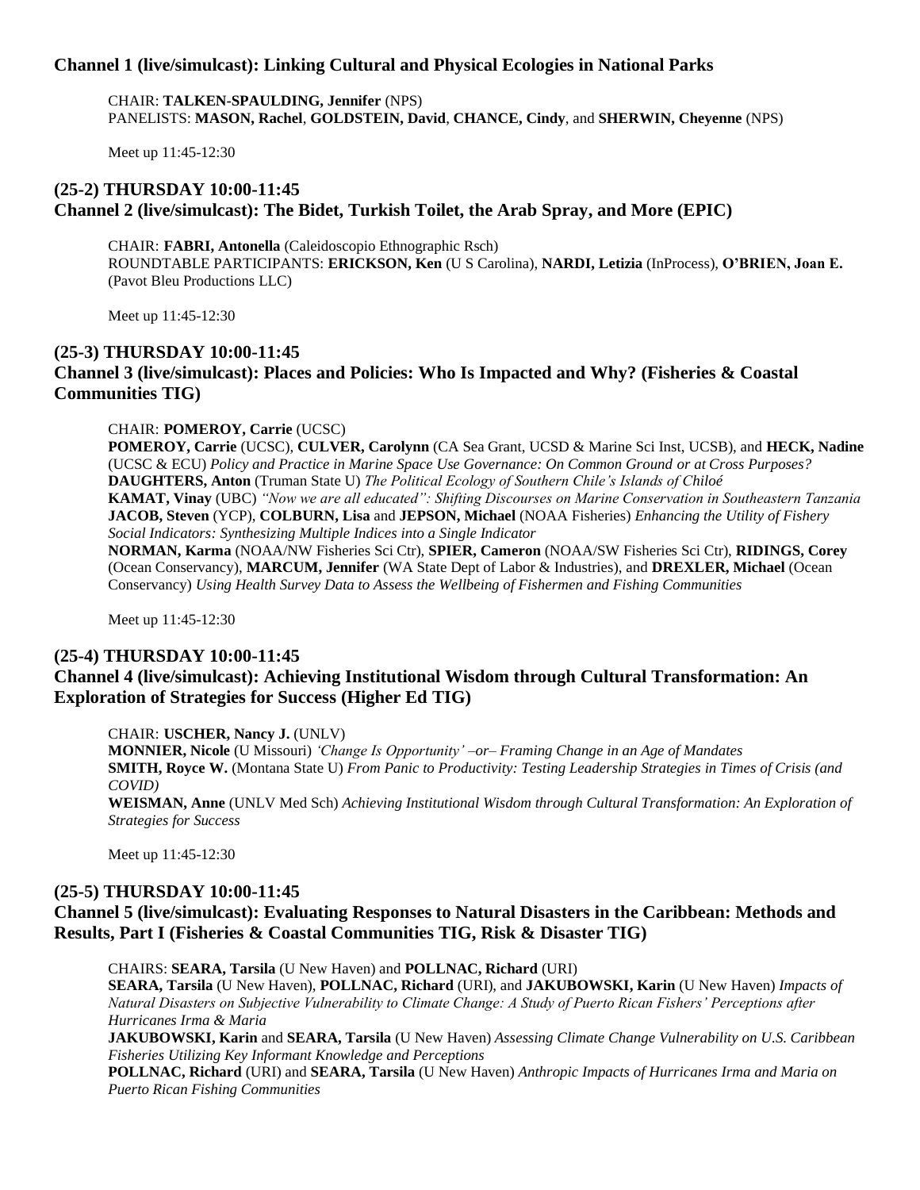### Channel 1 (live/simulcast): Linking Cultural and Physical Ecologies in National Parks

CHAIR: **TALKEN-SPAULDING, Jennifer** (NPS)
PANELISTS: **MASON, Rachel**, **GOLDSTEIN, David**, **CHANCE, Cindy**, and **SHERWIN, Cheyenne** (NPS)

Meet up 11:45-12:30

### (25-2) THURSDAY 10:00-11:45
### Channel 2 (live/simulcast): The Bidet, Turkish Toilet, the Arab Spray, and More (EPIC)

CHAIR: **FABRI, Antonella** (Caleidoscopio Ethnographic Rsch)
ROUNDTABLE PARTICIPANTS: **ERICKSON, Ken** (U S Carolina), **NARDI, Letizia** (InProcess), **O'BRIEN, Joan E.** (Pavot Bleu Productions LLC)

Meet up 11:45-12:30

### (25-3) THURSDAY 10:00-11:45
### Channel 3 (live/simulcast): Places and Policies: Who Is Impacted and Why? (Fisheries & Coastal Communities TIG)

CHAIR: **POMEROY, Carrie** (UCSC)
**POMEROY, Carrie** (UCSC), **CULVER, Carolynn** (CA Sea Grant, UCSD & Marine Sci Inst, UCSB), and **HECK, Nadine** (UCSC & ECU) *Policy and Practice in Marine Space Use Governance: On Common Ground or at Cross Purposes?*
**DAUGHTERS, Anton** (Truman State U) *The Political Ecology of Southern Chile's Islands of Chiloé*
**KAMAT, Vinay** (UBC) *"Now we are all educated": Shifting Discourses on Marine Conservation in Southeastern Tanzania*
**JACOB, Steven** (YCP), **COLBURN, Lisa** and **JEPSON, Michael** (NOAA Fisheries) *Enhancing the Utility of Fishery Social Indicators: Synthesizing Multiple Indices into a Single Indicator*
**NORMAN, Karma** (NOAA/NW Fisheries Sci Ctr), **SPIER, Cameron** (NOAA/SW Fisheries Sci Ctr), **RIDINGS, Corey** (Ocean Conservancy), **MARCUM, Jennifer** (WA State Dept of Labor & Industries), and **DREXLER, Michael** (Ocean Conservancy) *Using Health Survey Data to Assess the Wellbeing of Fishermen and Fishing Communities*

Meet up 11:45-12:30

### (25-4) THURSDAY 10:00-11:45
### Channel 4 (live/simulcast): Achieving Institutional Wisdom through Cultural Transformation: An Exploration of Strategies for Success (Higher Ed TIG)

CHAIR: **USCHER, Nancy J.** (UNLV)
**MONNIER, Nicole** (U Missouri) *'Change Is Opportunity' –or– Framing Change in an Age of Mandates*
**SMITH, Royce W.** (Montana State U) *From Panic to Productivity: Testing Leadership Strategies in Times of Crisis (and COVID)*
**WEISMAN, Anne** (UNLV Med Sch) *Achieving Institutional Wisdom through Cultural Transformation: An Exploration of Strategies for Success*

Meet up 11:45-12:30

### (25-5) THURSDAY 10:00-11:45
### Channel 5 (live/simulcast): Evaluating Responses to Natural Disasters in the Caribbean: Methods and Results, Part I (Fisheries & Coastal Communities TIG, Risk & Disaster TIG)

CHAIRS: **SEARA, Tarsila** (U New Haven) and **POLLNAC, Richard** (URI)
**SEARA, Tarsila** (U New Haven), **POLLNAC, Richard** (URI), and **JAKUBOWSKI, Karin** (U New Haven) *Impacts of Natural Disasters on Subjective Vulnerability to Climate Change: A Study of Puerto Rican Fishers' Perceptions after Hurricanes Irma & Maria*
**JAKUBOWSKI, Karin** and **SEARA, Tarsila** (U New Haven) *Assessing Climate Change Vulnerability on U.S. Caribbean Fisheries Utilizing Key Informant Knowledge and Perceptions*
**POLLNAC, Richard** (URI) and **SEARA, Tarsila** (U New Haven) *Anthropic Impacts of Hurricanes Irma and Maria on Puerto Rican Fishing Communities*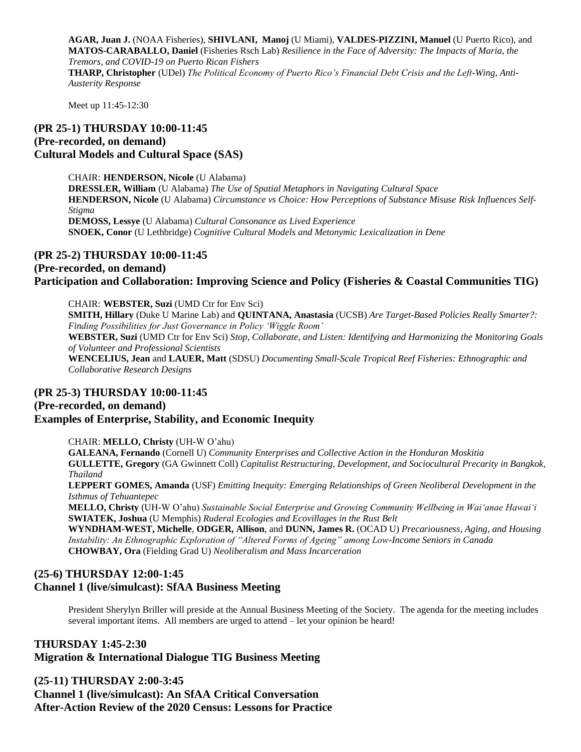**AGAR, Juan J.** (NOAA Fisheries), **SHIVLANI, Manoj** (U Miami), **VALDES-PIZZINI, Manuel** (U Puerto Rico), and **MATOS-CARABALLO, Daniel** (Fisheries Rsch Lab) *Resilience in the Face of Adversity: The Impacts of Maria, the Tremors, and COVID-19 on Puerto Rican Fishers*
**THARP, Christopher** (UDel) *The Political Economy of Puerto Rico's Financial Debt Crisis and the Left-Wing, Anti-Austerity Response*

Meet up 11:45-12:30

## (PR 25-1) THURSDAY 10:00-11:45
## (Pre-recorded, on demand)
## Cultural Models and Cultural Space (SAS)

CHAIR: **HENDERSON, Nicole** (U Alabama)
**DRESSLER, William** (U Alabama) *The Use of Spatial Metaphors in Navigating Cultural Space*
**HENDERSON, Nicole** (U Alabama) *Circumstance vs Choice: How Perceptions of Substance Misuse Risk Influences Self-Stigma*
**DEMOSS, Lessye** (U Alabama) *Cultural Consonance as Lived Experience*
**SNOEK, Conor** (U Lethbridge) *Cognitive Cultural Models and Metonymic Lexicalization in Dene*

## (PR 25-2) THURSDAY 10:00-11:45
## (Pre-recorded, on demand)
## Participation and Collaboration: Improving Science and Policy (Fisheries & Coastal Communities TIG)

CHAIR: **WEBSTER, Suzi** (UMD Ctr for Env Sci)
**SMITH, Hillary** (Duke U Marine Lab) and **QUINTANA, Anastasia** (UCSB) *Are Target-Based Policies Really Smarter?: Finding Possibilities for Just Governance in Policy 'Wiggle Room'*
**WEBSTER, Suzi** (UMD Ctr for Env Sci) *Stop, Collaborate, and Listen: Identifying and Harmonizing the Monitoring Goals of Volunteer and Professional Scientists*
**WENCELIUS, Jean** and **LAUER, Matt** (SDSU) *Documenting Small-Scale Tropical Reef Fisheries: Ethnographic and Collaborative Research Designs*

## (PR 25-3) THURSDAY 10:00-11:45
## (Pre-recorded, on demand)
## Examples of Enterprise, Stability, and Economic Inequity

CHAIR: **MELLO, Christy** (UH-W O'ahu)
**GALEANA, Fernando** (Cornell U) *Community Enterprises and Collective Action in the Honduran Moskitia*
**GULLETTE, Gregory** (GA Gwinnett Coll) *Capitalist Restructuring, Development, and Sociocultural Precarity in Bangkok, Thailand*
**LEPPERT GOMES, Amanda** (USF) *Emitting Inequity: Emerging Relationships of Green Neoliberal Development in the Isthmus of Tehuantepec*
**MELLO, Christy** (UH-W O'ahu) *Sustainable Social Enterprise and Growing Community Wellbeing in Wai'anae Hawai'i*
**SWIATEK, Joshua** (U Memphis) *Ruderal Ecologies and Ecovillages in the Rust Belt*
**WYNDHAM-WEST, Michelle**, **ODGER, Allison**, and **DUNN, James R.** (OCAD U) *Precariousness, Aging, and Housing Instability: An Ethnographic Exploration of "Altered Forms of Ageing" among Low-Income Seniors in Canada*
**CHOWBAY, Ora** (Fielding Grad U) *Neoliberalism and Mass Incarceration*

## (25-6) THURSDAY 12:00-1:45
## Channel 1 (live/simulcast): SfAA Business Meeting

President Sherylyn Briller will preside at the Annual Business Meeting of the Society. The agenda for the meeting includes several important items. All members are urged to attend – let your opinion be heard!

## THURSDAY 1:45-2:30
## Migration & International Dialogue TIG Business Meeting

## (25-11) THURSDAY 2:00-3:45
## Channel 1 (live/simulcast): An SfAA Critical Conversation
## After-Action Review of the 2020 Census: Lessons for Practice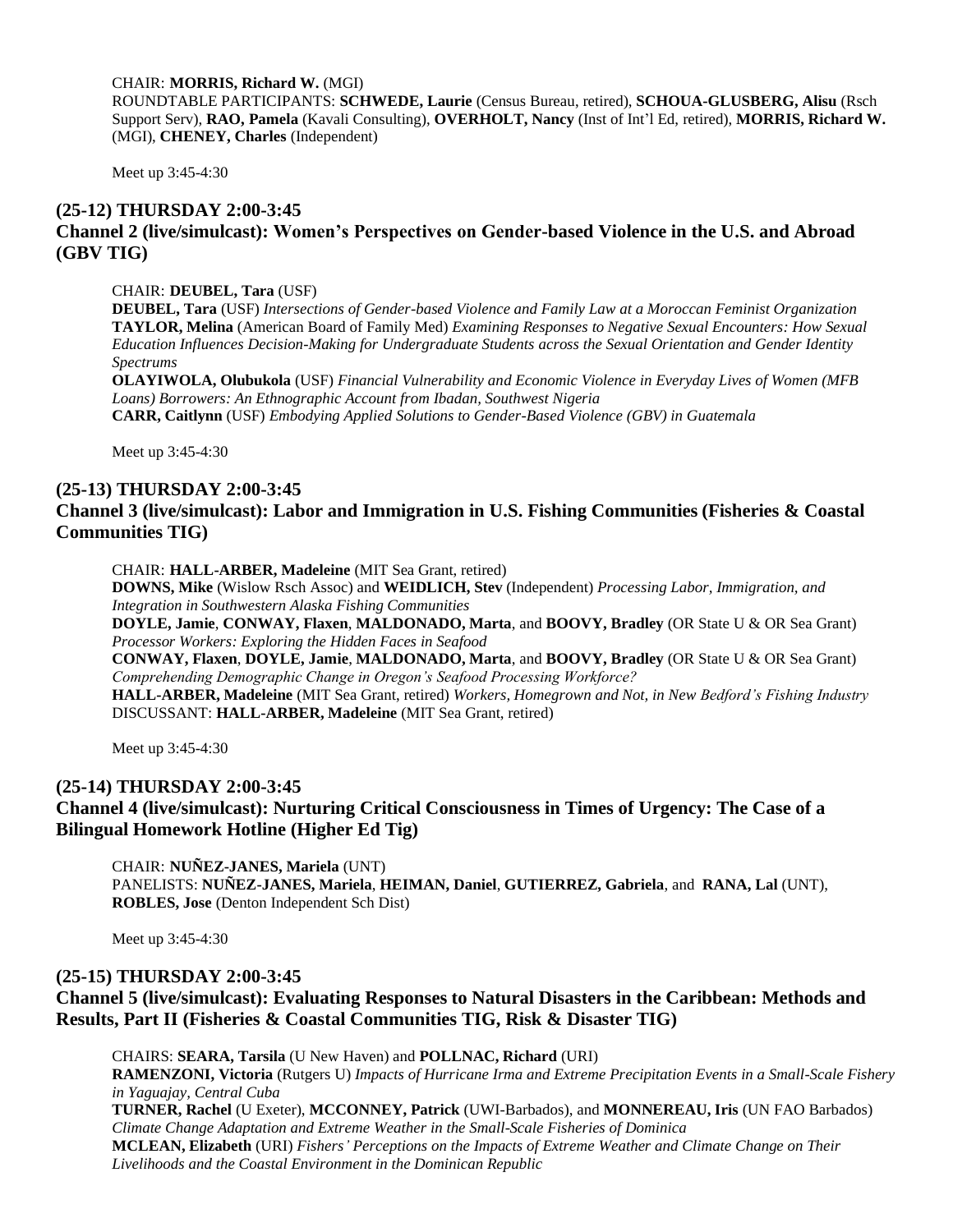CHAIR: **MORRIS, Richard W.** (MGI)
ROUNDTABLE PARTICIPANTS: **SCHWEDE, Laurie** (Census Bureau, retired), **SCHOUA-GLUSBERG, Alisu** (Rsch Support Serv), **RAO, Pamela** (Kavali Consulting), **OVERHOLT, Nancy** (Inst of Int'l Ed, retired), **MORRIS, Richard W.** (MGI), **CHENEY, Charles** (Independent)

Meet up 3:45-4:30

## (25-12) THURSDAY 2:00-3:45
## Channel 2 (live/simulcast): Women's Perspectives on Gender-based Violence in the U.S. and Abroad (GBV TIG)

CHAIR: **DEUBEL, Tara** (USF)
**DEUBEL, Tara** (USF) *Intersections of Gender-based Violence and Family Law at a Moroccan Feminist Organization*
**TAYLOR, Melina** (American Board of Family Med) *Examining Responses to Negative Sexual Encounters: How Sexual Education Influences Decision-Making for Undergraduate Students across the Sexual Orientation and Gender Identity Spectrums*
**OLAYIWOLA, Olubukola** (USF) *Financial Vulnerability and Economic Violence in Everyday Lives of Women (MFB Loans) Borrowers: An Ethnographic Account from Ibadan, Southwest Nigeria*
**CARR, Caitlynn** (USF) *Embodying Applied Solutions to Gender-Based Violence (GBV) in Guatemala*

Meet up 3:45-4:30

## (25-13) THURSDAY 2:00-3:45
## Channel 3 (live/simulcast): Labor and Immigration in U.S. Fishing Communities (Fisheries & Coastal Communities TIG)

CHAIR: **HALL-ARBER, Madeleine** (MIT Sea Grant, retired)
**DOWNS, Mike** (Wislow Rsch Assoc) and **WEIDLICH, Stev** (Independent) *Processing Labor, Immigration, and Integration in Southwestern Alaska Fishing Communities*
**DOYLE, Jamie**, **CONWAY, Flaxen**, **MALDONADO, Marta**, and **BOOVY, Bradley** (OR State U & OR Sea Grant) *Processor Workers: Exploring the Hidden Faces in Seafood*
**CONWAY, Flaxen**, **DOYLE, Jamie**, **MALDONADO, Marta**, and **BOOVY, Bradley** (OR State U & OR Sea Grant) *Comprehending Demographic Change in Oregon's Seafood Processing Workforce?*
**HALL-ARBER, Madeleine** (MIT Sea Grant, retired) *Workers, Homegrown and Not, in New Bedford's Fishing Industry*
DISCUSSANT: **HALL-ARBER, Madeleine** (MIT Sea Grant, retired)

Meet up 3:45-4:30

## (25-14) THURSDAY 2:00-3:45
## Channel 4 (live/simulcast): Nurturing Critical Consciousness in Times of Urgency: The Case of a Bilingual Homework Hotline (Higher Ed Tig)

CHAIR: **NUÑEZ-JANES, Mariela** (UNT)
PANELISTS: **NUÑEZ-JANES, Mariela**, **HEIMAN, Daniel**, **GUTIERREZ, Gabriela**, and **RANA, Lal** (UNT), **ROBLES, Jose** (Denton Independent Sch Dist)

Meet up 3:45-4:30

## (25-15) THURSDAY 2:00-3:45
## Channel 5 (live/simulcast): Evaluating Responses to Natural Disasters in the Caribbean: Methods and Results, Part II (Fisheries & Coastal Communities TIG, Risk & Disaster TIG)

CHAIRS: **SEARA, Tarsila** (U New Haven) and **POLLNAC, Richard** (URI)
**RAMENZONI, Victoria** (Rutgers U) *Impacts of Hurricane Irma and Extreme Precipitation Events in a Small-Scale Fishery in Yaguajay, Central Cuba*
**TURNER, Rachel** (U Exeter), **MCCONNEY, Patrick** (UWI-Barbados), and **MONNEREAU, Iris** (UN FAO Barbados) *Climate Change Adaptation and Extreme Weather in the Small-Scale Fisheries of Dominica*
**MCLEAN, Elizabeth** (URI) *Fishers' Perceptions on the Impacts of Extreme Weather and Climate Change on Their Livelihoods and the Coastal Environment in the Dominican Republic*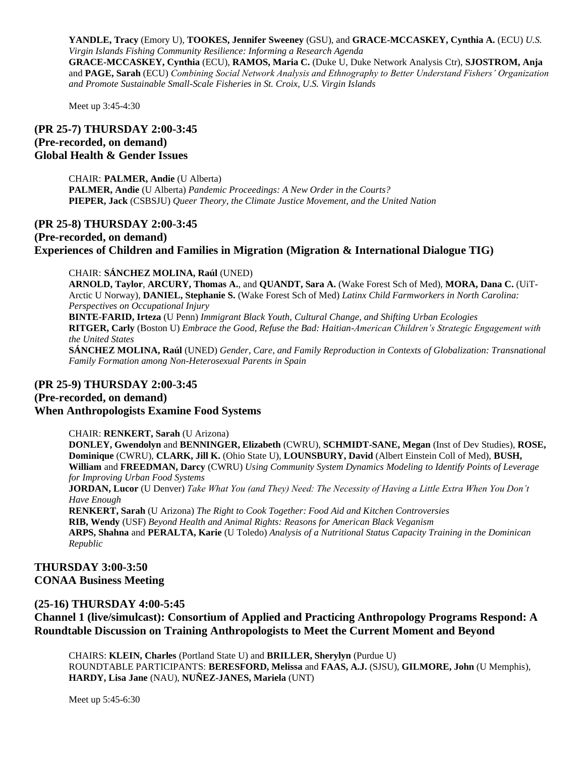**YANDLE, Tracy** (Emory U), **TOOKES, Jennifer Sweeney** (GSU), and **GRACE-MCCASKEY, Cynthia A.** (ECU) *U.S. Virgin Islands Fishing Community Resilience: Informing a Research Agenda*
**GRACE-MCCASKEY, Cynthia** (ECU), **RAMOS, Maria C.** (Duke U, Duke Network Analysis Ctr), **SJOSTROM, Anja** and **PAGE, Sarah** (ECU) *Combining Social Network Analysis and Ethnography to Better Understand Fishers' Organization and Promote Sustainable Small-Scale Fisheries in St. Croix, U.S. Virgin Islands*

Meet up 3:45-4:30

## (PR 25-7) THURSDAY 2:00-3:45
## (Pre-recorded, on demand)
## Global Health & Gender Issues

CHAIR: **PALMER, Andie** (U Alberta)
**PALMER, Andie** (U Alberta) *Pandemic Proceedings: A New Order in the Courts?*
**PIEPER, Jack** (CSBSJU) *Queer Theory, the Climate Justice Movement, and the United Nation*

## (PR 25-8) THURSDAY 2:00-3:45
## (Pre-recorded, on demand)
## Experiences of Children and Families in Migration (Migration & International Dialogue TIG)

CHAIR: **SÁNCHEZ MOLINA, Raúl** (UNED)
**ARNOLD, Taylor**, **ARCURY, Thomas A.**, and **QUANDT, Sara A.** (Wake Forest Sch of Med), **MORA, Dana C.** (UiT-Arctic U Norway), **DANIEL, Stephanie S.** (Wake Forest Sch of Med) *Latinx Child Farmworkers in North Carolina: Perspectives on Occupational Injury*
**BINTE-FARID, Irteza** (U Penn) *Immigrant Black Youth, Cultural Change, and Shifting Urban Ecologies*
**RITGER, Carly** (Boston U) *Embrace the Good, Refuse the Bad: Haitian-American Children's Strategic Engagement with the United States*
**SÁNCHEZ MOLINA, Raúl** (UNED) *Gender, Care, and Family Reproduction in Contexts of Globalization: Transnational Family Formation among Non-Heterosexual Parents in Spain*

## (PR 25-9) THURSDAY 2:00-3:45
## (Pre-recorded, on demand)
## When Anthropologists Examine Food Systems

CHAIR: **RENKERT, Sarah** (U Arizona)
**DONLEY, Gwendolyn** and **BENNINGER, Elizabeth** (CWRU), **SCHMIDT-SANE, Megan** (Inst of Dev Studies), **ROSE, Dominique** (CWRU), **CLARK, Jill K.** (Ohio State U), **LOUNSBURY, David** (Albert Einstein Coll of Med), **BUSH, William** and **FREEDMAN, Darcy** (CWRU) *Using Community System Dynamics Modeling to Identify Points of Leverage for Improving Urban Food Systems*
**JORDAN, Lucor** (U Denver) *Take What You (and They) Need: The Necessity of Having a Little Extra When You Don't Have Enough*
**RENKERT, Sarah** (U Arizona) *The Right to Cook Together: Food Aid and Kitchen Controversies*
**RIB, Wendy** (USF) *Beyond Health and Animal Rights: Reasons for American Black Veganism*
**ARPS, Shahna** and **PERALTA, Karie** (U Toledo) *Analysis of a Nutritional Status Capacity Training in the Dominican Republic*

## THURSDAY 3:00-3:50
## CONAA Business Meeting

## (25-16) THURSDAY 4:00-5:45
## Channel 1 (live/simulcast): Consortium of Applied and Practicing Anthropology Programs Respond: A Roundtable Discussion on Training Anthropologists to Meet the Current Moment and Beyond

CHAIRS: **KLEIN, Charles** (Portland State U) and **BRILLER, Sherylyn** (Purdue U)
ROUNDTABLE PARTICIPANTS: **BERESFORD, Melissa** and **FAAS, A.J.** (SJSU), **GILMORE, John** (U Memphis), **HARDY, Lisa Jane** (NAU), **NUÑEZ-JANES, Mariela** (UNT)

Meet up 5:45-6:30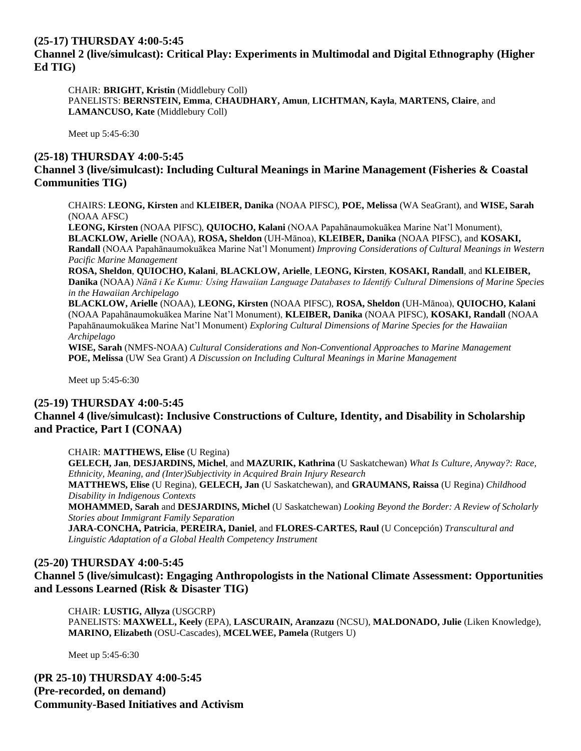**(25-17) THURSDAY 4:00-5:45**
**Channel 2 (live/simulcast): Critical Play: Experiments in Multimodal and Digital Ethnography (Higher Ed TIG)**

CHAIR: **BRIGHT, Kristin** (Middlebury Coll)
PANELISTS: **BERNSTEIN, Emma**, **CHAUDHARY, Amun**, **LICHTMAN, Kayla**, **MARTENS, Claire**, and **LAMANCUSO, Kate** (Middlebury Coll)

Meet up 5:45-6:30

**(25-18) THURSDAY 4:00-5:45**
**Channel 3 (live/simulcast): Including Cultural Meanings in Marine Management (Fisheries & Coastal Communities TIG)**

CHAIRS: **LEONG, Kirsten** and **KLEIBER, Danika** (NOAA PIFSC), **POE, Melissa** (WA SeaGrant), and **WISE, Sarah** (NOAA AFSC)
**LEONG, Kirsten** (NOAA PIFSC), **QUIOCHO, Kalani** (NOAA Papahānaumokuākea Marine Nat'l Monument), **BLACKLOW, Arielle** (NOAA), **ROSA, Sheldon** (UH-Mānoa), **KLEIBER, Danika** (NOAA PIFSC), and **KOSAKI, Randall** (NOAA Papahānaumokuākea Marine Nat'l Monument) *Improving Considerations of Cultural Meanings in Western Pacific Marine Management*
**ROSA, Sheldon**, **QUIOCHO, Kalani**, **BLACKLOW, Arielle**, **LEONG, Kirsten**, **KOSAKI, Randall**, and **KLEIBER, Danika** (NOAA) *Nānā i Ke Kumu: Using Hawaiian Language Databases to Identify Cultural Dimensions of Marine Species in the Hawaiian Archipelago*
**BLACKLOW, Arielle** (NOAA), **LEONG, Kirsten** (NOAA PIFSC), **ROSA, Sheldon** (UH-Mānoa), **QUIOCHO, Kalani** (NOAA Papahānaumokuākea Marine Nat'l Monument), **KLEIBER, Danika** (NOAA PIFSC), **KOSAKI, Randall** (NOAA Papahānaumokuākea Marine Nat'l Monument) *Exploring Cultural Dimensions of Marine Species for the Hawaiian Archipelago*
**WISE, Sarah** (NMFS-NOAA) *Cultural Considerations and Non-Conventional Approaches to Marine Management*
**POE, Melissa** (UW Sea Grant) *A Discussion on Including Cultural Meanings in Marine Management*

Meet up 5:45-6:30

**(25-19) THURSDAY 4:00-5:45**
**Channel 4 (live/simulcast): Inclusive Constructions of Culture, Identity, and Disability in Scholarship and Practice, Part I (CONAA)**

CHAIR: **MATTHEWS, Elise** (U Regina)
**GELECH, Jan**, **DESJARDINS, Michel**, and **MAZURIK, Kathrina** (U Saskatchewan) *What Is Culture, Anyway?: Race, Ethnicity, Meaning, and (Inter)Subjectivity in Acquired Brain Injury Research*
**MATTHEWS, Elise** (U Regina), **GELECH, Jan** (U Saskatchewan), and **GRAUMANS, Raissa** (U Regina) *Childhood Disability in Indigenous Contexts*
**MOHAMMED, Sarah** and **DESJARDINS, Michel** (U Saskatchewan) *Looking Beyond the Border: A Review of Scholarly Stories about Immigrant Family Separation*
**JARA-CONCHA, Patricia**, **PEREIRA, Daniel**, and **FLORES-CARTES, Raul** (U Concepción) *Transcultural and Linguistic Adaptation of a Global Health Competency Instrument*

**(25-20) THURSDAY 4:00-5:45**
**Channel 5 (live/simulcast): Engaging Anthropologists in the National Climate Assessment: Opportunities and Lessons Learned (Risk & Disaster TIG)**

CHAIR: **LUSTIG, Allyza** (USGCRP)
PANELISTS: **MAXWELL, Keely** (EPA), **LASCURAIN, Aranzazu** (NCSU), **MALDONADO, Julie** (Liken Knowledge), **MARINO, Elizabeth** (OSU-Cascades), **MCELWEE, Pamela** (Rutgers U)

Meet up 5:45-6:30

**(PR 25-10) THURSDAY 4:00-5:45**
**(Pre-recorded, on demand)**
**Community-Based Initiatives and Activism**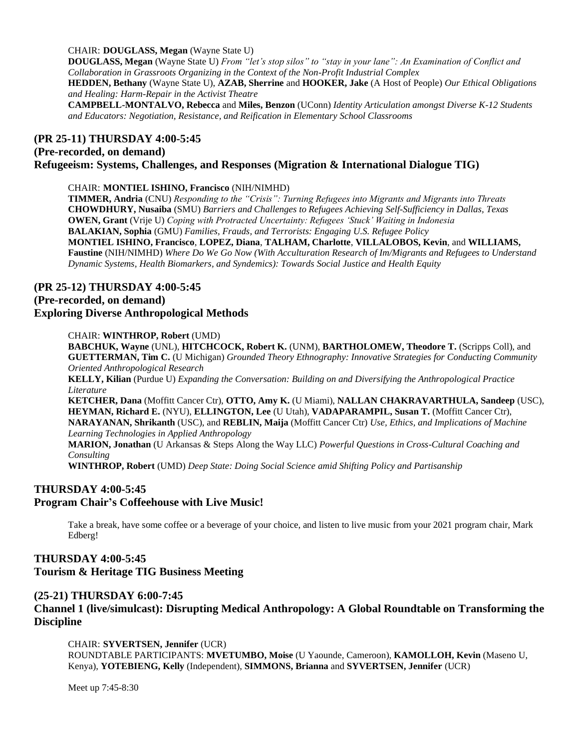CHAIR: **DOUGLASS, Megan** (Wayne State U)
**DOUGLASS, Megan** (Wayne State U) *From "let's stop silos" to "stay in your lane": An Examination of Conflict and Collaboration in Grassroots Organizing in the Context of the Non-Profit Industrial Complex*
**HEDDEN, Bethany** (Wayne State U), **AZAB, Sherrine** and **HOOKER, Jake** (A Host of People) *Our Ethical Obligations and Healing: Harm-Repair in the Activist Theatre*
**CAMPBELL-MONTALVO, Rebecca** and **Miles, Benzon** (UConn) *Identity Articulation amongst Diverse K-12 Students and Educators: Negotiation, Resistance, and Reification in Elementary School Classrooms*

### (PR 25-11) THURSDAY 4:00-5:45
### (Pre-recorded, on demand)
### Refugeeism: Systems, Challenges, and Responses (Migration & International Dialogue TIG)

CHAIR: **MONTIEL ISHINO, Francisco** (NIH/NIMHD)
**TIMMER, Andria** (CNU) *Responding to the "Crisis": Turning Refugees into Migrants and Migrants into Threats*
**CHOWDHURY, Nusaiba** (SMU) *Barriers and Challenges to Refugees Achieving Self-Sufficiency in Dallas, Texas*
**OWEN, Grant** (Vrije U) *Coping with Protracted Uncertainty: Refugees 'Stuck' Waiting in Indonesia*
**BALAKIAN, Sophia** (GMU) *Families, Frauds, and Terrorists: Engaging U.S. Refugee Policy*
**MONTIEL ISHINO, Francisco**, **LOPEZ, Diana**, **TALHAM, Charlotte**, **VILLALOBOS, Kevin**, and **WILLIAMS, Faustine** (NIH/NIMHD) *Where Do We Go Now (With Acculturation Research of Im/Migrants and Refugees to Understand Dynamic Systems, Health Biomarkers, and Syndemics): Towards Social Justice and Health Equity*

### (PR 25-12) THURSDAY 4:00-5:45
### (Pre-recorded, on demand)
### Exploring Diverse Anthropological Methods

CHAIR: **WINTHROP, Robert** (UMD)
**BABCHUK, Wayne** (UNL), **HITCHCOCK, Robert K.** (UNM), **BARTHOLOMEW, Theodore T.** (Scripps Coll), and **GUETTERMAN, Tim C.** (U Michigan) *Grounded Theory Ethnography: Innovative Strategies for Conducting Community Oriented Anthropological Research*
**KELLY, Kilian** (Purdue U) *Expanding the Conversation: Building on and Diversifying the Anthropological Practice Literature*
**KETCHER, Dana** (Moffitt Cancer Ctr), **OTTO, Amy K.** (U Miami), **NALLAN CHAKRAVARTHULA, Sandeep** (USC), **HEYMAN, Richard E.** (NYU), **ELLINGTON, Lee** (U Utah), **VADAPARAMPIL, Susan T.** (Moffitt Cancer Ctr), **NARAYANAN, Shrikanth** (USC), and **REBLIN, Maija** (Moffitt Cancer Ctr) *Use, Ethics, and Implications of Machine Learning Technologies in Applied Anthropology*
**MARION, Jonathan** (U Arkansas & Steps Along the Way LLC) *Powerful Questions in Cross-Cultural Coaching and Consulting*
**WINTHROP, Robert** (UMD) *Deep State: Doing Social Science amid Shifting Policy and Partisanship*

### THURSDAY 4:00-5:45
### Program Chair's Coffeehouse with Live Music!

Take a break, have some coffee or a beverage of your choice, and listen to live music from your 2021 program chair, Mark Edberg!

### THURSDAY 4:00-5:45
### Tourism & Heritage TIG Business Meeting

### (25-21) THURSDAY 6:00-7:45
### Channel 1 (live/simulcast): Disrupting Medical Anthropology: A Global Roundtable on Transforming the Discipline

CHAIR: **SYVERTSEN, Jennifer** (UCR)
ROUNDTABLE PARTICIPANTS: **MVETUMBO, Moise** (U Yaounde, Cameroon), **KAMOLLOH, Kevin** (Maseno U, Kenya), **YOTEBIENG, Kelly** (Independent), **SIMMONS, Brianna** and **SYVERTSEN, Jennifer** (UCR)

Meet up 7:45-8:30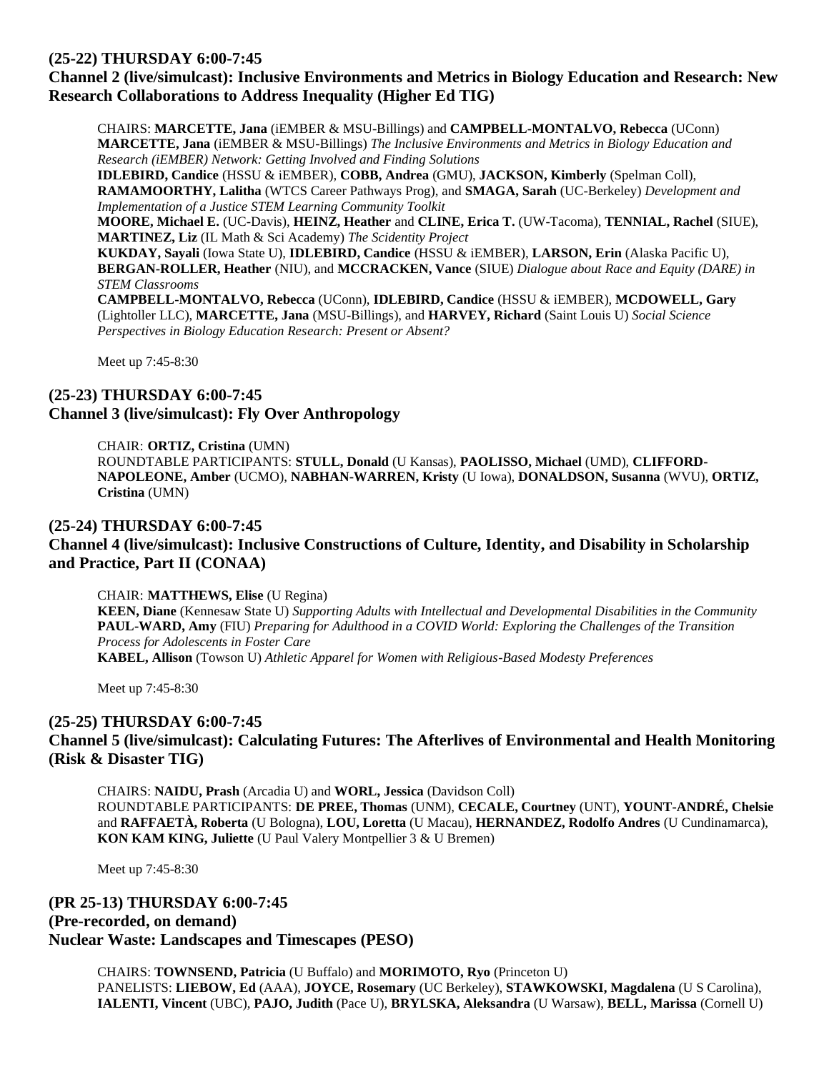### (25-22) THURSDAY 6:00-7:45
### Channel 2 (live/simulcast): Inclusive Environments and Metrics in Biology Education and Research: New Research Collaborations to Address Inequality (Higher Ed TIG)

CHAIRS: **MARCETTE, Jana** (iEMBER & MSU-Billings) and **CAMPBELL-MONTALVO, Rebecca** (UConn)
**MARCETTE, Jana** (iEMBER & MSU-Billings) *The Inclusive Environments and Metrics in Biology Education and Research (iEMBER) Network: Getting Involved and Finding Solutions*
**IDLEBIRD, Candice** (HSSU & iEMBER), **COBB, Andrea** (GMU), **JACKSON, Kimberly** (Spelman Coll), **RAMAMOORTHY, Lalitha** (WTCS Career Pathways Prog), and **SMAGA, Sarah** (UC-Berkeley) *Development and Implementation of a Justice STEM Learning Community Toolkit*
**MOORE, Michael E.** (UC-Davis), **HEINZ, Heather** and **CLINE, Erica T.** (UW-Tacoma), **TENNIAL, Rachel** (SIUE), **MARTINEZ, Liz** (IL Math & Sci Academy) *The Scidentity Project*
**KUKDAY, Sayali** (Iowa State U), **IDLEBIRD, Candice** (HSSU & iEMBER), **LARSON, Erin** (Alaska Pacific U), **BERGAN-ROLLER, Heather** (NIU), and **MCCRACKEN, Vance** (SIUE) *Dialogue about Race and Equity (DARE) in STEM Classrooms*
**CAMPBELL-MONTALVO, Rebecca** (UConn), **IDLEBIRD, Candice** (HSSU & iEMBER), **MCDOWELL, Gary** (Lightoller LLC), **MARCETTE, Jana** (MSU-Billings), and **HARVEY, Richard** (Saint Louis U) *Social Science Perspectives in Biology Education Research: Present or Absent?*

Meet up 7:45-8:30

### (25-23) THURSDAY 6:00-7:45
### Channel 3 (live/simulcast): Fly Over Anthropology

CHAIR: **ORTIZ, Cristina** (UMN)
ROUNDTABLE PARTICIPANTS: **STULL, Donald** (U Kansas), **PAOLISSO, Michael** (UMD), **CLIFFORD-NAPOLEONE, Amber** (UCMO), **NABHAN-WARREN, Kristy** (U Iowa), **DONALDSON, Susanna** (WVU), **ORTIZ, Cristina** (UMN)

### (25-24) THURSDAY 6:00-7:45
### Channel 4 (live/simulcast): Inclusive Constructions of Culture, Identity, and Disability in Scholarship and Practice, Part II (CONAA)

CHAIR: **MATTHEWS, Elise** (U Regina)
**KEEN, Diane** (Kennesaw State U) *Supporting Adults with Intellectual and Developmental Disabilities in the Community*
**PAUL-WARD, Amy** (FIU) *Preparing for Adulthood in a COVID World: Exploring the Challenges of the Transition Process for Adolescents in Foster Care*
**KABEL, Allison** (Towson U) *Athletic Apparel for Women with Religious-Based Modesty Preferences*

Meet up 7:45-8:30

### (25-25) THURSDAY 6:00-7:45
### Channel 5 (live/simulcast): Calculating Futures: The Afterlives of Environmental and Health Monitoring (Risk & Disaster TIG)

CHAIRS: **NAIDU, Prash** (Arcadia U) and **WORL, Jessica** (Davidson Coll)
ROUNDTABLE PARTICIPANTS: **DE PREE, Thomas** (UNM), **CECALE, Courtney** (UNT), **YOUNT-ANDRÉ, Chelsie** and **RAFFAETÀ, Roberta** (U Bologna), **LOU, Loretta** (U Macau), **HERNANDEZ, Rodolfo Andres** (U Cundinamarca), **KON KAM KING, Juliette** (U Paul Valery Montpellier 3 & U Bremen)

Meet up 7:45-8:30

### (PR 25-13) THURSDAY 6:00-7:45
### (Pre-recorded, on demand)
### Nuclear Waste: Landscapes and Timescapes (PESO)

CHAIRS: **TOWNSEND, Patricia** (U Buffalo) and **MORIMOTO, Ryo** (Princeton U)
PANELISTS: **LIEBOW, Ed** (AAA), **JOYCE, Rosemary** (UC Berkeley), **STAWKOWSKI, Magdalena** (U S Carolina), **IALENTI, Vincent** (UBC), **PAJO, Judith** (Pace U), **BRYLSKA, Aleksandra** (U Warsaw), **BELL, Marissa** (Cornell U)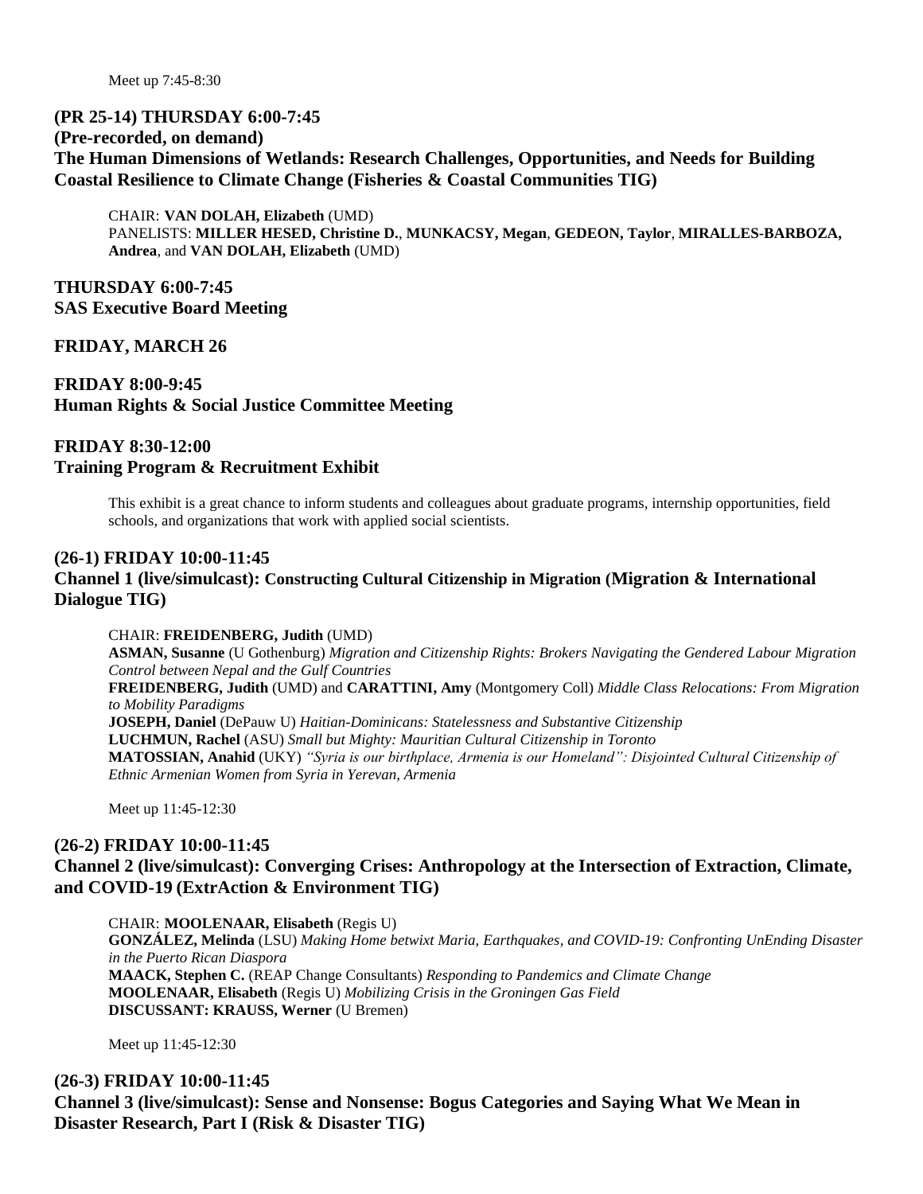Meet up 7:45-8:30

**(PR 25-14) THURSDAY 6:00-7:45**
**(Pre-recorded, on demand)**
**The Human Dimensions of Wetlands: Research Challenges, Opportunities, and Needs for Building Coastal Resilience to Climate Change (Fisheries & Coastal Communities TIG)**

CHAIR: **VAN DOLAH, Elizabeth** (UMD)
PANELISTS: **MILLER HESED, Christine D.**, **MUNKACSY, Megan**, **GEDEON, Taylor**, **MIRALLES-BARBOZA, Andrea**, and **VAN DOLAH, Elizabeth** (UMD)

**THURSDAY 6:00-7:45**
**SAS Executive Board Meeting**

**FRIDAY, MARCH 26**

**FRIDAY 8:00-9:45**
**Human Rights & Social Justice Committee Meeting**

**FRIDAY 8:30-12:00**
**Training Program & Recruitment Exhibit**

This exhibit is a great chance to inform students and colleagues about graduate programs, internship opportunities, field schools, and organizations that work with applied social scientists.

**(26-1) FRIDAY 10:00-11:45**
**Channel 1 (live/simulcast): Constructing Cultural Citizenship in Migration (Migration & International Dialogue TIG)**

CHAIR: **FREIDENBERG, Judith** (UMD)
**ASMAN, Susanne** (U Gothenburg) *Migration and Citizenship Rights: Brokers Navigating the Gendered Labour Migration Control between Nepal and the Gulf Countries*
**FREIDENBERG, Judith** (UMD) and **CARATTINI, Amy** (Montgomery Coll) *Middle Class Relocations: From Migration to Mobility Paradigms*
**JOSEPH, Daniel** (DePauw U) *Haitian-Dominicans: Statelessness and Substantive Citizenship*
**LUCHMUN, Rachel** (ASU) *Small but Mighty: Mauritian Cultural Citizenship in Toronto*
**MATOSSIAN, Anahid** (UKY) *"Syria is our birthplace, Armenia is our Homeland": Disjointed Cultural Citizenship of Ethnic Armenian Women from Syria in Yerevan, Armenia*

Meet up 11:45-12:30

**(26-2) FRIDAY 10:00-11:45**
**Channel 2 (live/simulcast): Converging Crises: Anthropology at the Intersection of Extraction, Climate, and COVID-19 (ExtrAction & Environment TIG)**

CHAIR: **MOOLENAAR, Elisabeth** (Regis U)
**GONZÁLEZ, Melinda** (LSU) *Making Home betwixt Maria, Earthquakes, and COVID-19: Confronting UnEnding Disaster in the Puerto Rican Diaspora*
**MAACK, Stephen C.** (REAP Change Consultants) *Responding to Pandemics and Climate Change*
**MOOLENAAR, Elisabeth** (Regis U) *Mobilizing Crisis in the Groningen Gas Field*
**DISCUSSANT: KRAUSS, Werner** (U Bremen)

Meet up 11:45-12:30

**(26-3) FRIDAY 10:00-11:45**
**Channel 3 (live/simulcast): Sense and Nonsense: Bogus Categories and Saying What We Mean in Disaster Research, Part I (Risk & Disaster TIG)**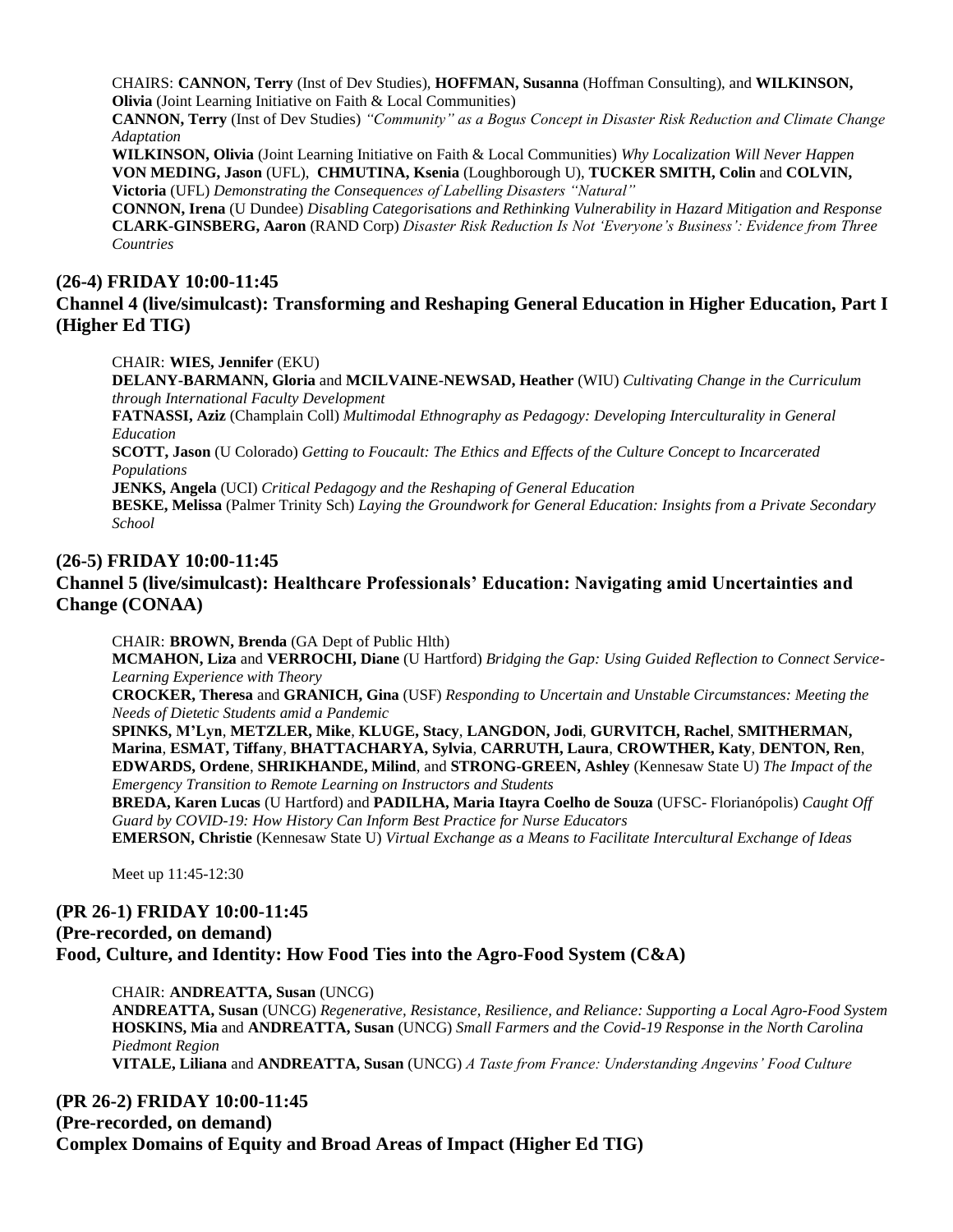CHAIRS: **CANNON, Terry** (Inst of Dev Studies), **HOFFMAN, Susanna** (Hoffman Consulting), and **WILKINSON, Olivia** (Joint Learning Initiative on Faith & Local Communities)

**CANNON, Terry** (Inst of Dev Studies) *"Community" as a Bogus Concept in Disaster Risk Reduction and Climate Change Adaptation*

**WILKINSON, Olivia** (Joint Learning Initiative on Faith & Local Communities) *Why Localization Will Never Happen*

**VON MEDING, Jason** (UFL), **CHMUTINA, Ksenia** (Loughborough U), **TUCKER SMITH, Colin** and **COLVIN, Victoria** (UFL) *Demonstrating the Consequences of Labelling Disasters "Natural"*

**CONNON, Irena** (U Dundee) *Disabling Categorisations and Rethinking Vulnerability in Hazard Mitigation and Response*

**CLARK-GINSBERG, Aaron** (RAND Corp) *Disaster Risk Reduction Is Not 'Everyone's Business': Evidence from Three Countries*

## (26-4) FRIDAY 10:00-11:45
## Channel 4 (live/simulcast): Transforming and Reshaping General Education in Higher Education, Part I (Higher Ed TIG)

CHAIR: **WIES, Jennifer** (EKU)

**DELANY-BARMANN, Gloria** and **MCILVAINE-NEWSAD, Heather** (WIU) *Cultivating Change in the Curriculum through International Faculty Development*

**FATNASSI, Aziz** (Champlain Coll) *Multimodal Ethnography as Pedagogy: Developing Interculturality in General Education*

**SCOTT, Jason** (U Colorado) *Getting to Foucault: The Ethics and Effects of the Culture Concept to Incarcerated Populations*

**JENKS, Angela** (UCI) *Critical Pedagogy and the Reshaping of General Education*

**BESKE, Melissa** (Palmer Trinity Sch) *Laying the Groundwork for General Education: Insights from a Private Secondary School*

## (26-5) FRIDAY 10:00-11:45
## Channel 5 (live/simulcast): Healthcare Professionals' Education: Navigating amid Uncertainties and Change (CONAA)

CHAIR: **BROWN, Brenda** (GA Dept of Public Hlth)

**MCMAHON, Liza** and **VERROCHI, Diane** (U Hartford) *Bridging the Gap: Using Guided Reflection to Connect Service-Learning Experience with Theory*

**CROCKER, Theresa** and **GRANICH, Gina** (USF) *Responding to Uncertain and Unstable Circumstances: Meeting the Needs of Dietetic Students amid a Pandemic*

**SPINKS, M'Lyn**, **METZLER, Mike**, **KLUGE, Stacy**, **LANGDON, Jodi**, **GURVITCH, Rachel**, **SMITHERMAN, Marina**, **ESMAT, Tiffany**, **BHATTACHARYA, Sylvia**, **CARRUTH, Laura**, **CROWTHER, Katy**, **DENTON, Ren**, **EDWARDS, Ordene**, **SHRIKHANDE, Milind**, and **STRONG-GREEN, Ashley** (Kennesaw State U) *The Impact of the Emergency Transition to Remote Learning on Instructors and Students*

**BREDA, Karen Lucas** (U Hartford) and **PADILHA, Maria Itayra Coelho de Souza** (UFSC- Florianópolis) *Caught Off Guard by COVID-19: How History Can Inform Best Practice for Nurse Educators*

**EMERSON, Christie** (Kennesaw State U) *Virtual Exchange as a Means to Facilitate Intercultural Exchange of Ideas*

Meet up 11:45-12:30

## (PR 26-1) FRIDAY 10:00-11:45
## (Pre-recorded, on demand)
## Food, Culture, and Identity: How Food Ties into the Agro-Food System (C&A)

CHAIR: **ANDREATTA, Susan** (UNCG)

**ANDREATTA, Susan** (UNCG) *Regenerative, Resistance, Resilience, and Reliance: Supporting a Local Agro-Food System*

**HOSKINS, Mia** and **ANDREATTA, Susan** (UNCG) *Small Farmers and the Covid-19 Response in the North Carolina Piedmont Region*

**VITALE, Liliana** and **ANDREATTA, Susan** (UNCG) *A Taste from France: Understanding Angevins' Food Culture*

## (PR 26-2) FRIDAY 10:00-11:45
## (Pre-recorded, on demand)
## Complex Domains of Equity and Broad Areas of Impact (Higher Ed TIG)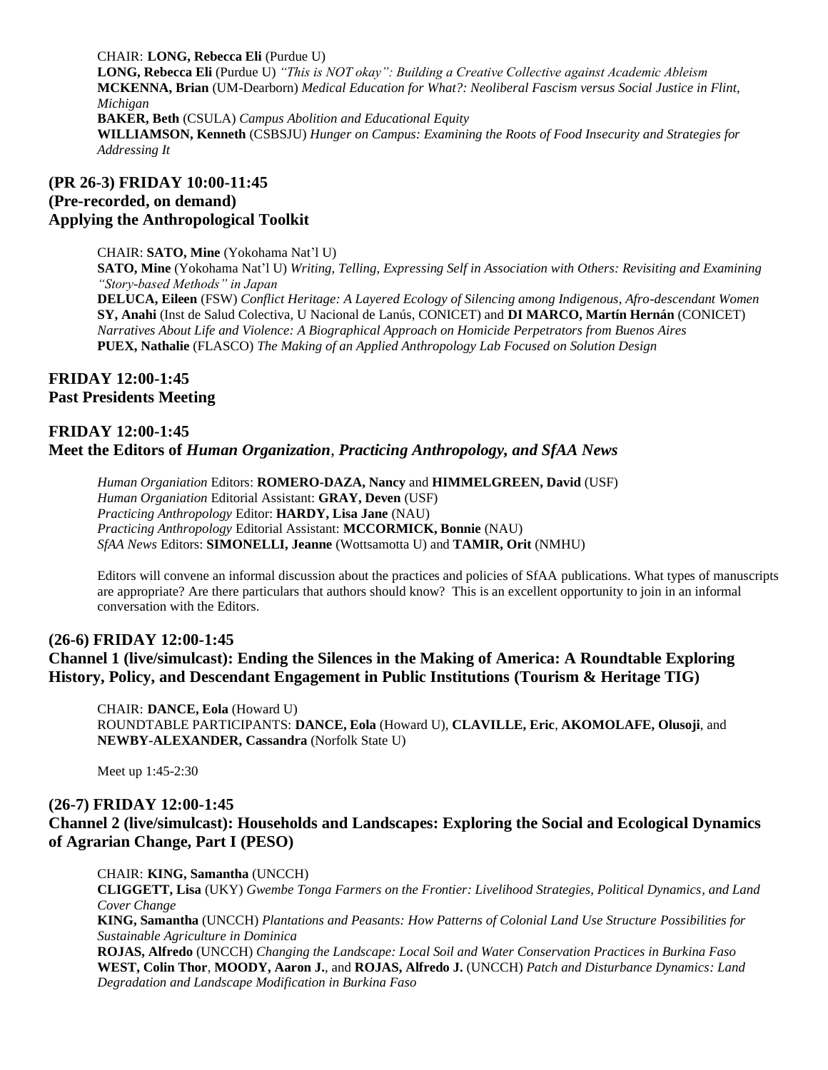CHAIR: **LONG, Rebecca Eli** (Purdue U)
**LONG, Rebecca Eli** (Purdue U) *"This is NOT okay": Building a Creative Collective against Academic Ableism*
**MCKENNA, Brian** (UM-Dearborn) *Medical Education for What?: Neoliberal Fascism versus Social Justice in Flint, Michigan*
**BAKER, Beth** (CSULA) *Campus Abolition and Educational Equity*
**WILLIAMSON, Kenneth** (CSBSJU) *Hunger on Campus: Examining the Roots of Food Insecurity and Strategies for Addressing It*

### (PR 26-3) FRIDAY 10:00-11:45
### (Pre-recorded, on demand)
### Applying the Anthropological Toolkit

CHAIR: **SATO, Mine** (Yokohama Nat'l U)
**SATO, Mine** (Yokohama Nat'l U) *Writing, Telling, Expressing Self in Association with Others: Revisiting and Examining "Story-based Methods" in Japan*
**DELUCA, Eileen** (FSW) *Conflict Heritage: A Layered Ecology of Silencing among Indigenous, Afro-descendant Women*
**SY, Anahi** (Inst de Salud Colectiva, U Nacional de Lanús, CONICET) and **DI MARCO, Martín Hernán** (CONICET) *Narratives About Life and Violence: A Biographical Approach on Homicide Perpetrators from Buenos Aires*
**PUEX, Nathalie** (FLASCO) *The Making of an Applied Anthropology Lab Focused on Solution Design*

### FRIDAY 12:00-1:45
### Past Presidents Meeting

### FRIDAY 12:00-1:45
### Meet the Editors of *Human Organization*, *Practicing Anthropology, and SfAA News*

*Human Organiation* Editors: **ROMERO-DAZA, Nancy** and **HIMMELGREEN, David** (USF)
*Human Organiation* Editorial Assistant: **GRAY, Deven** (USF)
*Practicing Anthropology* Editor: **HARDY, Lisa Jane** (NAU)
*Practicing Anthropology* Editorial Assistant: **MCCORMICK, Bonnie** (NAU)
*SfAA News* Editors: **SIMONELLI, Jeanne** (Wottsamotta U) and **TAMIR, Orit** (NMHU)

Editors will convene an informal discussion about the practices and policies of SfAA publications. What types of manuscripts are appropriate? Are there particulars that authors should know? This is an excellent opportunity to join in an informal conversation with the Editors.

### (26-6) FRIDAY 12:00-1:45
### Channel 1 (live/simulcast): Ending the Silences in the Making of America: A Roundtable Exploring History, Policy, and Descendant Engagement in Public Institutions (Tourism & Heritage TIG)

CHAIR: **DANCE, Eola** (Howard U)
ROUNDTABLE PARTICIPANTS: **DANCE, Eola** (Howard U), **CLAVILLE, Eric**, **AKOMOLAFE, Olusoji**, and **NEWBY-ALEXANDER, Cassandra** (Norfolk State U)

Meet up 1:45-2:30

### (26-7) FRIDAY 12:00-1:45
### Channel 2 (live/simulcast): Households and Landscapes: Exploring the Social and Ecological Dynamics of Agrarian Change, Part I (PESO)

CHAIR: **KING, Samantha** (UNCCH)
**CLIGGETT, Lisa** (UKY) *Gwembe Tonga Farmers on the Frontier: Livelihood Strategies, Political Dynamics, and Land Cover Change*
**KING, Samantha** (UNCCH) *Plantations and Peasants: How Patterns of Colonial Land Use Structure Possibilities for Sustainable Agriculture in Dominica*
**ROJAS, Alfredo** (UNCCH) *Changing the Landscape: Local Soil and Water Conservation Practices in Burkina Faso*
**WEST, Colin Thor**, **MOODY, Aaron J.**, and **ROJAS, Alfredo J.** (UNCCH) *Patch and Disturbance Dynamics: Land Degradation and Landscape Modification in Burkina Faso*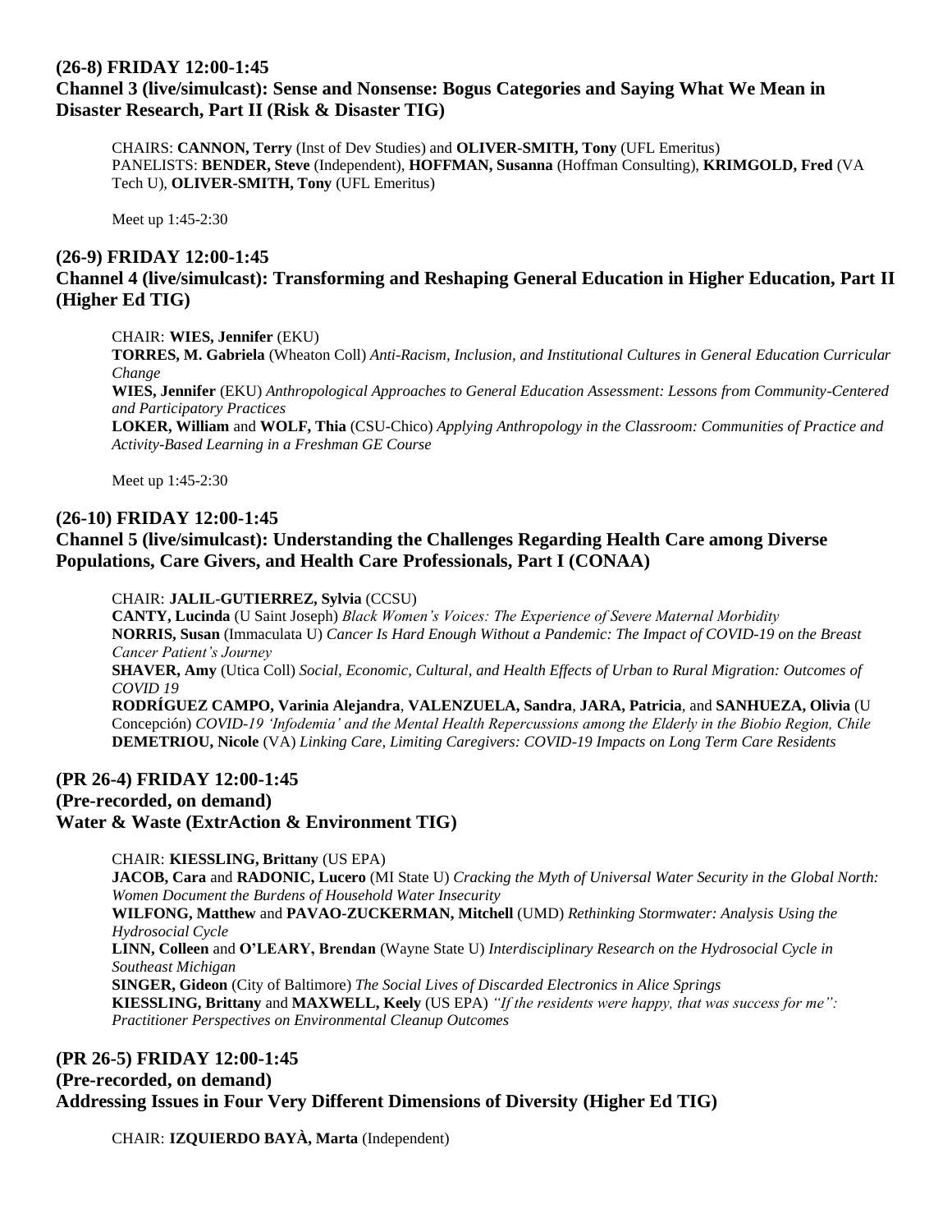### (26-8) FRIDAY 12:00-1:45

### Channel 3 (live/simulcast): Sense and Nonsense: Bogus Categories and Saying What We Mean in Disaster Research, Part II (Risk & Disaster TIG)

CHAIRS: **CANNON, Terry** (Inst of Dev Studies) and **OLIVER-SMITH, Tony** (UFL Emeritus)
PANELISTS: **BENDER, Steve** (Independent), **HOFFMAN, Susanna** (Hoffman Consulting), **KRIMGOLD, Fred** (VA Tech U), **OLIVER-SMITH, Tony** (UFL Emeritus)

Meet up 1:45-2:30

### (26-9) FRIDAY 12:00-1:45

### Channel 4 (live/simulcast): Transforming and Reshaping General Education in Higher Education, Part II (Higher Ed TIG)

CHAIR: **WIES, Jennifer** (EKU)
**TORRES, M. Gabriela** (Wheaton Coll) *Anti-Racism, Inclusion, and Institutional Cultures in General Education Curricular Change*
**WIES, Jennifer** (EKU) *Anthropological Approaches to General Education Assessment: Lessons from Community-Centered and Participatory Practices*
**LOKER, William** and **WOLF, Thia** (CSU-Chico) *Applying Anthropology in the Classroom: Communities of Practice and Activity-Based Learning in a Freshman GE Course*

Meet up 1:45-2:30

### (26-10) FRIDAY 12:00-1:45

### Channel 5 (live/simulcast): Understanding the Challenges Regarding Health Care among Diverse Populations, Care Givers, and Health Care Professionals, Part I (CONAA)

CHAIR: **JALIL-GUTIERREZ, Sylvia** (CCSU)
**CANTY, Lucinda** (U Saint Joseph) *Black Women's Voices: The Experience of Severe Maternal Morbidity*
**NORRIS, Susan** (Immaculata U) *Cancer Is Hard Enough Without a Pandemic: The Impact of COVID-19 on the Breast Cancer Patient's Journey*
**SHAVER, Amy** (Utica Coll) *Social, Economic, Cultural, and Health Effects of Urban to Rural Migration: Outcomes of COVID 19*
**RODRÍGUEZ CAMPO, Varinia Alejandra**, **VALENZUELA, Sandra**, **JARA, Patricia**, and **SANHUEZA, Olivia** (U Concepción) *COVID-19 'Infodemia' and the Mental Health Repercussions among the Elderly in the Biobio Region, Chile*
**DEMETRIOU, Nicole** (VA) *Linking Care, Limiting Caregivers: COVID-19 Impacts on Long Term Care Residents*

### (PR 26-4) FRIDAY 12:00-1:45

### (Pre-recorded, on demand)

### Water & Waste (ExtrAction & Environment TIG)

CHAIR: **KIESSLING, Brittany** (US EPA)
**JACOB, Cara** and **RADONIC, Lucero** (MI State U) *Cracking the Myth of Universal Water Security in the Global North: Women Document the Burdens of Household Water Insecurity*
**WILFONG, Matthew** and **PAVAO-ZUCKERMAN, Mitchell** (UMD) *Rethinking Stormwater: Analysis Using the Hydrosocial Cycle*
**LINN, Colleen** and **O'LEARY, Brendan** (Wayne State U) *Interdisciplinary Research on the Hydrosocial Cycle in Southeast Michigan*
**SINGER, Gideon** (City of Baltimore) *The Social Lives of Discarded Electronics in Alice Springs*
**KIESSLING, Brittany** and **MAXWELL, Keely** (US EPA) *"If the residents were happy, that was success for me": Practitioner Perspectives on Environmental Cleanup Outcomes*

### (PR 26-5) FRIDAY 12:00-1:45

### (Pre-recorded, on demand)

### Addressing Issues in Four Very Different Dimensions of Diversity (Higher Ed TIG)

CHAIR: **IZQUIERDO BAYÀ, Marta** (Independent)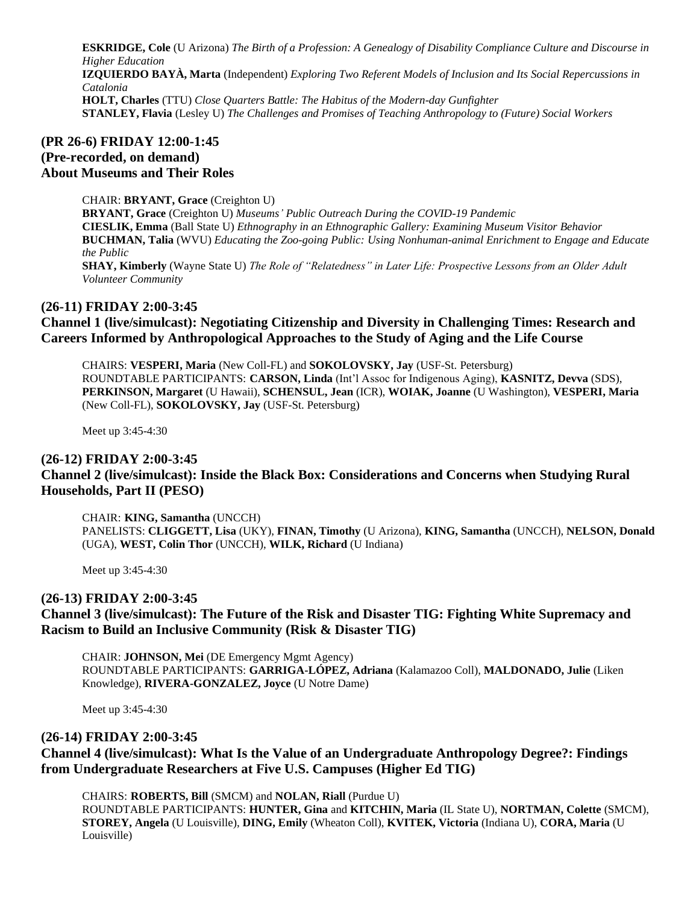**ESKRIDGE, Cole** (U Arizona) *The Birth of a Profession: A Genealogy of Disability Compliance Culture and Discourse in Higher Education*
**IZQUIERDO BAYÀ, Marta** (Independent) *Exploring Two Referent Models of Inclusion and Its Social Repercussions in Catalonia*
**HOLT, Charles** (TTU) *Close Quarters Battle: The Habitus of the Modern-day Gunfighter*
**STANLEY, Flavia** (Lesley U) *The Challenges and Promises of Teaching Anthropology to (Future) Social Workers*

### (PR 26-6) FRIDAY 12:00-1:45
### (Pre-recorded, on demand)
### About Museums and Their Roles

CHAIR: **BRYANT, Grace** (Creighton U)
**BRYANT, Grace** (Creighton U) *Museums' Public Outreach During the COVID-19 Pandemic*
**CIESLIK, Emma** (Ball State U) *Ethnography in an Ethnographic Gallery: Examining Museum Visitor Behavior*
**BUCHMAN, Talia** (WVU) *Educating the Zoo-going Public: Using Nonhuman-animal Enrichment to Engage and Educate the Public*
**SHAY, Kimberly** (Wayne State U) *The Role of "Relatedness" in Later Life: Prospective Lessons from an Older Adult Volunteer Community*

### (26-11) FRIDAY 2:00-3:45
### Channel 1 (live/simulcast): Negotiating Citizenship and Diversity in Challenging Times: Research and Careers Informed by Anthropological Approaches to the Study of Aging and the Life Course

CHAIRS: **VESPERI, Maria** (New Coll-FL) and **SOKOLOVSKY, Jay** (USF-St. Petersburg)
ROUNDTABLE PARTICIPANTS: **CARSON, Linda** (Int'l Assoc for Indigenous Aging), **KASNITZ, Devva** (SDS), **PERKINSON, Margaret** (U Hawaii), **SCHENSUL, Jean** (ICR), **WOIAK, Joanne** (U Washington), **VESPERI, Maria** (New Coll-FL), **SOKOLOVSKY, Jay** (USF-St. Petersburg)

Meet up 3:45-4:30

### (26-12) FRIDAY 2:00-3:45
### Channel 2 (live/simulcast): Inside the Black Box: Considerations and Concerns when Studying Rural Households, Part II (PESO)

CHAIR: **KING, Samantha** (UNCCH)
PANELISTS: **CLIGGETT, Lisa** (UKY), **FINAN, Timothy** (U Arizona), **KING, Samantha** (UNCCH), **NELSON, Donald** (UGA), **WEST, Colin Thor** (UNCCH), **WILK, Richard** (U Indiana)

Meet up 3:45-4:30

### (26-13) FRIDAY 2:00-3:45
### Channel 3 (live/simulcast): The Future of the Risk and Disaster TIG: Fighting White Supremacy and Racism to Build an Inclusive Community (Risk & Disaster TIG)

CHAIR: **JOHNSON, Mei** (DE Emergency Mgmt Agency)
ROUNDTABLE PARTICIPANTS: **GARRIGA-LÓPEZ, Adriana** (Kalamazoo Coll), **MALDONADO, Julie** (Liken Knowledge), **RIVERA-GONZALEZ, Joyce** (U Notre Dame)

Meet up 3:45-4:30

### (26-14) FRIDAY 2:00-3:45
### Channel 4 (live/simulcast): What Is the Value of an Undergraduate Anthropology Degree?: Findings from Undergraduate Researchers at Five U.S. Campuses (Higher Ed TIG)

CHAIRS: **ROBERTS, Bill** (SMCM) and **NOLAN, Riall** (Purdue U)
ROUNDTABLE PARTICIPANTS: **HUNTER, Gina** and **KITCHIN, Maria** (IL State U), **NORTMAN, Colette** (SMCM), **STOREY, Angela** (U Louisville), **DING, Emily** (Wheaton Coll), **KVITEK, Victoria** (Indiana U), **CORA, Maria** (U Louisville)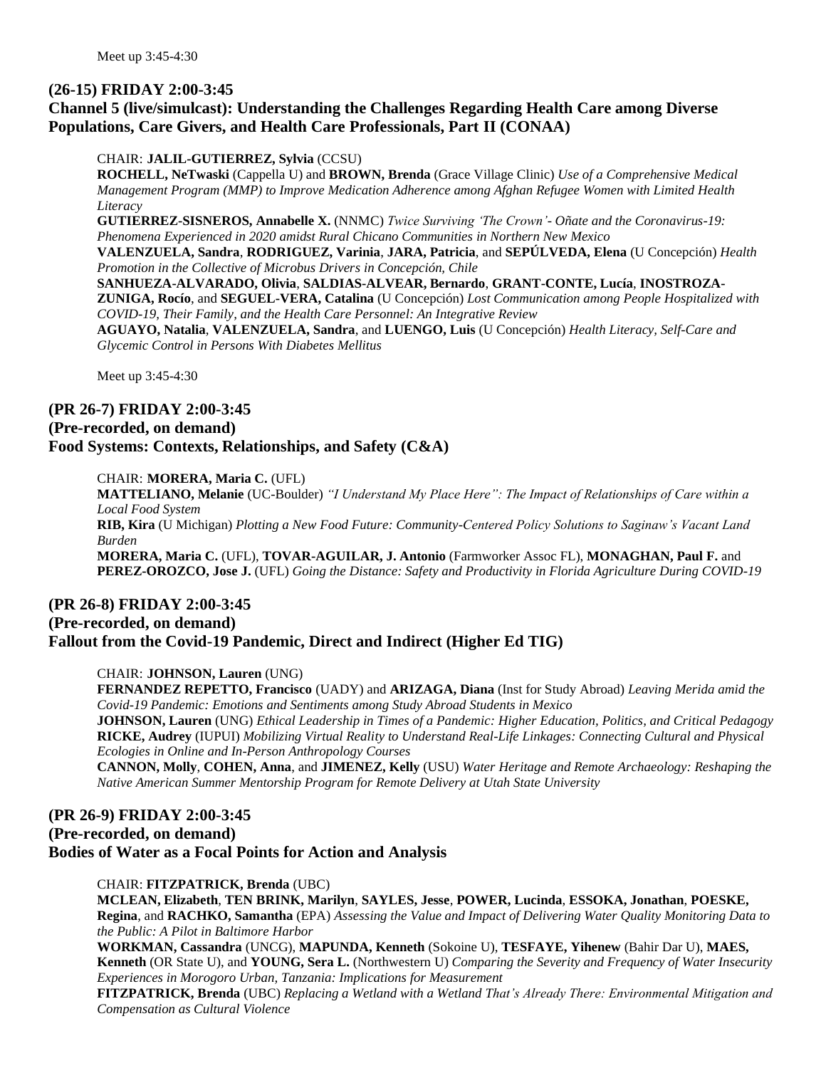Meet up 3:45-4:30

## (26-15) FRIDAY 2:00-3:45
## Channel 5 (live/simulcast): Understanding the Challenges Regarding Health Care among Diverse Populations, Care Givers, and Health Care Professionals, Part II (CONAA)

CHAIR: **JALIL-GUTIERREZ, Sylvia** (CCSU)

**ROCHELL, NeTwaski** (Cappella U) and **BROWN, Brenda** (Grace Village Clinic) *Use of a Comprehensive Medical Management Program (MMP) to Improve Medication Adherence among Afghan Refugee Women with Limited Health Literacy*

**GUTIERREZ-SISNEROS, Annabelle X.** (NNMC) *Twice Surviving 'The Crown'- Oñate and the Coronavirus-19: Phenomena Experienced in 2020 amidst Rural Chicano Communities in Northern New Mexico*

**VALENZUELA, Sandra**, **RODRIGUEZ, Varinia**, **JARA, Patricia**, and **SEPÚLVEDA, Elena** (U Concepción) *Health Promotion in the Collective of Microbus Drivers in Concepción, Chile*

**SANHUEZA-ALVARADO, Olivia**, **SALDIAS-ALVEAR, Bernardo**, **GRANT-CONTE, Lucía**, **INOSTROZA-ZUNIGA, Rocío**, and **SEGUEL-VERA, Catalina** (U Concepción) *Lost Communication among People Hospitalized with COVID-19, Their Family, and the Health Care Personnel: An Integrative Review*

**AGUAYO, Natalia**, **VALENZUELA, Sandra**, and **LUENGO, Luis** (U Concepción) *Health Literacy, Self-Care and Glycemic Control in Persons With Diabetes Mellitus*

Meet up 3:45-4:30

## (PR 26-7) FRIDAY 2:00-3:45
## (Pre-recorded, on demand)
## Food Systems: Contexts, Relationships, and Safety (C&A)

CHAIR: **MORERA, Maria C.** (UFL)

**MATTELIANO, Melanie** (UC-Boulder) *"I Understand My Place Here": The Impact of Relationships of Care within a Local Food System*

**RIB, Kira** (U Michigan) *Plotting a New Food Future: Community-Centered Policy Solutions to Saginaw's Vacant Land Burden*

**MORERA, Maria C.** (UFL), **TOVAR-AGUILAR, J. Antonio** (Farmworker Assoc FL), **MONAGHAN, Paul F.** and **PEREZ-OROZCO, Jose J.** (UFL) *Going the Distance: Safety and Productivity in Florida Agriculture During COVID-19*

## (PR 26-8) FRIDAY 2:00-3:45
## (Pre-recorded, on demand)
## Fallout from the Covid-19 Pandemic, Direct and Indirect (Higher Ed TIG)

CHAIR: **JOHNSON, Lauren** (UNG)

**FERNANDEZ REPETTO, Francisco** (UADY) and **ARIZAGA, Diana** (Inst for Study Abroad) *Leaving Merida amid the Covid-19 Pandemic: Emotions and Sentiments among Study Abroad Students in Mexico*

**JOHNSON, Lauren** (UNG) *Ethical Leadership in Times of a Pandemic: Higher Education, Politics, and Critical Pedagogy*

**RICKE, Audrey** (IUPUI) *Mobilizing Virtual Reality to Understand Real-Life Linkages: Connecting Cultural and Physical Ecologies in Online and In-Person Anthropology Courses*

**CANNON, Molly**, **COHEN, Anna**, and **JIMENEZ, Kelly** (USU) *Water Heritage and Remote Archaeology: Reshaping the Native American Summer Mentorship Program for Remote Delivery at Utah State University*

## (PR 26-9) FRIDAY 2:00-3:45
## (Pre-recorded, on demand)
## Bodies of Water as a Focal Points for Action and Analysis

CHAIR: **FITZPATRICK, Brenda** (UBC)

**MCLEAN, Elizabeth**, **TEN BRINK, Marilyn**, **SAYLES, Jesse**, **POWER, Lucinda**, **ESSOKA, Jonathan**, **POESKE, Regina**, and **RACHKO, Samantha** (EPA) *Assessing the Value and Impact of Delivering Water Quality Monitoring Data to the Public: A Pilot in Baltimore Harbor*

**WORKMAN, Cassandra** (UNCG), **MAPUNDA, Kenneth** (Sokoine U), **TESFAYE, Yihenew** (Bahir Dar U), **MAES, Kenneth** (OR State U), and **YOUNG, Sera L.** (Northwestern U) *Comparing the Severity and Frequency of Water Insecurity Experiences in Morogoro Urban, Tanzania: Implications for Measurement*

**FITZPATRICK, Brenda** (UBC) *Replacing a Wetland with a Wetland That's Already There: Environmental Mitigation and Compensation as Cultural Violence*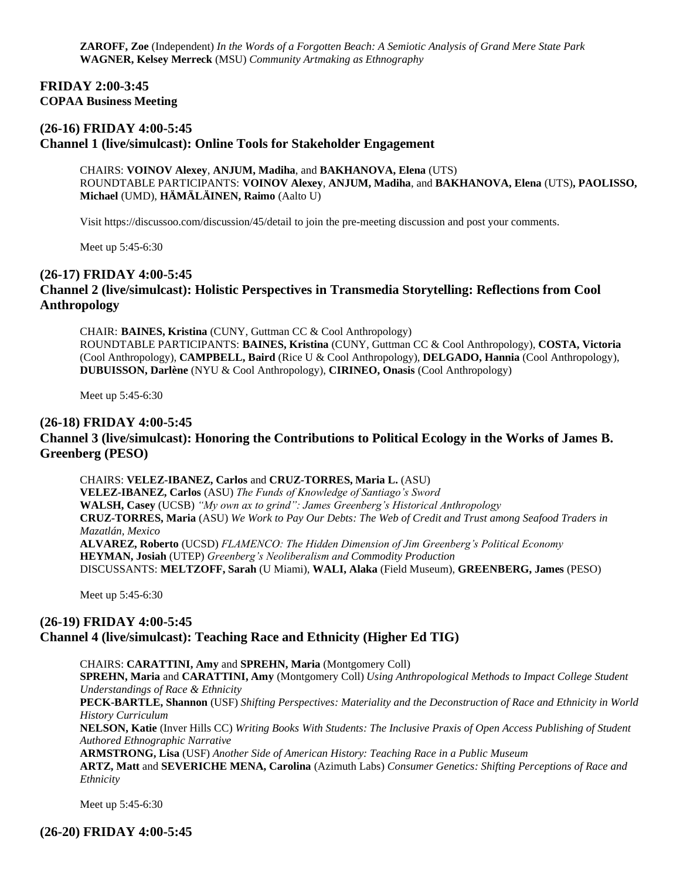**ZAROFF, Zoe** (Independent) *In the Words of a Forgotten Beach: A Semiotic Analysis of Grand Mere State Park*
**WAGNER, Kelsey Merreck** (MSU) *Community Artmaking as Ethnography*

**FRIDAY 2:00-3:45**
**COPAA Business Meeting**

## (26-16) FRIDAY 4:00-5:45
## Channel 1 (live/simulcast): Online Tools for Stakeholder Engagement

CHAIRS: **VOINOV Alexey**, **ANJUM, Madiha**, and **BAKHANOVA, Elena** (UTS)
ROUNDTABLE PARTICIPANTS: **VOINOV Alexey**, **ANJUM, Madiha**, and **BAKHANOVA, Elena** (UTS), **PAOLISSO, Michael** (UMD), **HÄMÄLÄINEN, Raimo** (Aalto U)

Visit https://discussoo.com/discussion/45/detail to join the pre-meeting discussion and post your comments.

Meet up 5:45-6:30

## (26-17) FRIDAY 4:00-5:45
## Channel 2 (live/simulcast): Holistic Perspectives in Transmedia Storytelling: Reflections from Cool Anthropology

CHAIR: **BAINES, Kristina** (CUNY, Guttman CC & Cool Anthropology)
ROUNDTABLE PARTICIPANTS: **BAINES, Kristina** (CUNY, Guttman CC & Cool Anthropology), **COSTA, Victoria** (Cool Anthropology), **CAMPBELL, Baird** (Rice U & Cool Anthropology), **DELGADO, Hannia** (Cool Anthropology), **DUBUISSON, Darlène** (NYU & Cool Anthropology), **CIRINEO, Onasis** (Cool Anthropology)

Meet up 5:45-6:30

## (26-18) FRIDAY 4:00-5:45
## Channel 3 (live/simulcast): Honoring the Contributions to Political Ecology in the Works of James B. Greenberg (PESO)

CHAIRS: **VELEZ-IBANEZ, Carlos** and **CRUZ-TORRES, Maria L.** (ASU)
**VELEZ-IBANEZ, Carlos** (ASU) *The Funds of Knowledge of Santiago's Sword*
**WALSH, Casey** (UCSB) *"My own ax to grind": James Greenberg's Historical Anthropology*
**CRUZ-TORRES, Maria** (ASU) *We Work to Pay Our Debts: The Web of Credit and Trust among Seafood Traders in Mazatlán, Mexico*
**ALVAREZ, Roberto** (UCSD) *FLAMENCO: The Hidden Dimension of Jim Greenberg's Political Economy*
**HEYMAN, Josiah** (UTEP) *Greenberg's Neoliberalism and Commodity Production*
DISCUSSANTS: **MELTZOFF, Sarah** (U Miami), **WALI, Alaka** (Field Museum), **GREENBERG, James** (PESO)

Meet up 5:45-6:30

## (26-19) FRIDAY 4:00-5:45
## Channel 4 (live/simulcast): Teaching Race and Ethnicity (Higher Ed TIG)

CHAIRS: **CARATTINI, Amy** and **SPREHN, Maria** (Montgomery Coll)
**SPREHN, Maria** and **CARATTINI, Amy** (Montgomery Coll) *Using Anthropological Methods to Impact College Student Understandings of Race & Ethnicity*
**PECK-BARTLE, Shannon** (USF) *Shifting Perspectives: Materiality and the Deconstruction of Race and Ethnicity in World History Curriculum*
**NELSON, Katie** (Inver Hills CC) *Writing Books With Students: The Inclusive Praxis of Open Access Publishing of Student Authored Ethnographic Narrative*
**ARMSTRONG, Lisa** (USF) *Another Side of American History: Teaching Race in a Public Museum*
**ARTZ, Matt** and **SEVERICHE MENA, Carolina** (Azimuth Labs) *Consumer Genetics: Shifting Perceptions of Race and Ethnicity*

Meet up 5:45-6:30

## (26-20) FRIDAY 4:00-5:45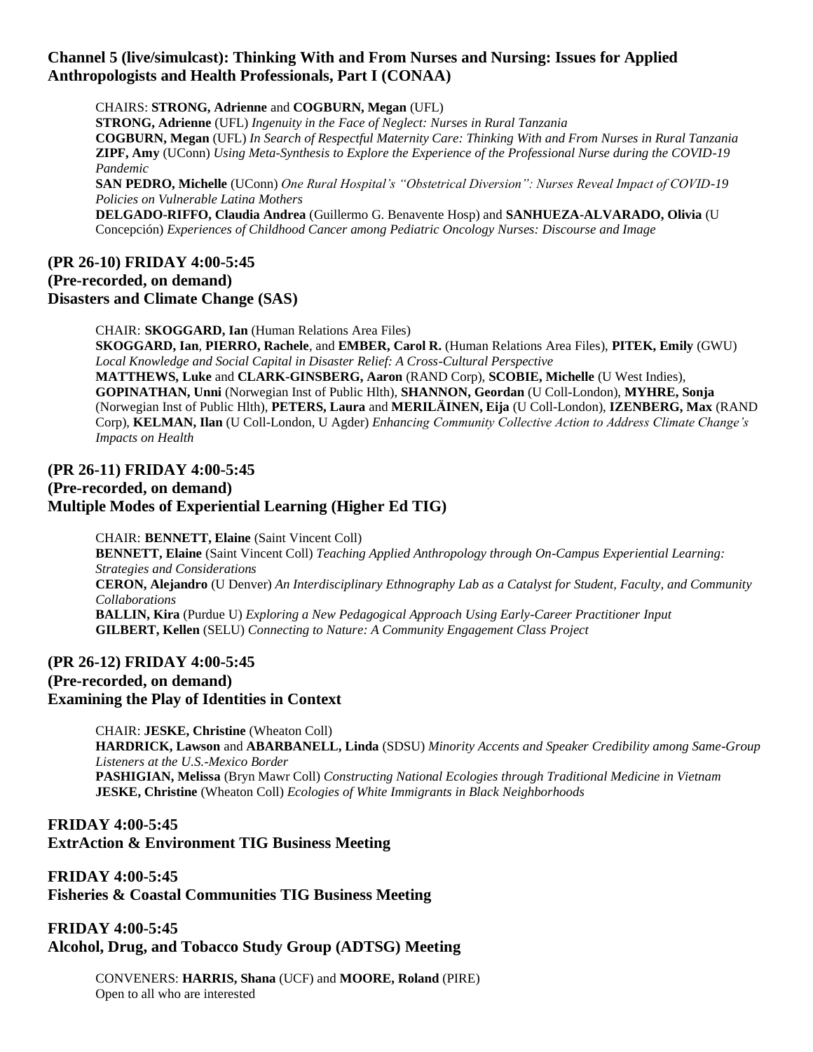### Channel 5 (live/simulcast): Thinking With and From Nurses and Nursing: Issues for Applied Anthropologists and Health Professionals, Part I (CONAA)

CHAIRS: **STRONG, Adrienne** and **COGBURN, Megan** (UFL)
**STRONG, Adrienne** (UFL) *Ingenuity in the Face of Neglect: Nurses in Rural Tanzania*
**COGBURN, Megan** (UFL) *In Search of Respectful Maternity Care: Thinking With and From Nurses in Rural Tanzania*
**ZIPF, Amy** (UConn) *Using Meta-Synthesis to Explore the Experience of the Professional Nurse during the COVID-19 Pandemic*
**SAN PEDRO, Michelle** (UConn) *One Rural Hospital's "Obstetrical Diversion": Nurses Reveal Impact of COVID-19 Policies on Vulnerable Latina Mothers*
**DELGADO-RIFFO, Claudia Andrea** (Guillermo G. Benavente Hosp) and **SANHUEZA-ALVARADO, Olivia** (U Concepción) *Experiences of Childhood Cancer among Pediatric Oncology Nurses: Discourse and Image*

### (PR 26-10) FRIDAY 4:00-5:45
### (Pre-recorded, on demand)
### Disasters and Climate Change (SAS)

CHAIR: **SKOGGARD, Ian** (Human Relations Area Files)
**SKOGGARD, Ian**, **PIERRO, Rachele**, and **EMBER, Carol R.** (Human Relations Area Files), **PITEK, Emily** (GWU) *Local Knowledge and Social Capital in Disaster Relief: A Cross-Cultural Perspective*
**MATTHEWS, Luke** and **CLARK-GINSBERG, Aaron** (RAND Corp), **SCOBIE, Michelle** (U West Indies), **GOPINATHAN, Unni** (Norwegian Inst of Public Hlth), **SHANNON, Geordan** (U Coll-London), **MYHRE, Sonja** (Norwegian Inst of Public Hlth), **PETERS, Laura** and **MERILÄINEN, Eija** (U Coll-London), **IZENBERG, Max** (RAND Corp), **KELMAN, Ilan** (U Coll-London, U Agder) *Enhancing Community Collective Action to Address Climate Change's Impacts on Health*

### (PR 26-11) FRIDAY 4:00-5:45
### (Pre-recorded, on demand)
### Multiple Modes of Experiential Learning (Higher Ed TIG)

CHAIR: **BENNETT, Elaine** (Saint Vincent Coll)
**BENNETT, Elaine** (Saint Vincent Coll) *Teaching Applied Anthropology through On-Campus Experiential Learning: Strategies and Considerations*
**CERON, Alejandro** (U Denver) *An Interdisciplinary Ethnography Lab as a Catalyst for Student, Faculty, and Community Collaborations*
**BALLIN, Kira** (Purdue U) *Exploring a New Pedagogical Approach Using Early-Career Practitioner Input*
**GILBERT, Kellen** (SELU) *Connecting to Nature: A Community Engagement Class Project*

### (PR 26-12) FRIDAY 4:00-5:45
### (Pre-recorded, on demand)
### Examining the Play of Identities in Context

CHAIR: **JESKE, Christine** (Wheaton Coll)
**HARDRICK, Lawson** and **ABARBANELL, Linda** (SDSU) *Minority Accents and Speaker Credibility among Same-Group Listeners at the U.S.-Mexico Border*
**PASHIGIAN, Melissa** (Bryn Mawr Coll) *Constructing National Ecologies through Traditional Medicine in Vietnam*
**JESKE, Christine** (Wheaton Coll) *Ecologies of White Immigrants in Black Neighborhoods*

### FRIDAY 4:00-5:45
### ExtrAction & Environment TIG Business Meeting

### FRIDAY 4:00-5:45
### Fisheries & Coastal Communities TIG Business Meeting

### FRIDAY 4:00-5:45
### Alcohol, Drug, and Tobacco Study Group (ADTSG) Meeting

CONVENERS: **HARRIS, Shana** (UCF) and **MOORE, Roland** (PIRE)
Open to all who are interested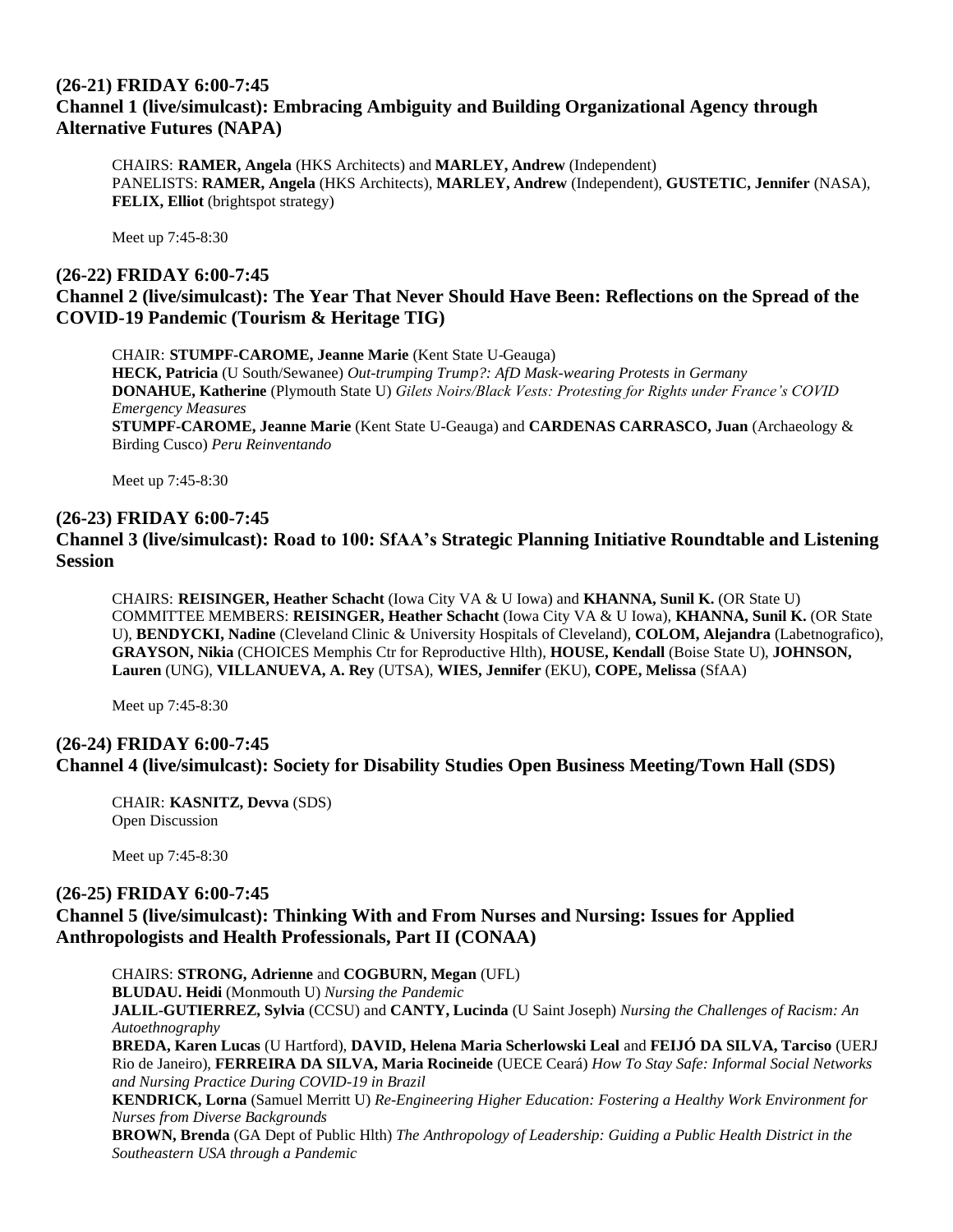## (26-21) FRIDAY 6:00-7:45
## Channel 1 (live/simulcast): Embracing Ambiguity and Building Organizational Agency through Alternative Futures (NAPA)

CHAIRS: **RAMER, Angela** (HKS Architects) and **MARLEY, Andrew** (Independent)
PANELISTS: **RAMER, Angela** (HKS Architects), **MARLEY, Andrew** (Independent), **GUSTETIC, Jennifer** (NASA), **FELIX, Elliot** (brightspot strategy)

Meet up 7:45-8:30

## (26-22) FRIDAY 6:00-7:45
## Channel 2 (live/simulcast): The Year That Never Should Have Been: Reflections on the Spread of the COVID-19 Pandemic (Tourism & Heritage TIG)

CHAIR: **STUMPF-CAROME, Jeanne Marie** (Kent State U-Geauga)
**HECK, Patricia** (U South/Sewanee) *Out-trumping Trump?: AfD Mask-wearing Protests in Germany*
**DONAHUE, Katherine** (Plymouth State U) *Gilets Noirs/Black Vests: Protesting for Rights under France's COVID Emergency Measures*
**STUMPF-CAROME, Jeanne Marie** (Kent State U-Geauga) and **CARDENAS CARRASCO, Juan** (Archaeology & Birding Cusco) *Peru Reinventando*

Meet up 7:45-8:30

## (26-23) FRIDAY 6:00-7:45
## Channel 3 (live/simulcast): Road to 100: SfAA's Strategic Planning Initiative Roundtable and Listening Session

CHAIRS: **REISINGER, Heather Schacht** (Iowa City VA & U Iowa) and **KHANNA, Sunil K.** (OR State U)
COMMITTEE MEMBERS: **REISINGER, Heather Schacht** (Iowa City VA & U Iowa), **KHANNA, Sunil K.** (OR State U), **BENDYCKI, Nadine** (Cleveland Clinic & University Hospitals of Cleveland), **COLOM, Alejandra** (Labetnografico), **GRAYSON, Nikia** (CHOICES Memphis Ctr for Reproductive Hlth), **HOUSE, Kendall** (Boise State U), **JOHNSON, Lauren** (UNG), **VILLANUEVA, A. Rey** (UTSA), **WIES, Jennifer** (EKU), **COPE, Melissa** (SfAA)

Meet up 7:45-8:30

## (26-24) FRIDAY 6:00-7:45
## Channel 4 (live/simulcast): Society for Disability Studies Open Business Meeting/Town Hall (SDS)

CHAIR: **KASNITZ, Devva** (SDS)
Open Discussion

Meet up 7:45-8:30

## (26-25) FRIDAY 6:00-7:45
## Channel 5 (live/simulcast): Thinking With and From Nurses and Nursing: Issues for Applied Anthropologists and Health Professionals, Part II (CONAA)

CHAIRS: **STRONG, Adrienne** and **COGBURN, Megan** (UFL)
**BLUDAU. Heidi** (Monmouth U) *Nursing the Pandemic*
**JALIL-GUTIERREZ, Sylvia** (CCSU) and **CANTY, Lucinda** (U Saint Joseph) *Nursing the Challenges of Racism: An Autoethnography*
**BREDA, Karen Lucas** (U Hartford), **DAVID, Helena Maria Scherlowski Leal** and **FEIJÓ DA SILVA, Tarciso** (UERJ Rio de Janeiro), **FERREIRA DA SILVA, Maria Rocineide** (UECE Ceará) *How To Stay Safe: Informal Social Networks and Nursing Practice During COVID-19 in Brazil*
**KENDRICK, Lorna** (Samuel Merritt U) *Re-Engineering Higher Education: Fostering a Healthy Work Environment for Nurses from Diverse Backgrounds*
**BROWN, Brenda** (GA Dept of Public Hlth) *The Anthropology of Leadership: Guiding a Public Health District in the Southeastern USA through a Pandemic*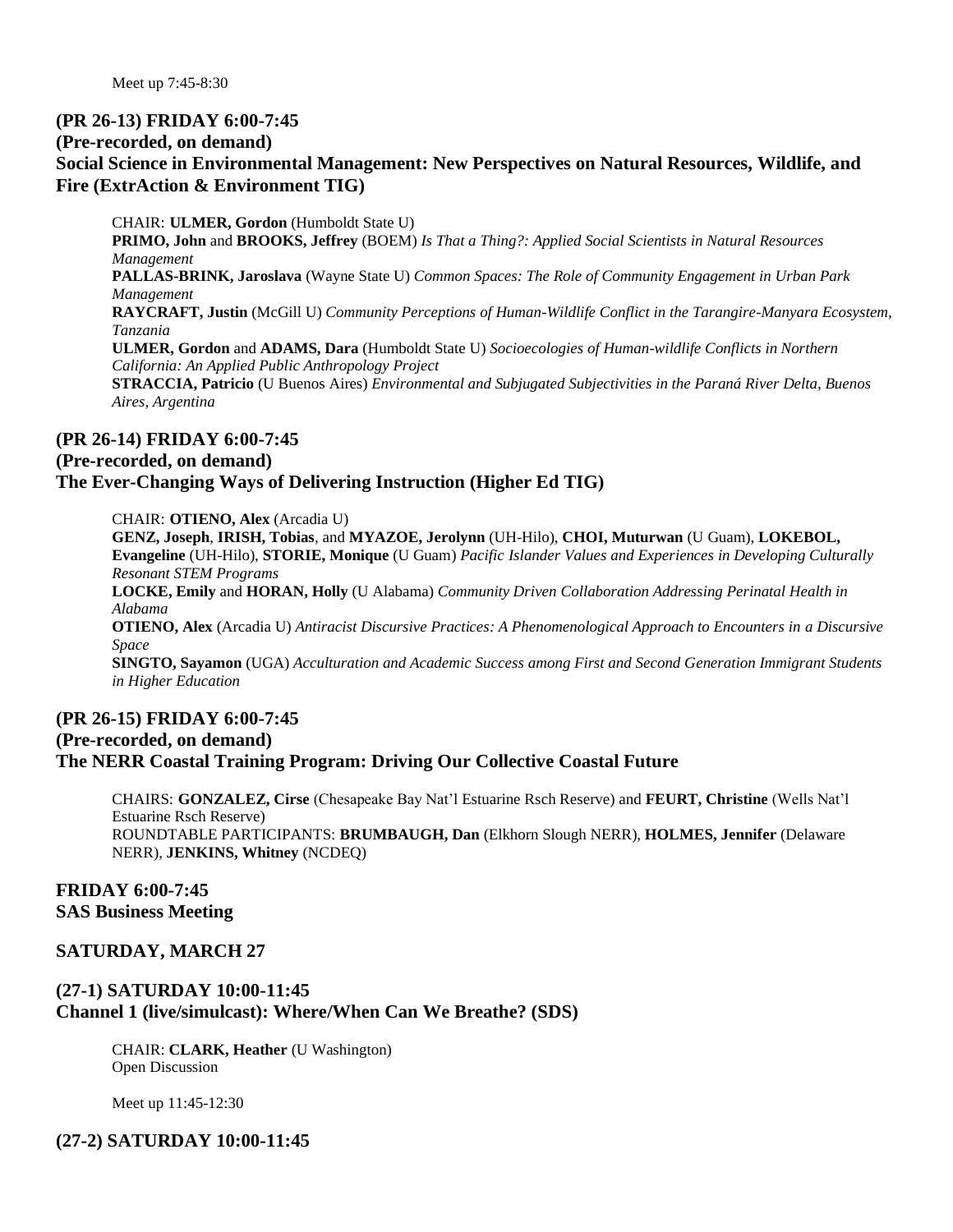Meet up 7:45-8:30

### (PR 26-13) FRIDAY 6:00-7:45
### (Pre-recorded, on demand)
### Social Science in Environmental Management: New Perspectives on Natural Resources, Wildlife, and Fire (ExtrAction & Environment TIG)

CHAIR: **ULMER, Gordon** (Humboldt State U)
**PRIMO, John** and **BROOKS, Jeffrey** (BOEM) *Is That a Thing?: Applied Social Scientists in Natural Resources Management*
**PALLAS-BRINK, Jaroslava** (Wayne State U) *Common Spaces: The Role of Community Engagement in Urban Park Management*
**RAYCRAFT, Justin** (McGill U) *Community Perceptions of Human-Wildlife Conflict in the Tarangire-Manyara Ecosystem, Tanzania*
**ULMER, Gordon** and **ADAMS, Dara** (Humboldt State U) *Socioecologies of Human-wildlife Conflicts in Northern California: An Applied Public Anthropology Project*
**STRACCIA, Patricio** (U Buenos Aires) *Environmental and Subjugated Subjectivities in the Paraná River Delta, Buenos Aires, Argentina*

### (PR 26-14) FRIDAY 6:00-7:45
### (Pre-recorded, on demand)
### The Ever-Changing Ways of Delivering Instruction (Higher Ed TIG)

CHAIR: **OTIENO, Alex** (Arcadia U)
**GENZ, Joseph**, **IRISH, Tobias**, and **MYAZOE, Jerolynn** (UH-Hilo), **CHOI, Muturwan** (U Guam), **LOKEBOL, Evangeline** (UH-Hilo), **STORIE, Monique** (U Guam) *Pacific Islander Values and Experiences in Developing Culturally Resonant STEM Programs*
**LOCKE, Emily** and **HORAN, Holly** (U Alabama) *Community Driven Collaboration Addressing Perinatal Health in Alabama*
**OTIENO, Alex** (Arcadia U) *Antiracist Discursive Practices: A Phenomenological Approach to Encounters in a Discursive Space*
**SINGTO, Sayamon** (UGA) *Acculturation and Academic Success among First and Second Generation Immigrant Students in Higher Education*

### (PR 26-15) FRIDAY 6:00-7:45
### (Pre-recorded, on demand)
### The NERR Coastal Training Program: Driving Our Collective Coastal Future

CHAIRS: **GONZALEZ, Cirse** (Chesapeake Bay Nat'l Estuarine Rsch Reserve) and **FEURT, Christine** (Wells Nat'l Estuarine Rsch Reserve)
ROUNDTABLE PARTICIPANTS: **BRUMBAUGH, Dan** (Elkhorn Slough NERR), **HOLMES, Jennifer** (Delaware NERR), **JENKINS, Whitney** (NCDEQ)

### FRIDAY 6:00-7:45
### SAS Business Meeting

## SATURDAY, MARCH 27

### (27-1) SATURDAY 10:00-11:45
### Channel 1 (live/simulcast): Where/When Can We Breathe? (SDS)

CHAIR: **CLARK, Heather** (U Washington)
Open Discussion

Meet up 11:45-12:30

### (27-2) SATURDAY 10:00-11:45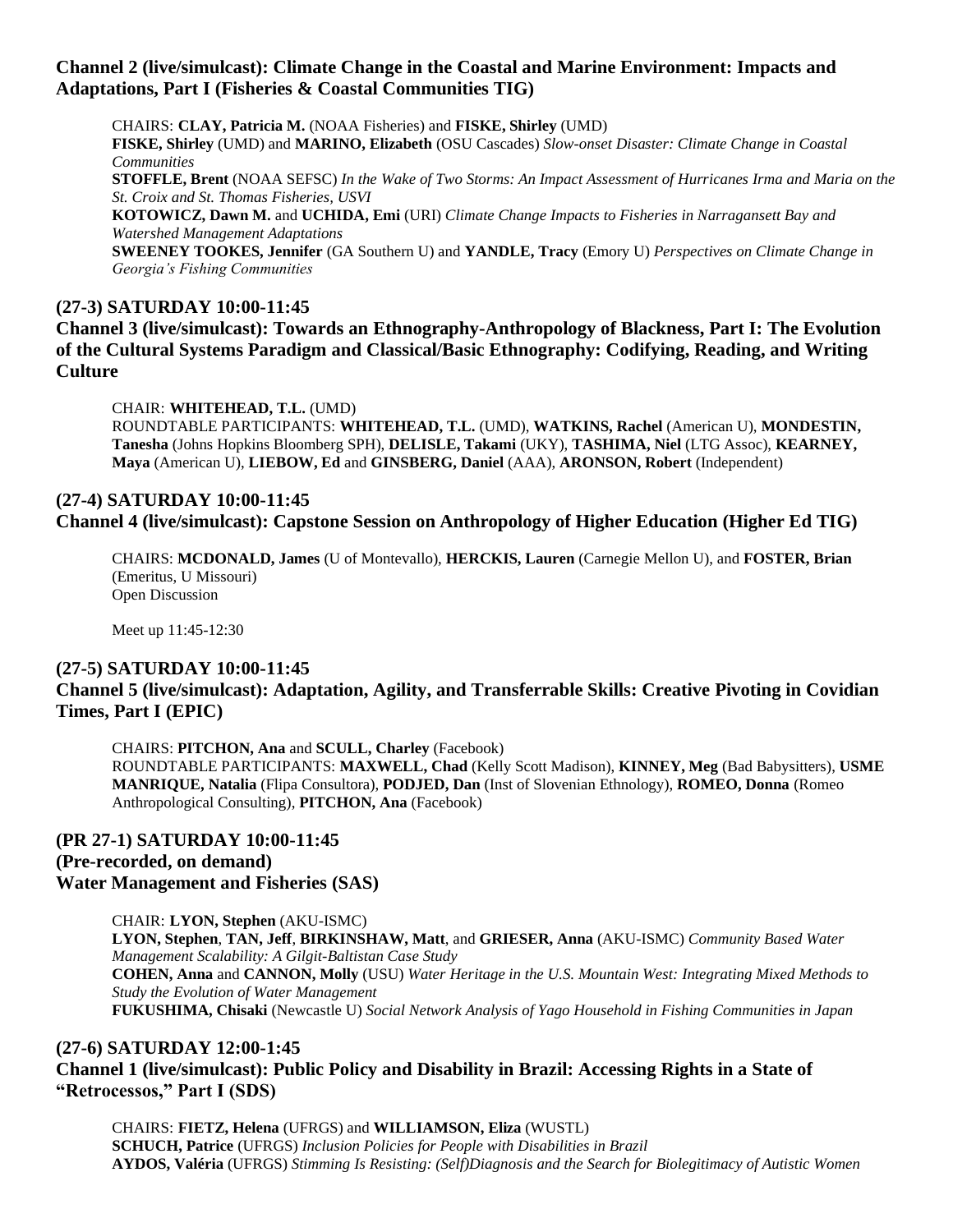**Channel 2 (live/simulcast): Climate Change in the Coastal and Marine Environment: Impacts and Adaptations, Part I (Fisheries & Coastal Communities TIG)**

CHAIRS: **CLAY, Patricia M.** (NOAA Fisheries) and **FISKE, Shirley** (UMD)
**FISKE, Shirley** (UMD) and **MARINO, Elizabeth** (OSU Cascades) *Slow-onset Disaster: Climate Change in Coastal Communities*
**STOFFLE, Brent** (NOAA SEFSC) *In the Wake of Two Storms: An Impact Assessment of Hurricanes Irma and Maria on the St. Croix and St. Thomas Fisheries, USVI*
**KOTOWICZ, Dawn M.** and **UCHIDA, Emi** (URI) *Climate Change Impacts to Fisheries in Narragansett Bay and Watershed Management Adaptations*
**SWEENEY TOOKES, Jennifer** (GA Southern U) and **YANDLE, Tracy** (Emory U) *Perspectives on Climate Change in Georgia's Fishing Communities*

**(27-3) SATURDAY 10:00-11:45**
**Channel 3 (live/simulcast): Towards an Ethnography-Anthropology of Blackness, Part I: The Evolution of the Cultural Systems Paradigm and Classical/Basic Ethnography: Codifying, Reading, and Writing Culture**

CHAIR: **WHITEHEAD, T.L.** (UMD)
ROUNDTABLE PARTICIPANTS: **WHITEHEAD, T.L.** (UMD), **WATKINS, Rachel** (American U), **MONDESTIN, Tanesha** (Johns Hopkins Bloomberg SPH), **DELISLE, Takami** (UKY), **TASHIMA, Niel** (LTG Assoc), **KEARNEY, Maya** (American U), **LIEBOW, Ed** and **GINSBERG, Daniel** (AAA), **ARONSON, Robert** (Independent)

**(27-4) SATURDAY 10:00-11:45**
**Channel 4 (live/simulcast): Capstone Session on Anthropology of Higher Education (Higher Ed TIG)**

CHAIRS: **MCDONALD, James** (U of Montevallo), **HERCKIS, Lauren** (Carnegie Mellon U), and **FOSTER, Brian** (Emeritus, U Missouri)
Open Discussion

Meet up 11:45-12:30

**(27-5) SATURDAY 10:00-11:45**
**Channel 5 (live/simulcast): Adaptation, Agility, and Transferrable Skills: Creative Pivoting in Covidian Times, Part I (EPIC)**

CHAIRS: **PITCHON, Ana** and **SCULL, Charley** (Facebook)
ROUNDTABLE PARTICIPANTS: **MAXWELL, Chad** (Kelly Scott Madison), **KINNEY, Meg** (Bad Babysitters), **USME MANRIQUE, Natalia** (Flipa Consultora), **PODJED, Dan** (Inst of Slovenian Ethnology), **ROMEO, Donna** (Romeo Anthropological Consulting), **PITCHON, Ana** (Facebook)

**(PR 27-1) SATURDAY 10:00-11:45**
**(Pre-recorded, on demand)**
**Water Management and Fisheries (SAS)**

CHAIR: **LYON, Stephen** (AKU-ISMC)
**LYON, Stephen**, **TAN, Jeff**, **BIRKINSHAW, Matt**, and **GRIESER, Anna** (AKU-ISMC) *Community Based Water Management Scalability: A Gilgit-Baltistan Case Study*
**COHEN, Anna** and **CANNON, Molly** (USU) *Water Heritage in the U.S. Mountain West: Integrating Mixed Methods to Study the Evolution of Water Management*
**FUKUSHIMA, Chisaki** (Newcastle U) *Social Network Analysis of Yago Household in Fishing Communities in Japan*

**(27-6) SATURDAY 12:00-1:45**
**Channel 1 (live/simulcast): Public Policy and Disability in Brazil: Accessing Rights in a State of "Retrocessos," Part I (SDS)**

CHAIRS: **FIETZ, Helena** (UFRGS) and **WILLIAMSON, Eliza** (WUSTL)
**SCHUCH, Patrice** (UFRGS) *Inclusion Policies for People with Disabilities in Brazil*
**AYDOS, Valéria** (UFRGS) *Stimming Is Resisting: (Self)Diagnosis and the Search for Biolegitimacy of Autistic Women*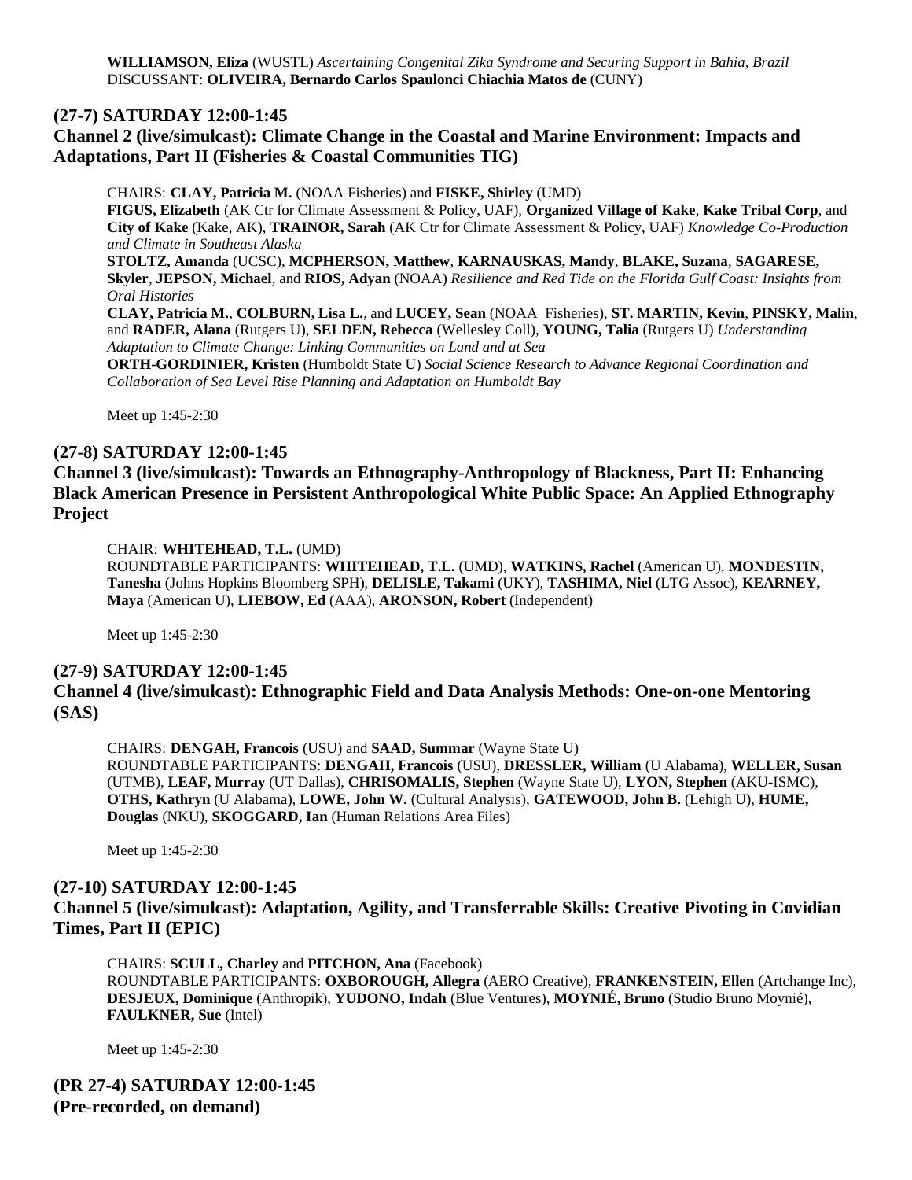**WILLIAMSON, Eliza** (WUSTL) *Ascertaining Congenital Zika Syndrome and Securing Support in Bahia, Brazil*
DISCUSSANT: **OLIVEIRA, Bernardo Carlos Spaulonci Chiachia Matos de** (CUNY)

### (27-7) SATURDAY 12:00-1:45
### Channel 2 (live/simulcast): Climate Change in the Coastal and Marine Environment: Impacts and Adaptations, Part II (Fisheries & Coastal Communities TIG)

CHAIRS: **CLAY, Patricia M.** (NOAA Fisheries) and **FISKE, Shirley** (UMD)
**FIGUS, Elizabeth** (AK Ctr for Climate Assessment & Policy, UAF), **Organized Village of Kake**, **Kake Tribal Corp**, and **City of Kake** (Kake, AK), **TRAINOR, Sarah** (AK Ctr for Climate Assessment & Policy, UAF) *Knowledge Co-Production and Climate in Southeast Alaska*
**STOLTZ, Amanda** (UCSC), **MCPHERSON, Matthew**, **KARNAUSKAS, Mandy**, **BLAKE, Suzana**, **SAGARESE, Skyler**, **JEPSON, Michael**, and **RIOS, Adyan** (NOAA) *Resilience and Red Tide on the Florida Gulf Coast: Insights from Oral Histories*
**CLAY, Patricia M.**, **COLBURN, Lisa L.**, and **LUCEY, Sean** (NOAA Fisheries), **ST. MARTIN, Kevin**, **PINSKY, Malin**, and **RADER, Alana** (Rutgers U), **SELDEN, Rebecca** (Wellesley Coll), **YOUNG, Talia** (Rutgers U) *Understanding Adaptation to Climate Change: Linking Communities on Land and at Sea*
**ORTH-GORDINIER, Kristen** (Humboldt State U) *Social Science Research to Advance Regional Coordination and Collaboration of Sea Level Rise Planning and Adaptation on Humboldt Bay*

Meet up 1:45-2:30

### (27-8) SATURDAY 12:00-1:45
### Channel 3 (live/simulcast): Towards an Ethnography-Anthropology of Blackness, Part II: Enhancing Black American Presence in Persistent Anthropological White Public Space: An Applied Ethnography Project

CHAIR: **WHITEHEAD, T.L.** (UMD)
ROUNDTABLE PARTICIPANTS: **WHITEHEAD, T.L.** (UMD), **WATKINS, Rachel** (American U), **MONDESTIN, Tanesha** (Johns Hopkins Bloomberg SPH), **DELISLE, Takami** (UKY), **TASHIMA, Niel** (LTG Assoc), **KEARNEY, Maya** (American U), **LIEBOW, Ed** (AAA), **ARONSON, Robert** (Independent)

Meet up 1:45-2:30

### (27-9) SATURDAY 12:00-1:45
### Channel 4 (live/simulcast): Ethnographic Field and Data Analysis Methods: One-on-one Mentoring (SAS)

CHAIRS: **DENGAH, Francois** (USU) and **SAAD, Summar** (Wayne State U)
ROUNDTABLE PARTICIPANTS: **DENGAH, Francois** (USU), **DRESSLER, William** (U Alabama), **WELLER, Susan** (UTMB), **LEAF, Murray** (UT Dallas), **CHRISOMALIS, Stephen** (Wayne State U), **LYON, Stephen** (AKU-ISMC), **OTHS, Kathryn** (U Alabama), **LOWE, John W.** (Cultural Analysis), **GATEWOOD, John B.** (Lehigh U), **HUME, Douglas** (NKU), **SKOGGARD, Ian** (Human Relations Area Files)

Meet up 1:45-2:30

### (27-10) SATURDAY 12:00-1:45
### Channel 5 (live/simulcast): Adaptation, Agility, and Transferrable Skills: Creative Pivoting in Covidian Times, Part II (EPIC)

CHAIRS: **SCULL, Charley** and **PITCHON, Ana** (Facebook)
ROUNDTABLE PARTICIPANTS: **OXBOROUGH, Allegra** (AERO Creative), **FRANKENSTEIN, Ellen** (Artchange Inc), **DESJEUX, Dominique** (Anthropik), **YUDONO, Indah** (Blue Ventures), **MOYNIÉ, Bruno** (Studio Bruno Moynié), **FAULKNER, Sue** (Intel)

Meet up 1:45-2:30

### (PR 27-4) SATURDAY 12:00-1:45
### (Pre-recorded, on demand)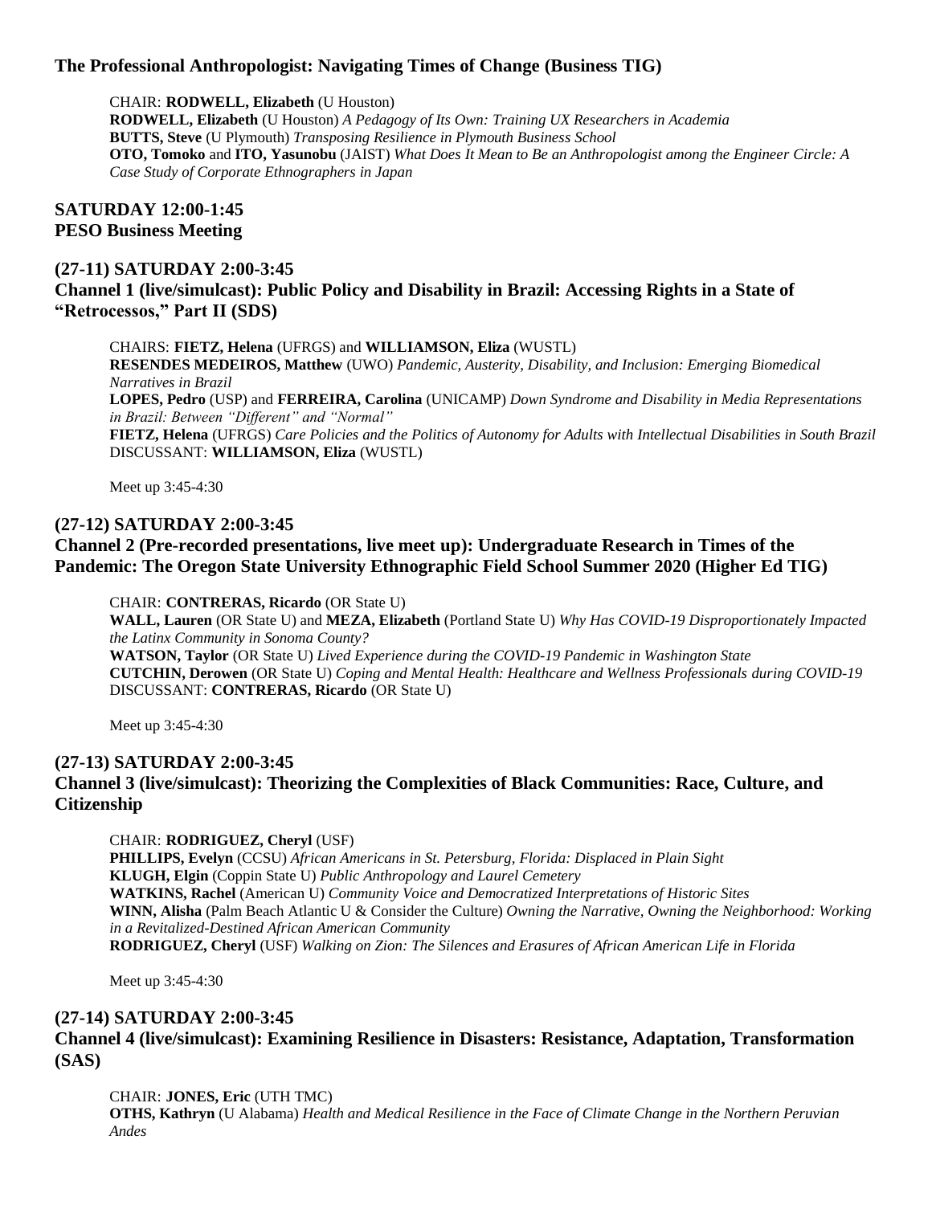**The Professional Anthropologist: Navigating Times of Change (Business TIG)**

CHAIR: **RODWELL, Elizabeth** (U Houston)
**RODWELL, Elizabeth** (U Houston) *A Pedagogy of Its Own: Training UX Researchers in Academia*
**BUTTS, Steve** (U Plymouth) *Transposing Resilience in Plymouth Business School*
**OTO, Tomoko** and **ITO, Yasunobu** (JAIST) *What Does It Mean to Be an Anthropologist among the Engineer Circle: A Case Study of Corporate Ethnographers in Japan*

**SATURDAY 12:00-1:45**
**PESO Business Meeting**

**(27-11) SATURDAY 2:00-3:45**
**Channel 1 (live/simulcast): Public Policy and Disability in Brazil: Accessing Rights in a State of "Retrocessos," Part II (SDS)**

CHAIRS: **FIETZ, Helena** (UFRGS) and **WILLIAMSON, Eliza** (WUSTL)
**RESENDES MEDEIROS, Matthew** (UWO) *Pandemic, Austerity, Disability, and Inclusion: Emerging Biomedical Narratives in Brazil*
**LOPES, Pedro** (USP) and **FERREIRA, Carolina** (UNICAMP) *Down Syndrome and Disability in Media Representations in Brazil: Between "Different" and "Normal"*
**FIETZ, Helena** (UFRGS) *Care Policies and the Politics of Autonomy for Adults with Intellectual Disabilities in South Brazil*
DISCUSSANT: **WILLIAMSON, Eliza** (WUSTL)

Meet up 3:45-4:30

**(27-12) SATURDAY 2:00-3:45**
**Channel 2 (Pre-recorded presentations, live meet up): Undergraduate Research in Times of the Pandemic: The Oregon State University Ethnographic Field School Summer 2020 (Higher Ed TIG)**

CHAIR: **CONTRERAS, Ricardo** (OR State U)
**WALL, Lauren** (OR State U) and **MEZA, Elizabeth** (Portland State U) *Why Has COVID-19 Disproportionately Impacted the Latinx Community in Sonoma County?*
**WATSON, Taylor** (OR State U) *Lived Experience during the COVID-19 Pandemic in Washington State*
**CUTCHIN, Derowen** (OR State U) *Coping and Mental Health: Healthcare and Wellness Professionals during COVID-19*
DISCUSSANT: **CONTRERAS, Ricardo** (OR State U)

Meet up 3:45-4:30

**(27-13) SATURDAY 2:00-3:45**
**Channel 3 (live/simulcast): Theorizing the Complexities of Black Communities: Race, Culture, and Citizenship**

CHAIR: **RODRIGUEZ, Cheryl** (USF)
**PHILLIPS, Evelyn** (CCSU) *African Americans in St. Petersburg, Florida: Displaced in Plain Sight*
**KLUGH, Elgin** (Coppin State U) *Public Anthropology and Laurel Cemetery*
**WATKINS, Rachel** (American U) *Community Voice and Democratized Interpretations of Historic Sites*
**WINN, Alisha** (Palm Beach Atlantic U & Consider the Culture) *Owning the Narrative, Owning the Neighborhood: Working in a Revitalized-Destined African American Community*
**RODRIGUEZ, Cheryl** (USF) *Walking on Zion: The Silences and Erasures of African American Life in Florida*

Meet up 3:45-4:30

**(27-14) SATURDAY 2:00-3:45**
**Channel 4 (live/simulcast): Examining Resilience in Disasters: Resistance, Adaptation, Transformation (SAS)**

CHAIR: **JONES, Eric** (UTH TMC)
**OTHS, Kathryn** (U Alabama) *Health and Medical Resilience in the Face of Climate Change in the Northern Peruvian Andes*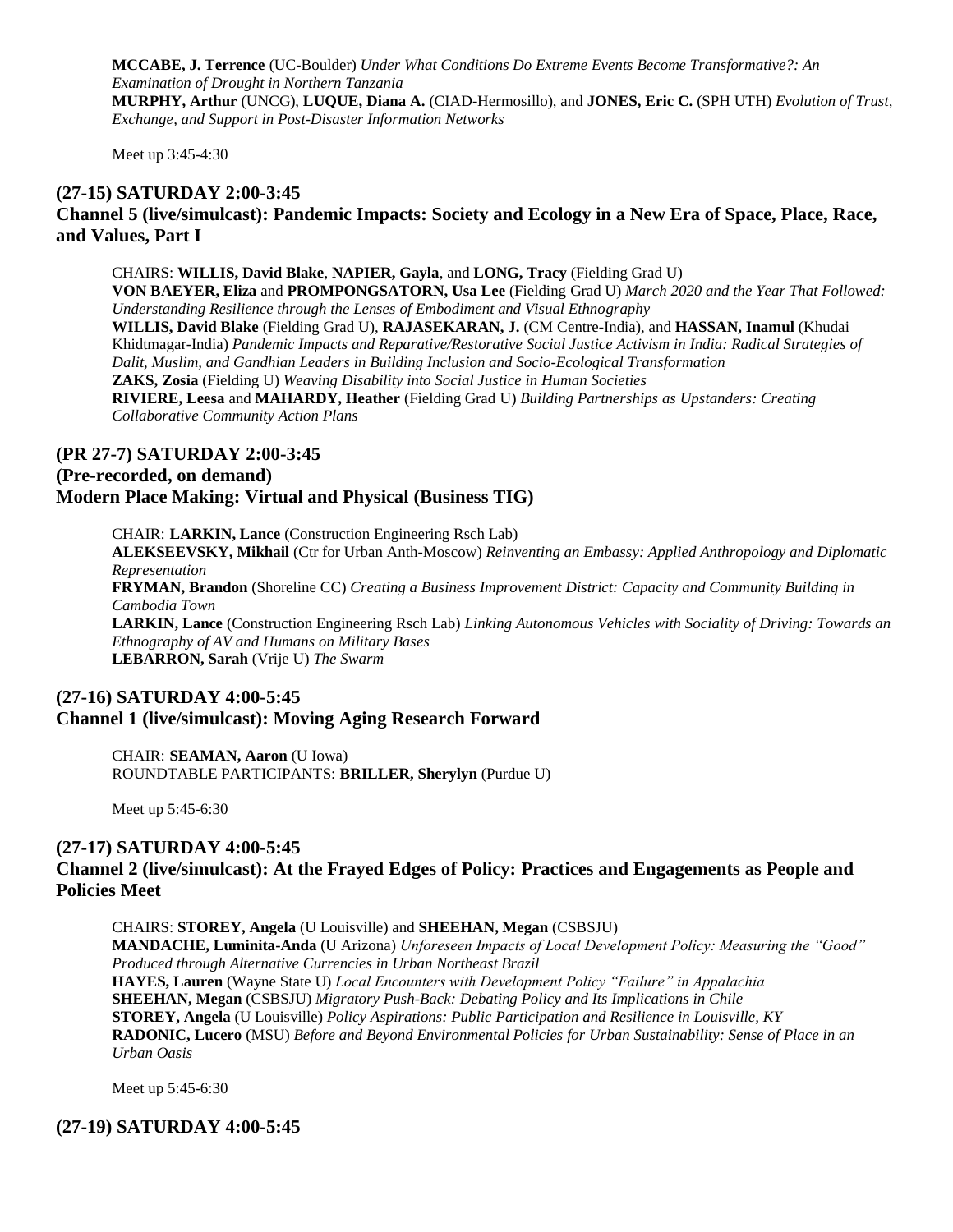**MCCABE, J. Terrence** (UC-Boulder) *Under What Conditions Do Extreme Events Become Transformative?: An Examination of Drought in Northern Tanzania*
**MURPHY, Arthur** (UNCG), **LUQUE, Diana A.** (CIAD-Hermosillo), and **JONES, Eric C.** (SPH UTH) *Evolution of Trust, Exchange, and Support in Post-Disaster Information Networks*

Meet up 3:45-4:30

### (27-15) SATURDAY 2:00-3:45
### Channel 5 (live/simulcast): Pandemic Impacts: Society and Ecology in a New Era of Space, Place, Race, and Values, Part I

CHAIRS: **WILLIS, David Blake**, **NAPIER, Gayla**, and **LONG, Tracy** (Fielding Grad U)
**VON BAEYER, Eliza** and **PROMPONGSATORN, Usa Lee** (Fielding Grad U) *March 2020 and the Year That Followed: Understanding Resilience through the Lenses of Embodiment and Visual Ethnography*
**WILLIS, David Blake** (Fielding Grad U), **RAJASEKARAN, J.** (CM Centre-India), and **HASSAN, Inamul** (Khudai Khidtmagar-India) *Pandemic Impacts and Reparative/Restorative Social Justice Activism in India: Radical Strategies of Dalit, Muslim, and Gandhian Leaders in Building Inclusion and Socio-Ecological Transformation*
**ZAKS, Zosia** (Fielding U) *Weaving Disability into Social Justice in Human Societies*
**RIVIERE, Leesa** and **MAHARDY, Heather** (Fielding Grad U) *Building Partnerships as Upstanders: Creating Collaborative Community Action Plans*

### (PR 27-7) SATURDAY 2:00-3:45
### (Pre-recorded, on demand)
### Modern Place Making: Virtual and Physical (Business TIG)

CHAIR: **LARKIN, Lance** (Construction Engineering Rsch Lab)
**ALEKSEEVSKY, Mikhail** (Ctr for Urban Anth-Moscow) *Reinventing an Embassy: Applied Anthropology and Diplomatic Representation*
**FRYMAN, Brandon** (Shoreline CC) *Creating a Business Improvement District: Capacity and Community Building in Cambodia Town*
**LARKIN, Lance** (Construction Engineering Rsch Lab) *Linking Autonomous Vehicles with Sociality of Driving: Towards an Ethnography of AV and Humans on Military Bases*
**LEBARRON, Sarah** (Vrije U) *The Swarm*

### (27-16) SATURDAY 4:00-5:45
### Channel 1 (live/simulcast): Moving Aging Research Forward

CHAIR: **SEAMAN, Aaron** (U Iowa)
ROUNDTABLE PARTICIPANTS: **BRILLER, Sherylyn** (Purdue U)

Meet up 5:45-6:30

### (27-17) SATURDAY 4:00-5:45
### Channel 2 (live/simulcast): At the Frayed Edges of Policy: Practices and Engagements as People and Policies Meet

CHAIRS: **STOREY, Angela** (U Louisville) and **SHEEHAN, Megan** (CSBSJU)
**MANDACHE, Luminita-Anda** (U Arizona) *Unforeseen Impacts of Local Development Policy: Measuring the "Good" Produced through Alternative Currencies in Urban Northeast Brazil*
**HAYES, Lauren** (Wayne State U) *Local Encounters with Development Policy "Failure" in Appalachia*
**SHEEHAN, Megan** (CSBSJU) *Migratory Push-Back: Debating Policy and Its Implications in Chile*
**STOREY, Angela** (U Louisville) *Policy Aspirations: Public Participation and Resilience in Louisville, KY*
**RADONIC, Lucero** (MSU) *Before and Beyond Environmental Policies for Urban Sustainability: Sense of Place in an Urban Oasis*

Meet up 5:45-6:30

### (27-19) SATURDAY 4:00-5:45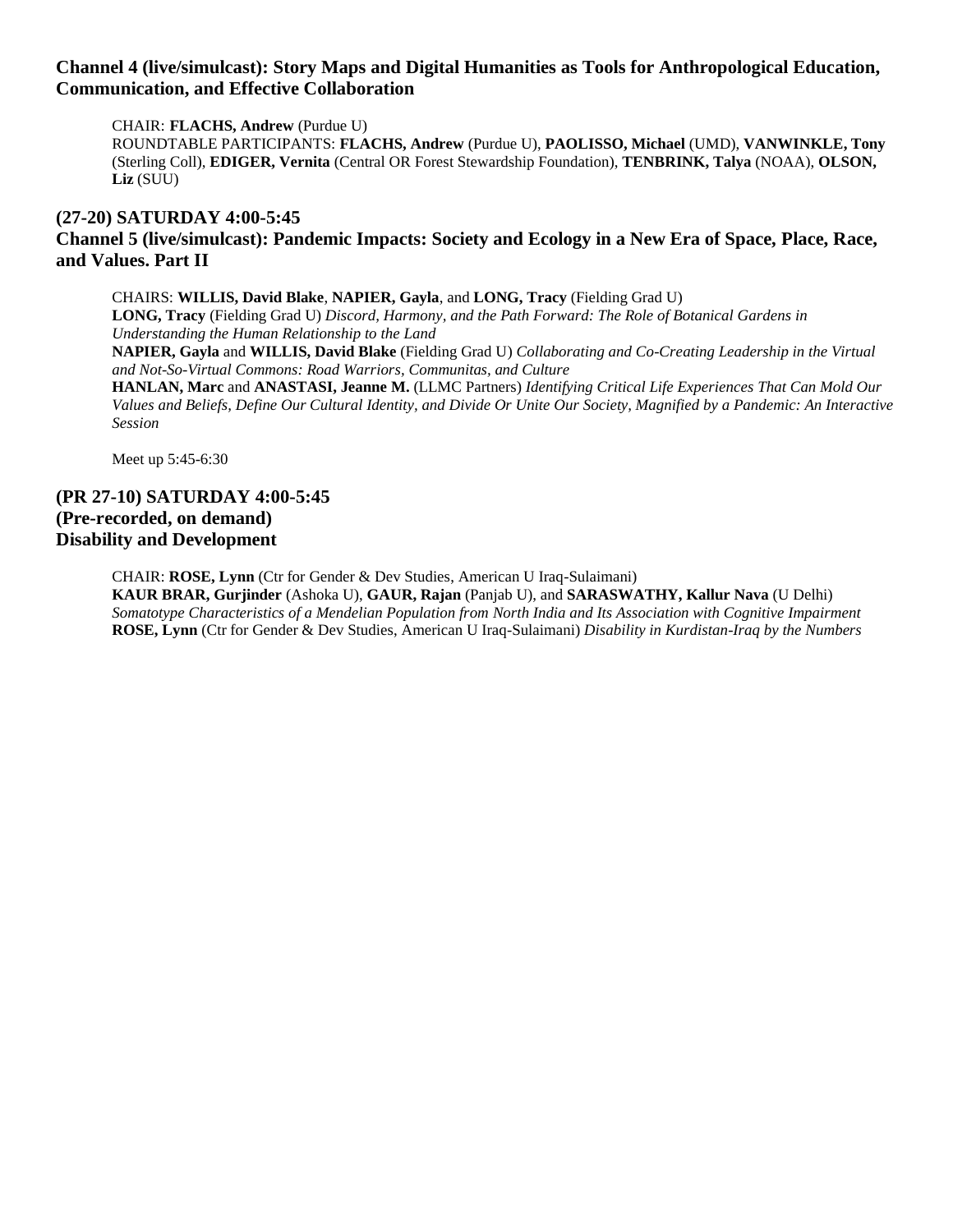### Channel 4 (live/simulcast): Story Maps and Digital Humanities as Tools for Anthropological Education, Communication, and Effective Collaboration

CHAIR: **FLACHS, Andrew** (Purdue U)
ROUNDTABLE PARTICIPANTS: **FLACHS, Andrew** (Purdue U), **PAOLISSO, Michael** (UMD), **VANWINKLE, Tony** (Sterling Coll), **EDIGER, Vernita** (Central OR Forest Stewardship Foundation), **TENBRINK, Talya** (NOAA), **OLSON, Liz** (SUU)

### (27-20) SATURDAY 4:00-5:45
### Channel 5 (live/simulcast): Pandemic Impacts: Society and Ecology in a New Era of Space, Place, Race, and Values. Part II

CHAIRS: **WILLIS, David Blake**, **NAPIER, Gayla**, and **LONG, Tracy** (Fielding Grad U)
**LONG, Tracy** (Fielding Grad U) *Discord, Harmony, and the Path Forward: The Role of Botanical Gardens in Understanding the Human Relationship to the Land*
**NAPIER, Gayla** and **WILLIS, David Blake** (Fielding Grad U) *Collaborating and Co-Creating Leadership in the Virtual and Not-So-Virtual Commons: Road Warriors, Communitas, and Culture*
**HANLAN, Marc** and **ANASTASI, Jeanne M.** (LLMC Partners) *Identifying Critical Life Experiences That Can Mold Our Values and Beliefs, Define Our Cultural Identity, and Divide Or Unite Our Society, Magnified by a Pandemic: An Interactive Session*

Meet up 5:45-6:30

### (PR 27-10) SATURDAY 4:00-5:45
### (Pre-recorded, on demand)
### Disability and Development

CHAIR: **ROSE, Lynn** (Ctr for Gender & Dev Studies, American U Iraq-Sulaimani)
**KAUR BRAR, Gurjinder** (Ashoka U), **GAUR, Rajan** (Panjab U), and **SARASWATHY, Kallur Nava** (U Delhi) *Somatotype Characteristics of a Mendelian Population from North India and Its Association with Cognitive Impairment*
**ROSE, Lynn** (Ctr for Gender & Dev Studies, American U Iraq-Sulaimani) *Disability in Kurdistan-Iraq by the Numbers*